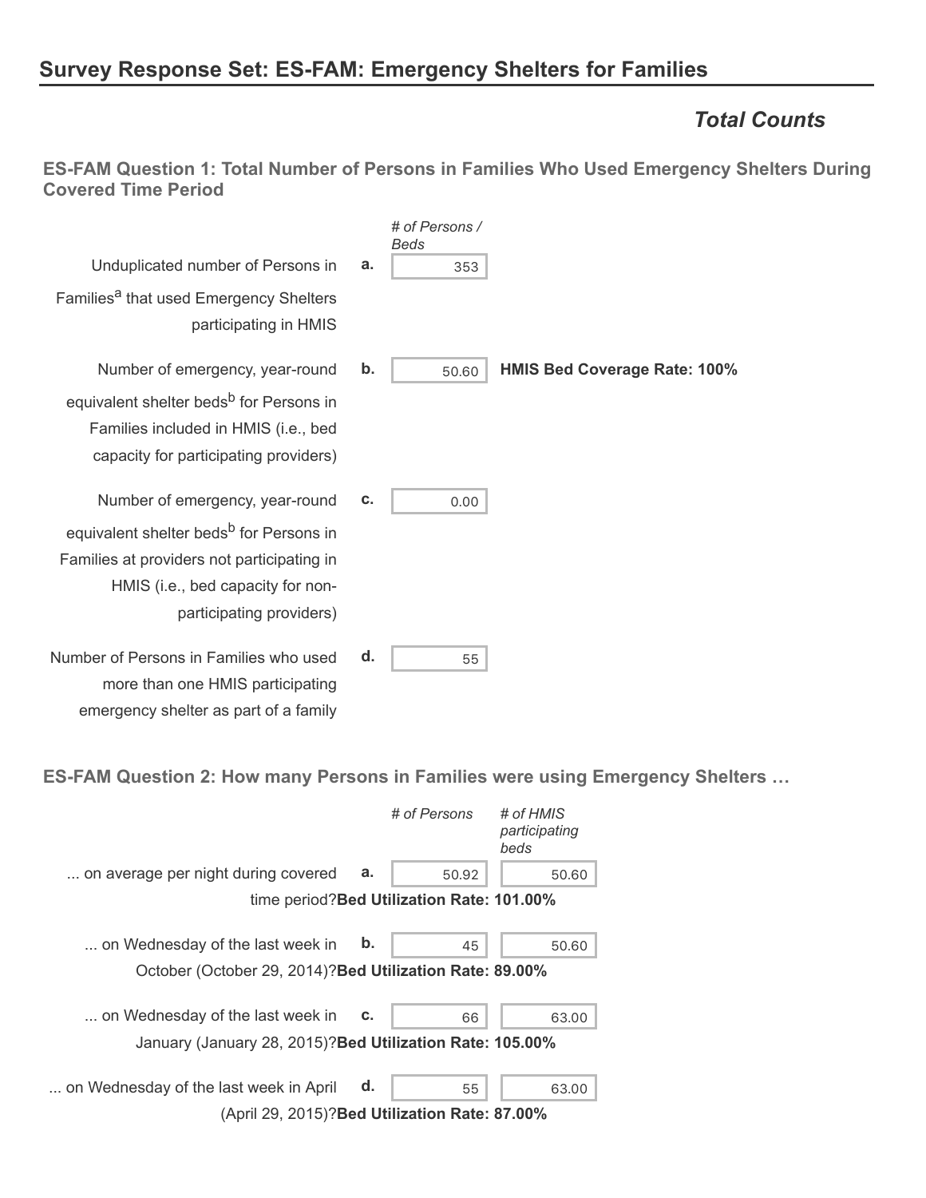## Survey Response Set: ES-FAM: Emergency Shelters for Families

### *Total Counts*

#### ES-FAM Question 1: Total Number of Persons in Families Who Used Emergency Shelters During Covered Time Period

| | | *# of Persons / Beds* | |
|---|---|---|---|
| Unduplicated number of Persons in Families[a] that used Emergency Shelters participating in HMIS | **a.** | 353 | |
| Number of emergency, year-round equivalent shelter beds[b] for Persons in Families included in HMIS (i.e., bed capacity for participating providers) | **b.** | 50.60 | **HMIS Bed Coverage Rate: 100%** |
| Number of emergency, year-round equivalent shelter beds[b] for Persons in Families at providers not participating in HMIS (i.e., bed capacity for non-participating providers) | **c.** | 0.00 | |
| Number of Persons in Families who used more than one HMIS participating emergency shelter as part of a family | **d.** | 55 | |

#### ES-FAM Question 2: How many Persons in Families were using Emergency Shelters …

| | | *# of Persons* | *# of HMIS participating beds* |
|---|---|---|---|
| ... on average per night during covered time period? **Bed Utilization Rate: 101.00%** | **a.** | 50.92 | 50.60 |
| ... on Wednesday of the last week in October (October 29, 2014)? **Bed Utilization Rate: 89.00%** | **b.** | 45 | 50.60 |
| ... on Wednesday of the last week in January (January 28, 2015)? **Bed Utilization Rate: 105.00%** | **c.** | 66 | 63.00 |
| ... on Wednesday of the last week in April (April 29, 2015)? **Bed Utilization Rate: 87.00%** | **d.** | 55 | 63.00 |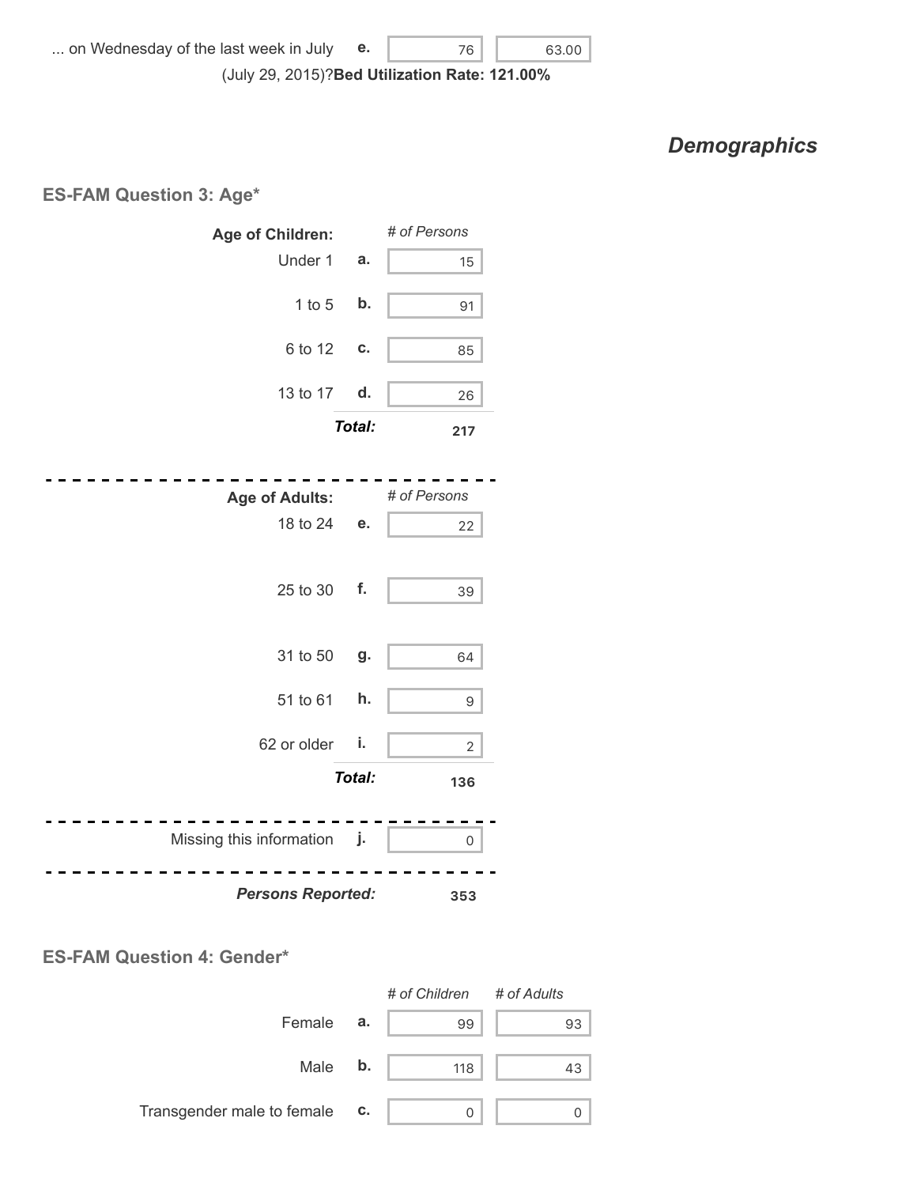| | | | |
|---|---|---|---|
| ... on Wednesday of the last week in July (July 29, 2015)? | e. | 76 | 63.00 |

**Bed Utilization Rate: 121.00%**

## *Demographics*

### ES-FAM Question 3: Age*

| **Age of Children:** | | *# of Persons* |
|---|---|---|
| Under 1 | a. | 15 |
| 1 to 5 | b. | 91 |
| 6 to 12 | c. | 85 |
| 13 to 17 | d. | 26 |
| | ***Total:*** | **217** |

| **Age of Adults:** | | *# of Persons* |
|---|---|---|
| 18 to 24 | e. | 22 |
| 25 to 30 | f. | 39 |
| 31 to 50 | g. | 64 |
| 51 to 61 | h. | 9 |
| 62 or older | i. | 2 |
| | ***Total:*** | **136** |

| | | |
|---|---|---|
| Missing this information | j. | 0 |
| ***Persons Reported:*** | | **353** |

### ES-FAM Question 4: Gender*

| | | *# of Children* | *# of Adults* |
|---|---|---|---|
| Female | a. | 99 | 93 |
| Male | b. | 118 | 43 |
| Transgender male to female | c. | 0 | 0 |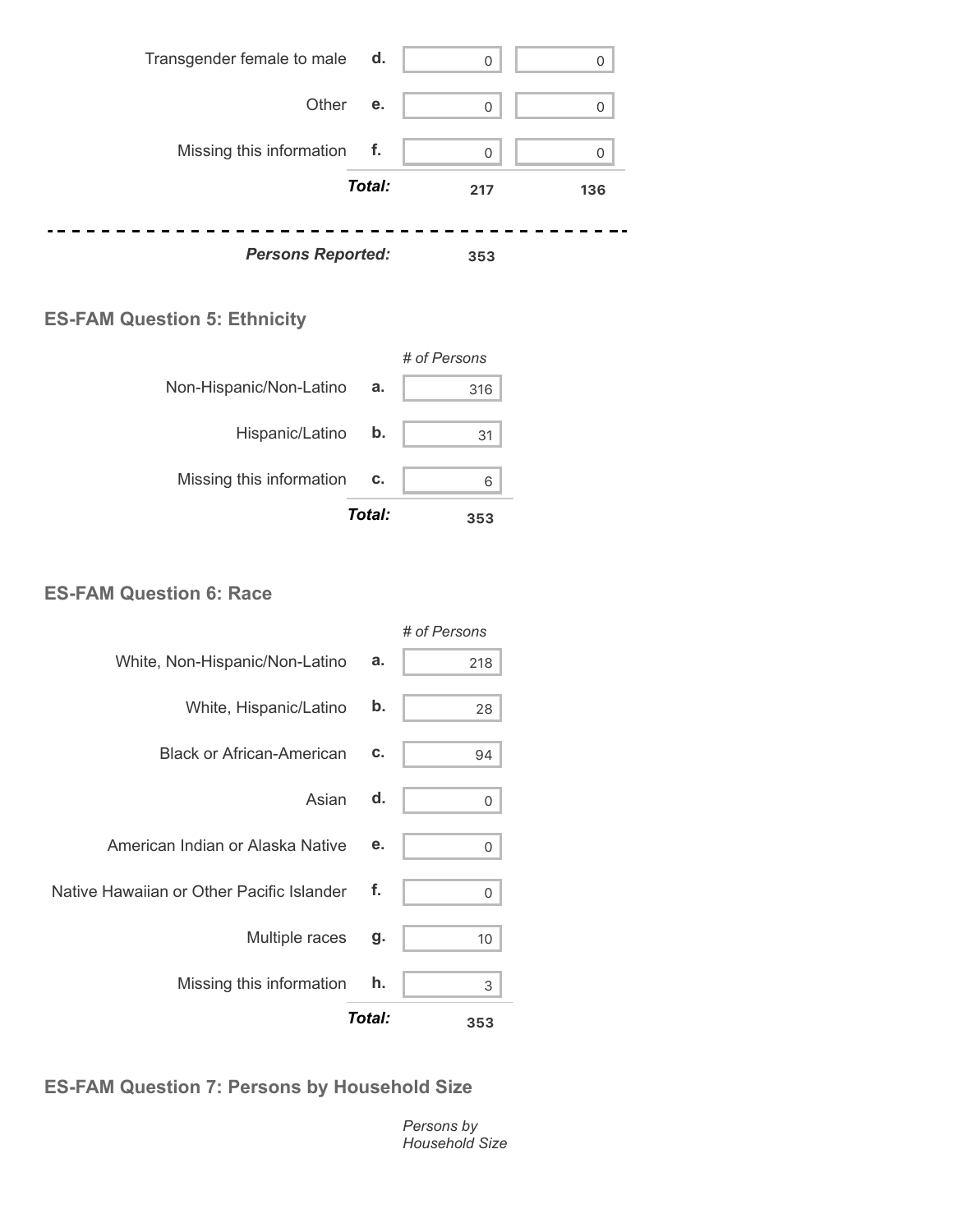| | | | |
|---|---|---|---|
| Transgender female to male | d. | 0 | 0 |
| Other | e. | 0 | 0 |
| Missing this information | f. | 0 | 0 |
| | ***Total:*** | **217** | **136** |

***Persons Reported:*** **353**

## ES-FAM Question 5: Ethnicity

| | | *# of Persons* |
|---|---|---|
| Non-Hispanic/Non-Latino | a. | 316 |
| Hispanic/Latino | b. | 31 |
| Missing this information | c. | 6 |
| | ***Total:*** | **353** |

## ES-FAM Question 6: Race

| | | *# of Persons* |
|---|---|---|
| White, Non-Hispanic/Non-Latino | a. | 218 |
| White, Hispanic/Latino | b. | 28 |
| Black or African-American | c. | 94 |
| Asian | d. | 0 |
| American Indian or Alaska Native | e. | 0 |
| Native Hawaiian or Other Pacific Islander | f. | 0 |
| Multiple races | g. | 10 |
| Missing this information | h. | 3 |
| | ***Total:*** | **353** |

## ES-FAM Question 7: Persons by Household Size

*Persons by Household Size*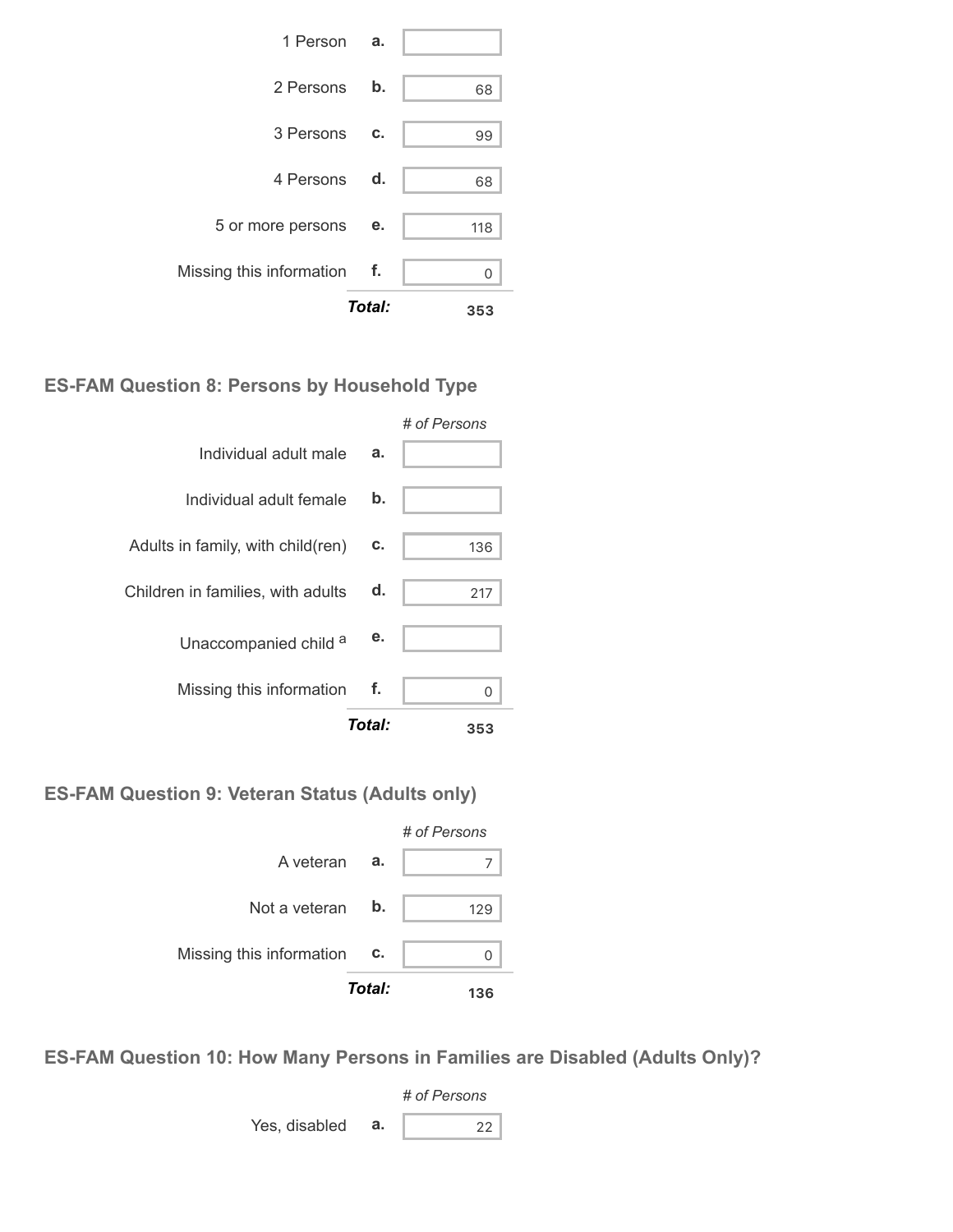| | | |
|---|---|---|
| 1 Person | a. | |
| 2 Persons | b. | 68 |
| 3 Persons | c. | 99 |
| 4 Persons | d. | 68 |
| 5 or more persons | e. | 118 |
| Missing this information | f. | 0 |
| | ***Total:*** | **353** |

### ES-FAM Question 8: Persons by Household Type

| | | *# of Persons* |
|---|---|---|
| Individual adult male | a. | |
| Individual adult female | b. | |
| Adults in family, with child(ren) | c. | 136 |
| Children in families, with adults | d. | 217 |
| Unaccompanied child [a] | e. | |
| Missing this information | f. | 0 |
| | ***Total:*** | **353** |

### ES-FAM Question 9: Veteran Status (Adults only)

| | | *# of Persons* |
|---|---|---|
| A veteran | a. | 7 |
| Not a veteran | b. | 129 |
| Missing this information | c. | 0 |
| | ***Total:*** | **136** |

### ES-FAM Question 10: How Many Persons in Families are Disabled (Adults Only)?

| | | *# of Persons* |
|---|---|---|
| Yes, disabled | a. | 22 |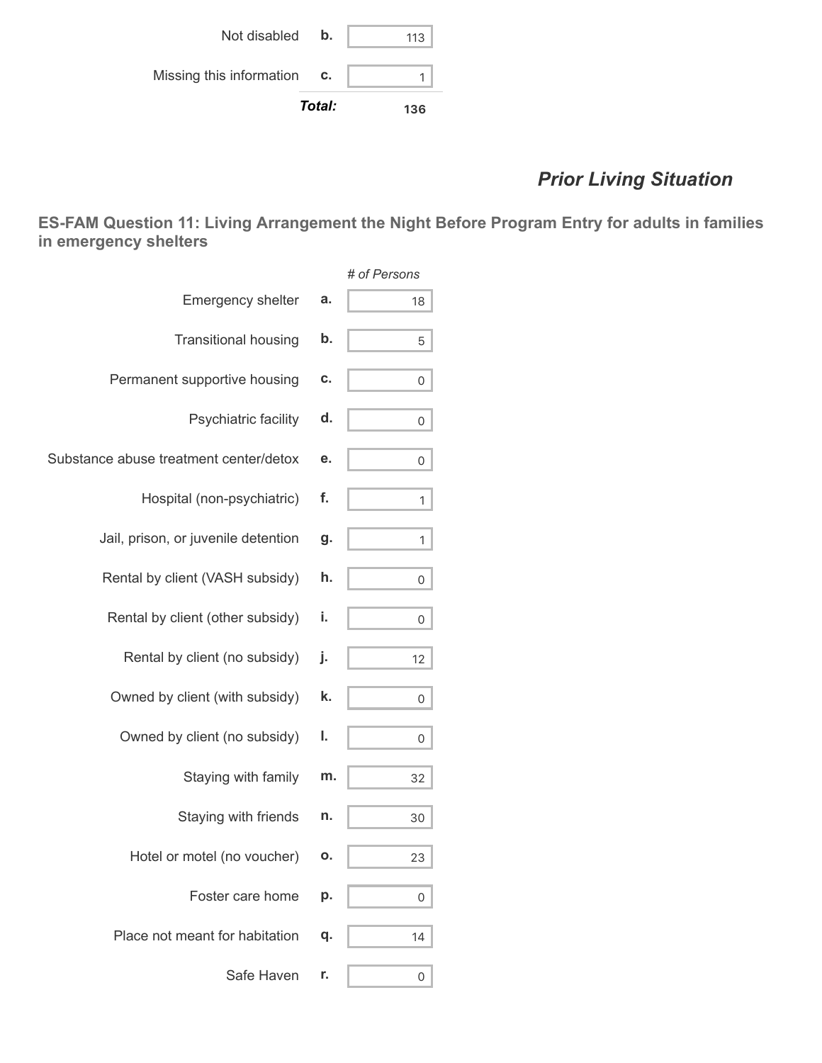| | | |
|---|---|---|
| Not disabled | b. | 113 |
| Missing this information | c. | 1 |
| | ***Total:*** | **136** |

## *Prior Living Situation*

### ES-FAM Question 11: Living Arrangement the Night Before Program Entry for adults in families in emergency shelters

| | | *# of Persons* |
|---|---|---|
| Emergency shelter | a. | 18 |
| Transitional housing | b. | 5 |
| Permanent supportive housing | c. | 0 |
| Psychiatric facility | d. | 0 |
| Substance abuse treatment center/detox | e. | 0 |
| Hospital (non-psychiatric) | f. | 1 |
| Jail, prison, or juvenile detention | g. | 1 |
| Rental by client (VASH subsidy) | h. | 0 |
| Rental by client (other subsidy) | i. | 0 |
| Rental by client (no subsidy) | j. | 12 |
| Owned by client (with subsidy) | k. | 0 |
| Owned by client (no subsidy) | l. | 0 |
| Staying with family | m. | 32 |
| Staying with friends | n. | 30 |
| Hotel or motel (no voucher) | o. | 23 |
| Foster care home | p. | 0 |
| Place not meant for habitation | q. | 14 |
| Safe Haven | r. | 0 |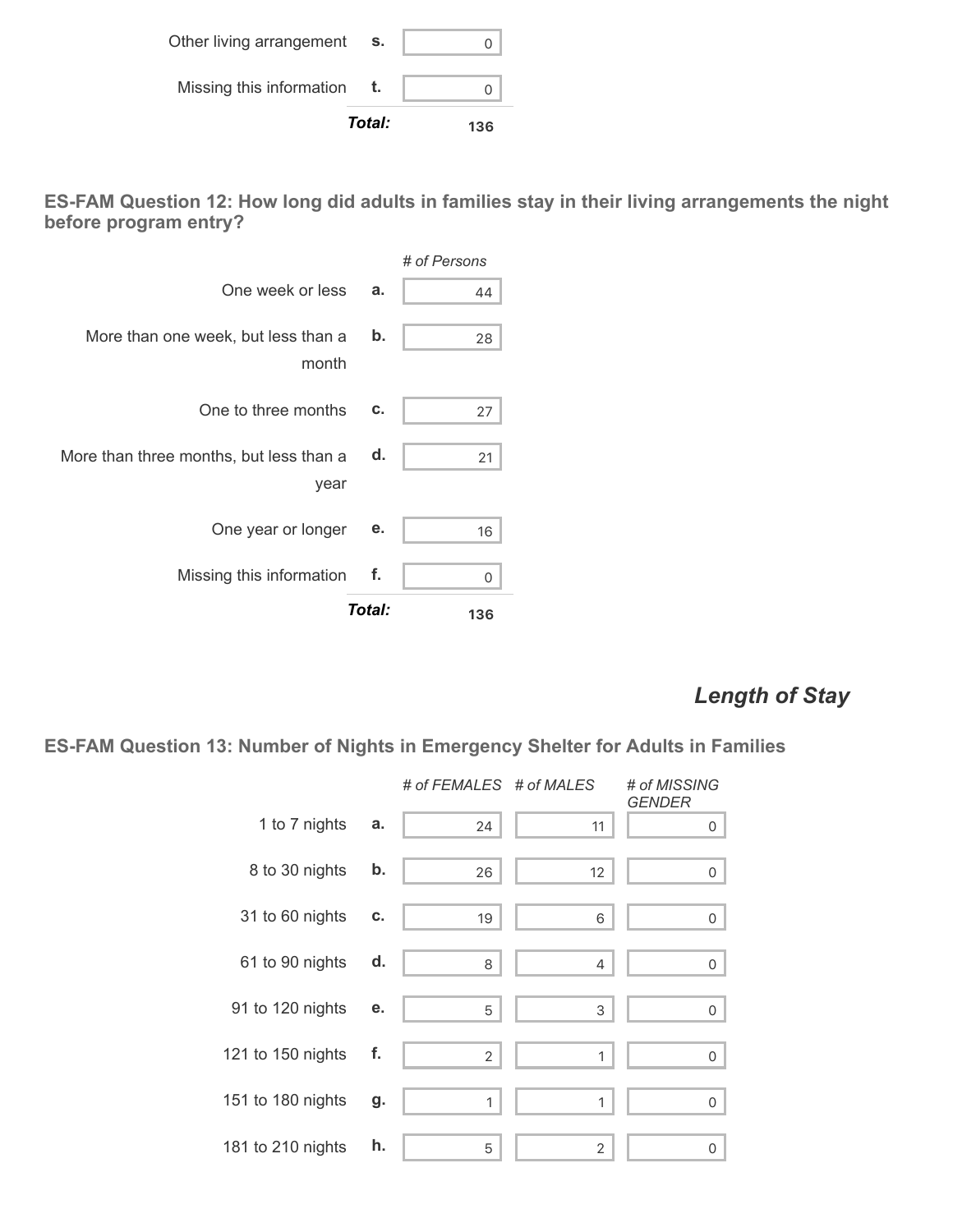| | | |
|---|---|---|
| Other living arrangement | s. | 0 |
| Missing this information | t. | 0 |
| | ***Total:*** | **136** |

### ES-FAM Question 12: How long did adults in families stay in their living arrangements the night before program entry?

| | | *# of Persons* |
|---|---|---|
| One week or less | a. | 44 |
| More than one week, but less than a month | b. | 28 |
| One to three months | c. | 27 |
| More than three months, but less than a year | d. | 21 |
| One year or longer | e. | 16 |
| Missing this information | f. | 0 |
| | ***Total:*** | **136** |

## *Length of Stay*

### ES-FAM Question 13: Number of Nights in Emergency Shelter for Adults in Families

| | | *# of FEMALES* | *# of MALES* | *# of MISSING GENDER* |
|---|---|---|---|---|
| 1 to 7 nights | a. | 24 | 11 | 0 |
| 8 to 30 nights | b. | 26 | 12 | 0 |
| 31 to 60 nights | c. | 19 | 6 | 0 |
| 61 to 90 nights | d. | 8 | 4 | 0 |
| 91 to 120 nights | e. | 5 | 3 | 0 |
| 121 to 150 nights | f. | 2 | 1 | 0 |
| 151 to 180 nights | g. | 1 | 1 | 0 |
| 181 to 210 nights | h. | 5 | 2 | 0 |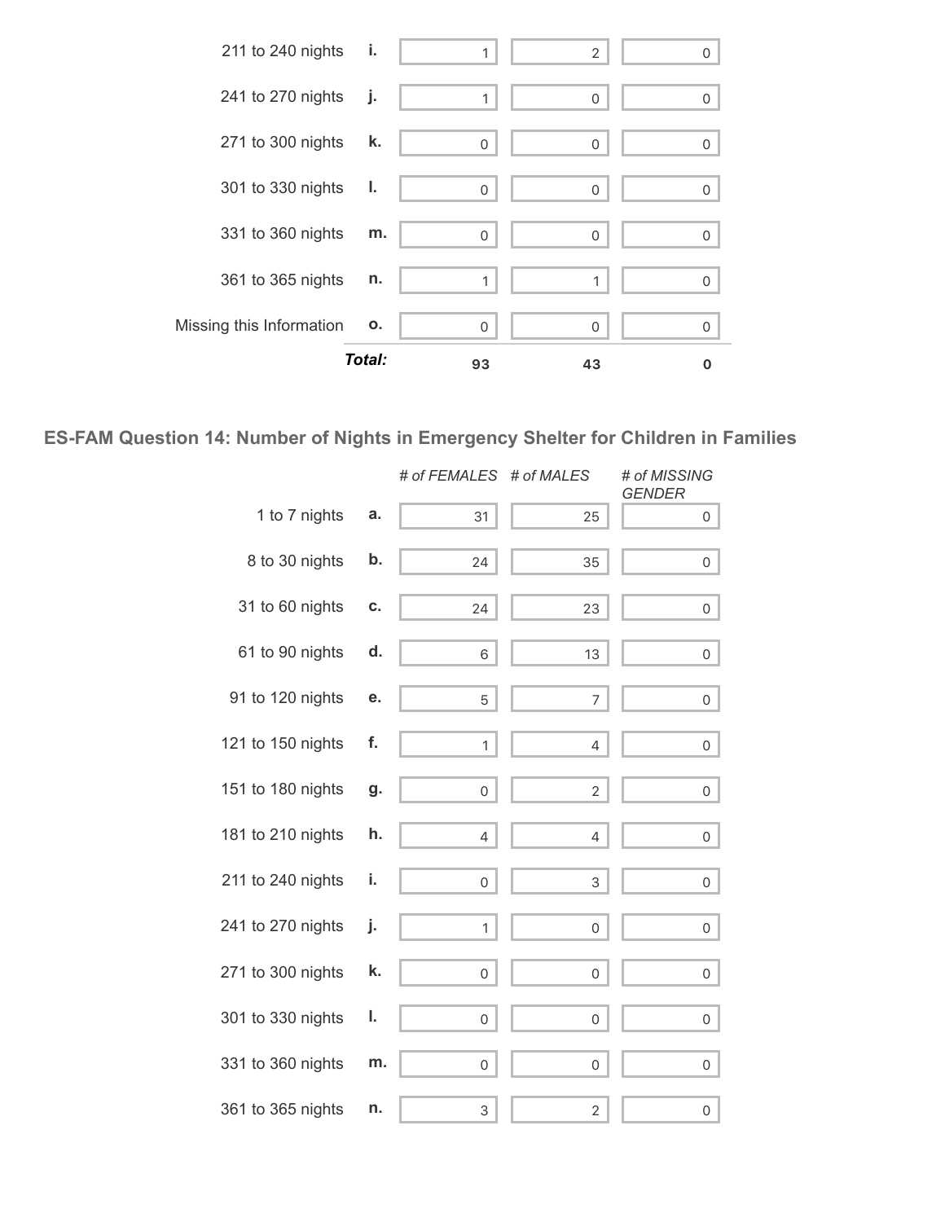| | | | | |
|---|---|---|---|---|
| 211 to 240 nights | i. | 1 | 2 | 0 |
| 241 to 270 nights | j. | 1 | 0 | 0 |
| 271 to 300 nights | k. | 0 | 0 | 0 |
| 301 to 330 nights | l. | 0 | 0 | 0 |
| 331 to 360 nights | m. | 0 | 0 | 0 |
| 361 to 365 nights | n. | 1 | 1 | 0 |
| Missing this Information | o. | 0 | 0 | 0 |
| | ***Total:*** | **93** | **43** | **0** |

## ES-FAM Question 14: Number of Nights in Emergency Shelter for Children in Families

| | | *# of FEMALES* | *# of MALES* | *# of MISSING GENDER* |
|---|---|---|---|---|
| 1 to 7 nights | a. | 31 | 25 | 0 |
| 8 to 30 nights | b. | 24 | 35 | 0 |
| 31 to 60 nights | c. | 24 | 23 | 0 |
| 61 to 90 nights | d. | 6 | 13 | 0 |
| 91 to 120 nights | e. | 5 | 7 | 0 |
| 121 to 150 nights | f. | 1 | 4 | 0 |
| 151 to 180 nights | g. | 0 | 2 | 0 |
| 181 to 210 nights | h. | 4 | 4 | 0 |
| 211 to 240 nights | i. | 0 | 3 | 0 |
| 241 to 270 nights | j. | 1 | 0 | 0 |
| 271 to 300 nights | k. | 0 | 0 | 0 |
| 301 to 330 nights | l. | 0 | 0 | 0 |
| 331 to 360 nights | m. | 0 | 0 | 0 |
| 361 to 365 nights | n. | 3 | 2 | 0 |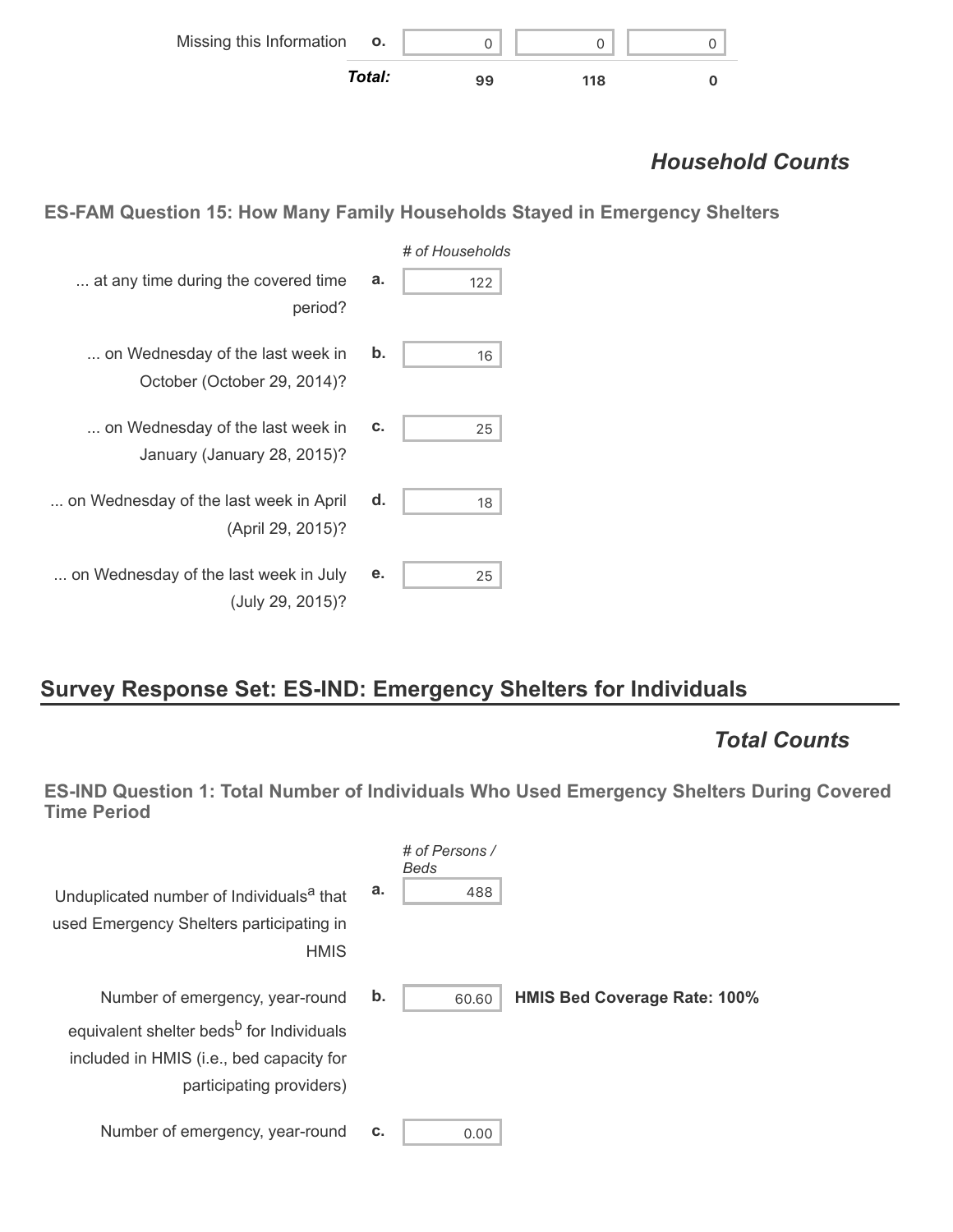| | | | | |
|---|---|---|---|---|
| Missing this Information | o. | 0 | 0 | 0 |
| | ***Total:*** | **99** | **118** | **0** |

## *Household Counts*

### ES-FAM Question 15: How Many Family Households Stayed in Emergency Shelters

| | | *# of Households* |
|---|---|---|
| ... at any time during the covered time period? | a. | 122 |
| ... on Wednesday of the last week in October (October 29, 2014)? | b. | 16 |
| ... on Wednesday of the last week in January (January 28, 2015)? | c. | 25 |
| ... on Wednesday of the last week in April (April 29, 2015)? | d. | 18 |
| ... on Wednesday of the last week in July (July 29, 2015)? | e. | 25 |

## Survey Response Set: ES-IND: Emergency Shelters for Individuals

## *Total Counts*

### ES-IND Question 1: Total Number of Individuals Who Used Emergency Shelters During Covered Time Period

| | | *# of Persons / Beds* | |
|---|---|---|---|
| Unduplicated number of Individuals[a] that used Emergency Shelters participating in HMIS | a. | 488 | |
| Number of emergency, year-round equivalent shelter beds[b] for Individuals included in HMIS (i.e., bed capacity for participating providers) | b. | 60.60 | **HMIS Bed Coverage Rate: 100%** |
| Number of emergency, year-round | c. | 0.00 | |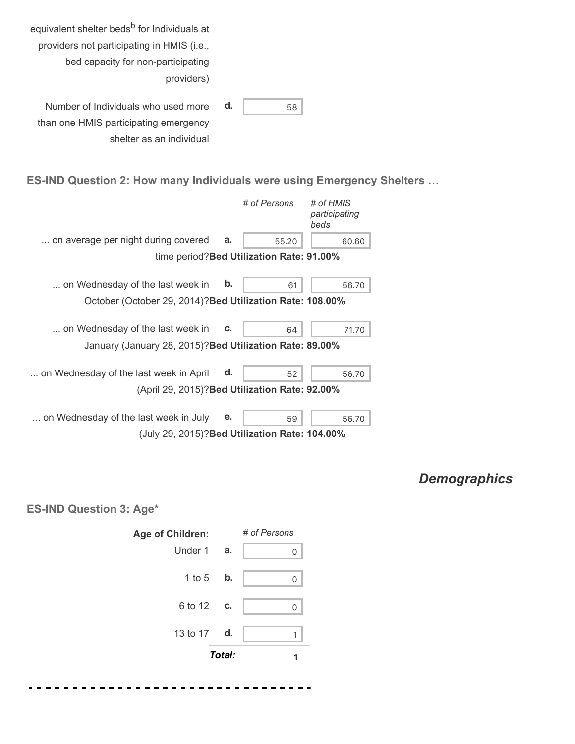equivalent shelter beds[b] for Individuals at providers not participating in HMIS (i.e., bed capacity for non-participating providers)

| | | |
|---|---|---|
| Number of Individuals who used more than one HMIS participating emergency shelter as an individual | d. | 58 |

### ES-IND Question 2: How many Individuals were using Emergency Shelters …

| | | *# of Persons* | *# of HMIS participating beds* |
|---|---|---|---|
| ... on average per night during covered time period? **Bed Utilization Rate: 91.00%** | a. | 55.20 | 60.60 |
| ... on Wednesday of the last week in October (October 29, 2014)? **Bed Utilization Rate: 108.00%** | b. | 61 | 56.70 |
| ... on Wednesday of the last week in January (January 28, 2015)? **Bed Utilization Rate: 89.00%** | c. | 64 | 71.70 |
| ... on Wednesday of the last week in April (April 29, 2015)? **Bed Utilization Rate: 92.00%** | d. | 52 | 56.70 |
| ... on Wednesday of the last week in July (July 29, 2015)? **Bed Utilization Rate: 104.00%** | e. | 59 | 56.70 |

## *Demographics*

### ES-IND Question 3: Age*

| **Age of Children:** | | *# of Persons* |
|---|---|---|
| Under 1 | a. | 0 |
| 1 to 5 | b. | 0 |
| 6 to 12 | c. | 0 |
| 13 to 17 | d. | 1 |
| | ***Total:*** | 1 |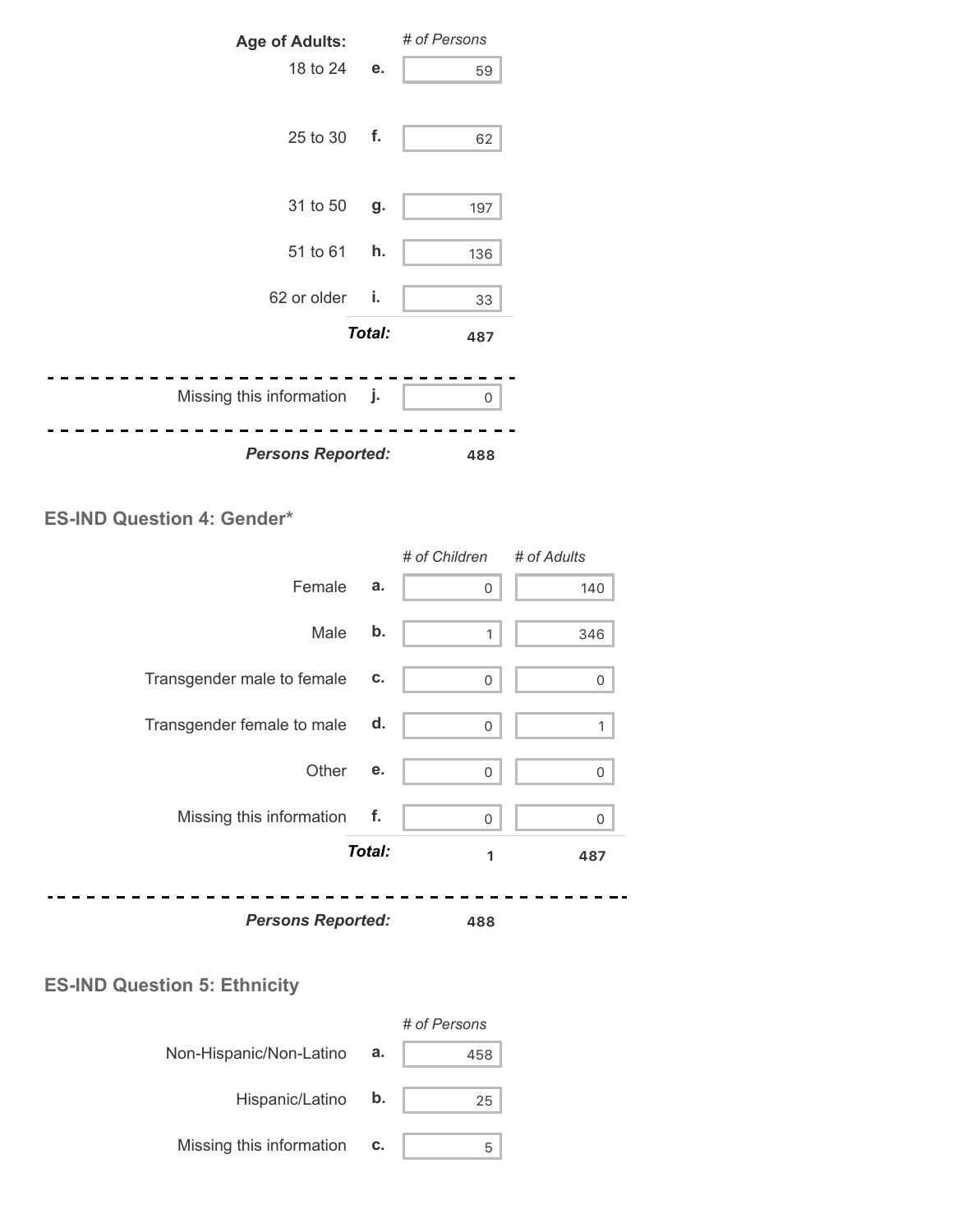| Age of Adults: | | # of Persons |
|---|---|---|
| 18 to 24 | e. | 59 |
| 25 to 30 | f. | 62 |
| 31 to 50 | g. | 197 |
| 51 to 61 | h. | 136 |
| 62 or older | i. | 33 |
| | ***Total:*** | **487** |
| Missing this information | j. | 0 |
| ***Persons Reported:*** | | **488** |

### ES-IND Question 4: Gender*

| | | *# of Children* | *# of Adults* |
|---|---|---|---|
| Female | a. | 0 | 140 |
| Male | b. | 1 | 346 |
| Transgender male to female | c. | 0 | 0 |
| Transgender female to male | d. | 0 | 1 |
| Other | e. | 0 | 0 |
| Missing this information | f. | 0 | 0 |
| | ***Total:*** | **1** | **487** |
| ***Persons Reported:*** | | **488** | |

### ES-IND Question 5: Ethnicity

| | | *# of Persons* |
|---|---|---|
| Non-Hispanic/Non-Latino | a. | 458 |
| Hispanic/Latino | b. | 25 |
| Missing this information | c. | 5 |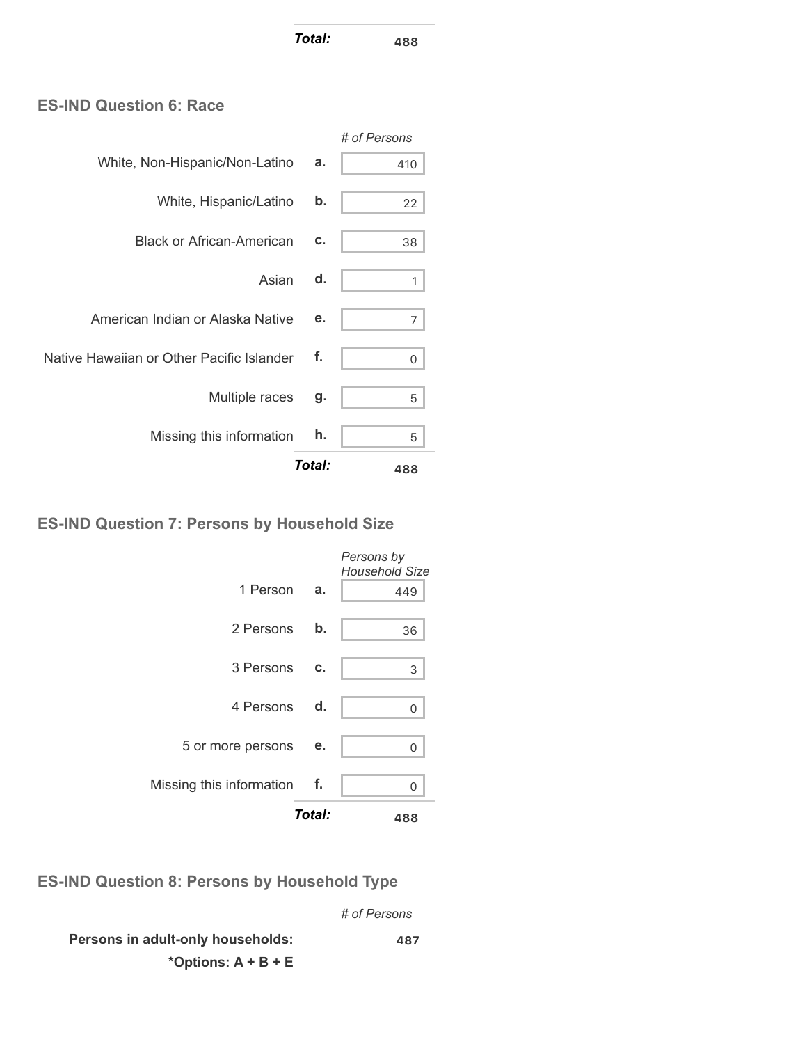| | | |
|---|---|---|
| | ***Total:*** | **488** |

### ES-IND Question 6: Race

| | | *# of Persons* |
|---|---|---|
| White, Non-Hispanic/Non-Latino | **a.** | 410 |
| White, Hispanic/Latino | **b.** | 22 |
| Black or African-American | **c.** | 38 |
| Asian | **d.** | 1 |
| American Indian or Alaska Native | **e.** | 7 |
| Native Hawaiian or Other Pacific Islander | **f.** | 0 |
| Multiple races | **g.** | 5 |
| Missing this information | **h.** | 5 |
| | ***Total:*** | **488** |

### ES-IND Question 7: Persons by Household Size

| | | *Persons by Household Size* |
|---|---|---|
| 1 Person | **a.** | 449 |
| 2 Persons | **b.** | 36 |
| 3 Persons | **c.** | 3 |
| 4 Persons | **d.** | 0 |
| 5 or more persons | **e.** | 0 |
| Missing this information | **f.** | 0 |
| | ***Total:*** | **488** |

### ES-IND Question 8: Persons by Household Type

| | *# of Persons* |
|---|---|
| **Persons in adult-only households:** **\*Options: A + B + E** | **487** |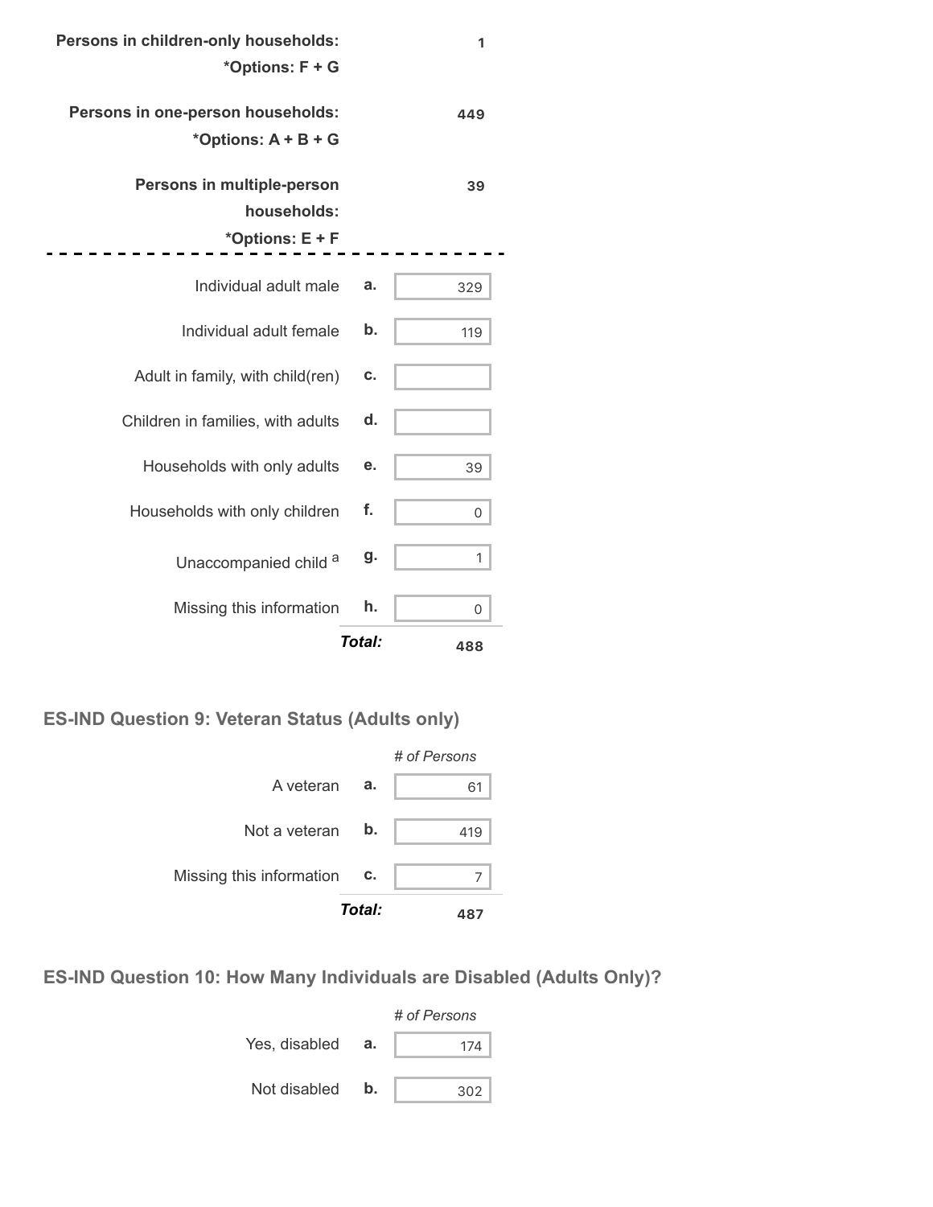| | | |
|---|---|---|
| **Persons in children-only households:** *Options: F + G* | | **1** |
| **Persons in one-person households:** *Options: A + B + G* | | **449** |
| **Persons in multiple-person households:** *Options: E + F* | | **39** |

| | | |
|---|---|---|
| Individual adult male | a. | 329 |
| Individual adult female | b. | 119 |
| Adult in family, with child(ren) | c. | |
| Children in families, with adults | d. | |
| Households with only adults | e. | 39 |
| Households with only children | f. | 0 |
| Unaccompanied child [a] | g. | 1 |
| Missing this information | h. | 0 |
| | ***Total:*** | **488** |

## ES-IND Question 9: Veteran Status (Adults only)

| | | *# of Persons* |
|---|---|---|
| A veteran | a. | 61 |
| Not a veteran | b. | 419 |
| Missing this information | c. | 7 |
| | ***Total:*** | **487** |

## ES-IND Question 10: How Many Individuals are Disabled (Adults Only)?

| | | *# of Persons* |
|---|---|---|
| Yes, disabled | a. | 174 |
| Not disabled | b. | 302 |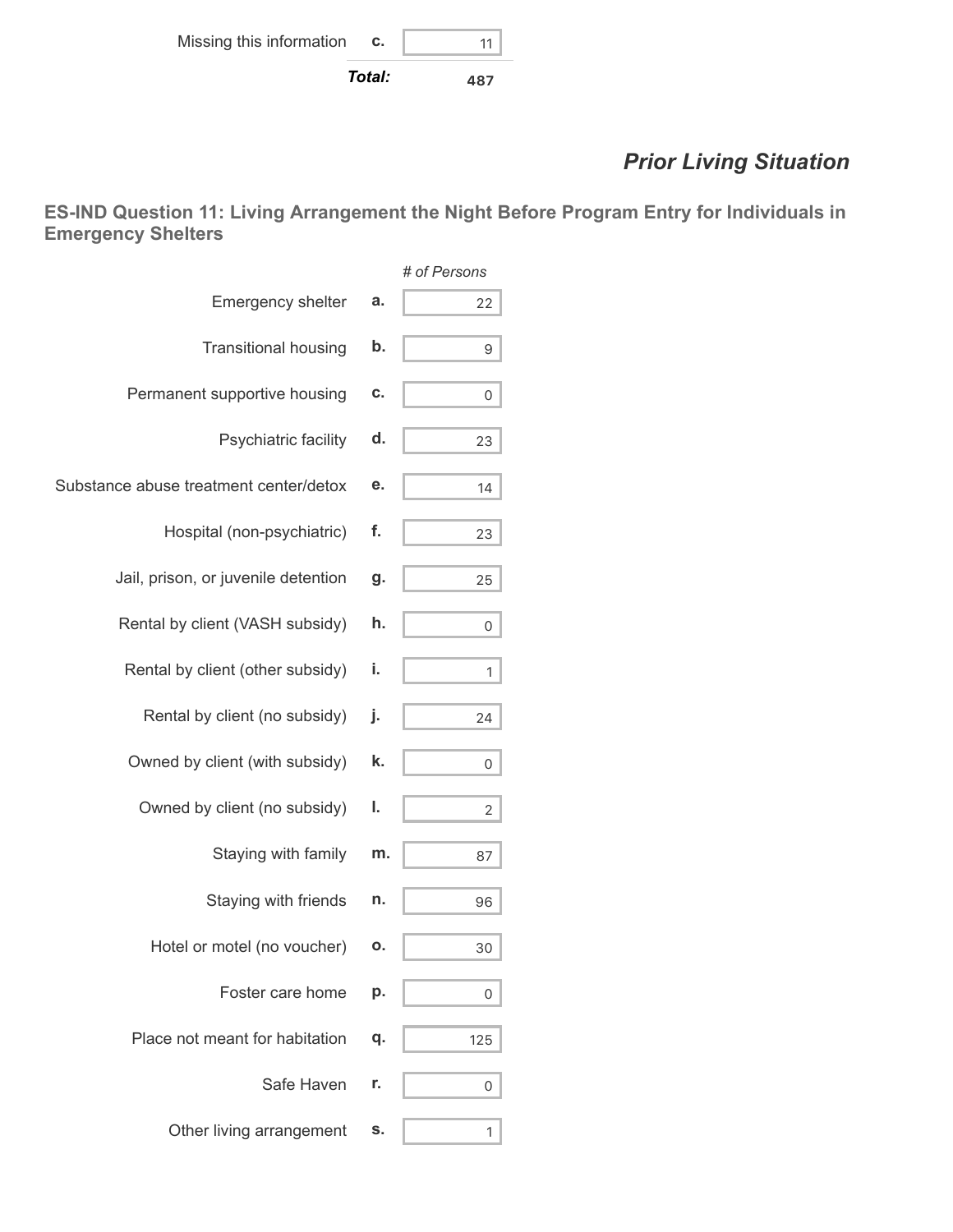| | | |
|---|---|---|
| Missing this information | c. | 11 |
| | ***Total:*** | **487** |

## *Prior Living Situation*

### ES-IND Question 11: Living Arrangement the Night Before Program Entry for Individuals in Emergency Shelters

| | | *# of Persons* |
|---|---|---|
| Emergency shelter | a. | 22 |
| Transitional housing | b. | 9 |
| Permanent supportive housing | c. | 0 |
| Psychiatric facility | d. | 23 |
| Substance abuse treatment center/detox | e. | 14 |
| Hospital (non-psychiatric) | f. | 23 |
| Jail, prison, or juvenile detention | g. | 25 |
| Rental by client (VASH subsidy) | h. | 0 |
| Rental by client (other subsidy) | i. | 1 |
| Rental by client (no subsidy) | j. | 24 |
| Owned by client (with subsidy) | k. | 0 |
| Owned by client (no subsidy) | l. | 2 |
| Staying with family | m. | 87 |
| Staying with friends | n. | 96 |
| Hotel or motel (no voucher) | o. | 30 |
| Foster care home | p. | 0 |
| Place not meant for habitation | q. | 125 |
| Safe Haven | r. | 0 |
| Other living arrangement | s. | 1 |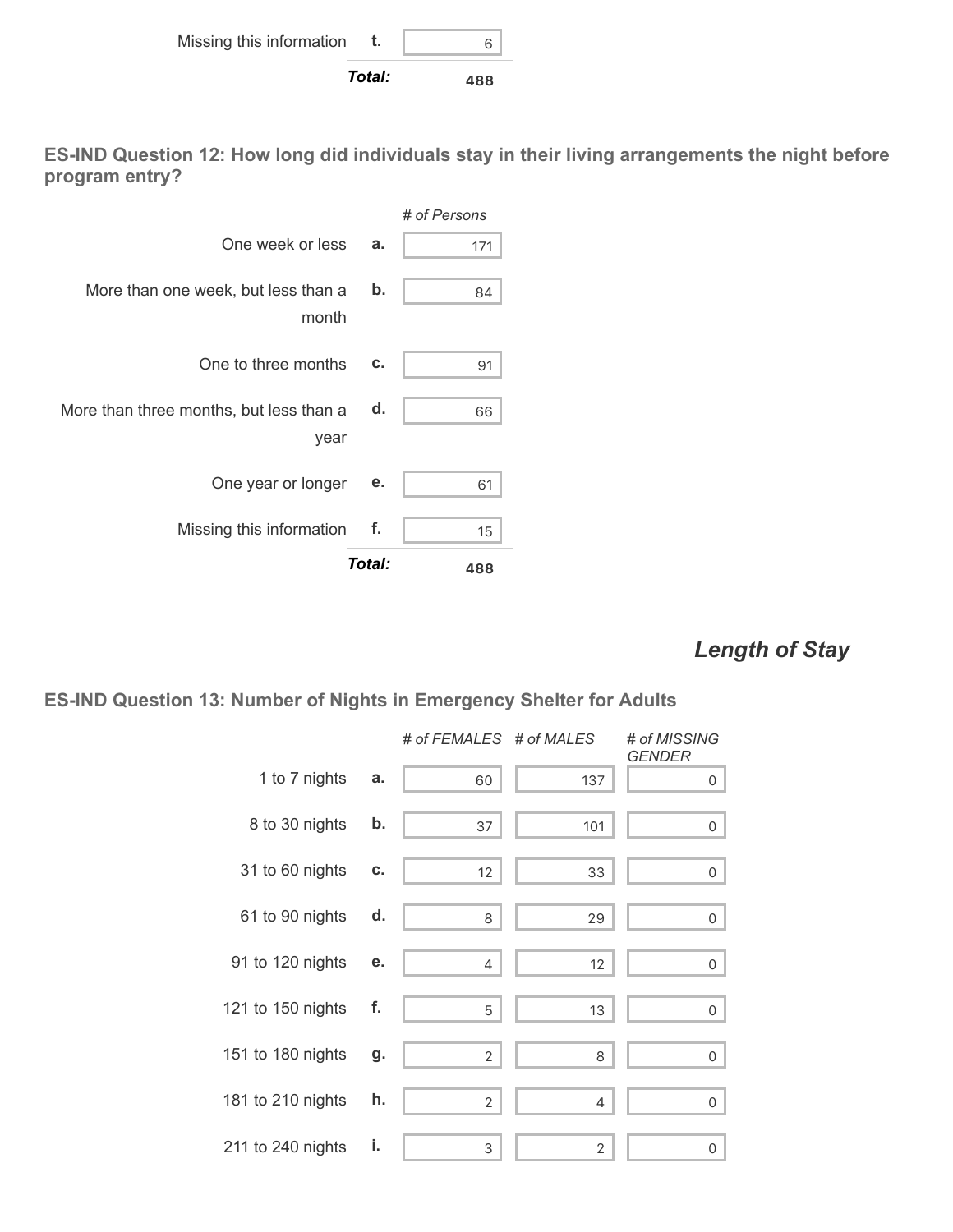| | | |
|---|---|---|
| Missing this information | t. | 6 |
| | **Total:** | 488 |

### ES-IND Question 12: How long did individuals stay in their living arrangements the night before program entry?

| | | # of Persons |
|---|---|---|
| One week or less | a. | 171 |
| More than one week, but less than a month | b. | 84 |
| One to three months | c. | 91 |
| More than three months, but less than a year | d. | 66 |
| One year or longer | e. | 61 |
| Missing this information | f. | 15 |
| | **Total:** | 488 |

## *Length of Stay*

### ES-IND Question 13: Number of Nights in Emergency Shelter for Adults

| | | # of FEMALES | # of MALES | # of MISSING GENDER |
|---|---|---|---|---|
| 1 to 7 nights | a. | 60 | 137 | 0 |
| 8 to 30 nights | b. | 37 | 101 | 0 |
| 31 to 60 nights | c. | 12 | 33 | 0 |
| 61 to 90 nights | d. | 8 | 29 | 0 |
| 91 to 120 nights | e. | 4 | 12 | 0 |
| 121 to 150 nights | f. | 5 | 13 | 0 |
| 151 to 180 nights | g. | 2 | 8 | 0 |
| 181 to 210 nights | h. | 2 | 4 | 0 |
| 211 to 240 nights | i. | 3 | 2 | 0 |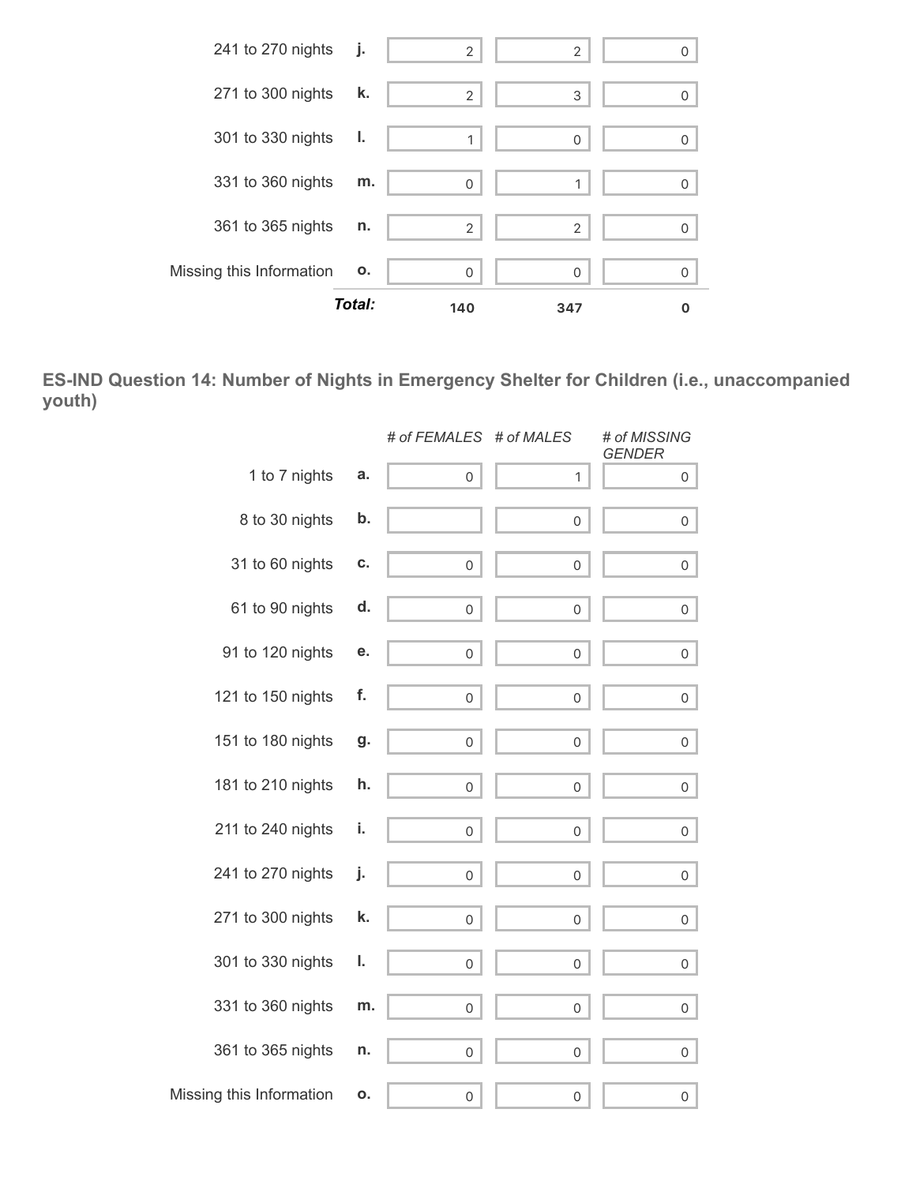| | | | | |
|---|---|---|---|---|
| 241 to 270 nights | j. | 2 | 2 | 0 |
| 271 to 300 nights | k. | 2 | 3 | 0 |
| 301 to 330 nights | l. | 1 | 0 | 0 |
| 331 to 360 nights | m. | 0 | 1 | 0 |
| 361 to 365 nights | n. | 2 | 2 | 0 |
| Missing this Information | o. | 0 | 0 | 0 |
| | ***Total:*** | **140** | **347** | **0** |

### ES-IND Question 14: Number of Nights in Emergency Shelter for Children (i.e., unaccompanied youth)

| | | *# of FEMALES* | *# of MALES* | *# of MISSING GENDER* |
|---|---|---|---|---|
| 1 to 7 nights | a. | 0 | 1 | 0 |
| 8 to 30 nights | b. | | 0 | 0 |
| 31 to 60 nights | c. | 0 | 0 | 0 |
| 61 to 90 nights | d. | 0 | 0 | 0 |
| 91 to 120 nights | e. | 0 | 0 | 0 |
| 121 to 150 nights | f. | 0 | 0 | 0 |
| 151 to 180 nights | g. | 0 | 0 | 0 |
| 181 to 210 nights | h. | 0 | 0 | 0 |
| 211 to 240 nights | i. | 0 | 0 | 0 |
| 241 to 270 nights | j. | 0 | 0 | 0 |
| 271 to 300 nights | k. | 0 | 0 | 0 |
| 301 to 330 nights | l. | 0 | 0 | 0 |
| 331 to 360 nights | m. | 0 | 0 | 0 |
| 361 to 365 nights | n. | 0 | 0 | 0 |
| Missing this Information | o. | 0 | 0 | 0 |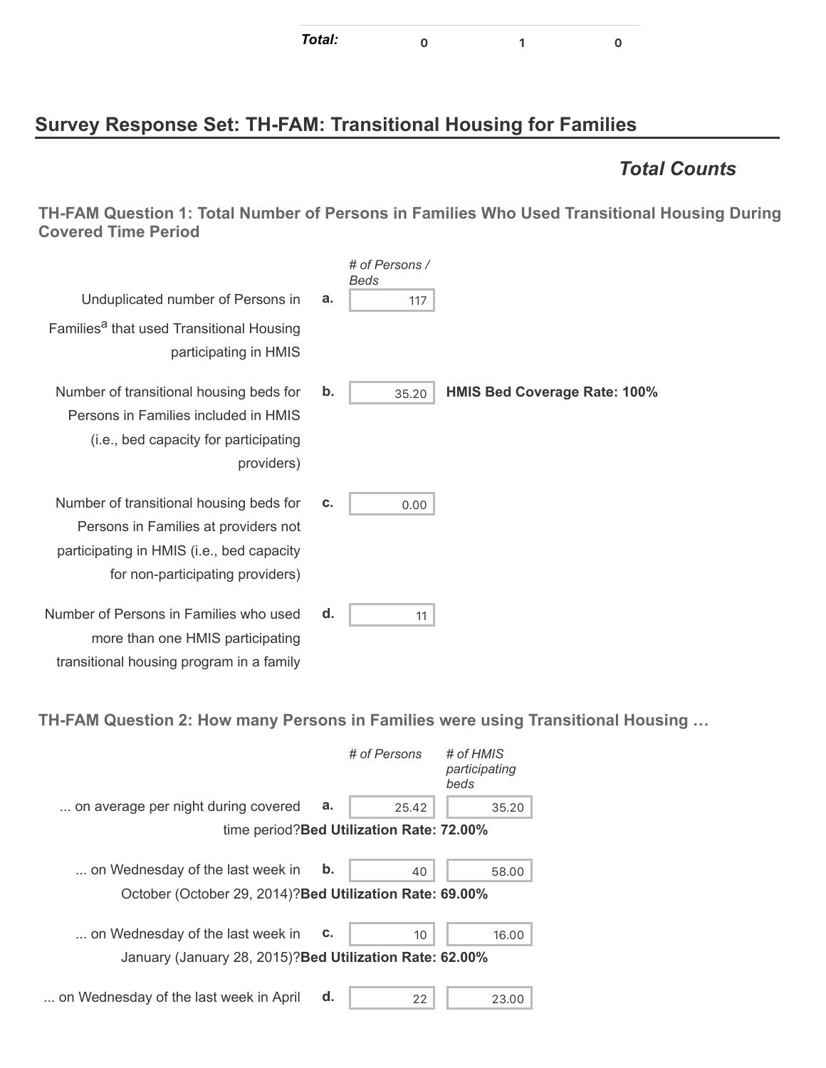| Total: | 0 | 1 | 0 |
|---|---|---|---|

## Survey Response Set: TH-FAM: Transitional Housing for Families

### *Total Counts*

#### TH-FAM Question 1: Total Number of Persons in Families Who Used Transitional Housing During Covered Time Period

| | | *# of Persons / Beds* | |
|---|---|---|---|
| Unduplicated number of Persons in Families[a] that used Transitional Housing participating in HMIS | a. | 117 | |
| Number of transitional housing beds for Persons in Families included in HMIS (i.e., bed capacity for participating providers) | b. | 35.20 | **HMIS Bed Coverage Rate: 100%** |
| Number of transitional housing beds for Persons in Families at providers not participating in HMIS (i.e., bed capacity for non-participating providers) | c. | 0.00 | |
| Number of Persons in Families who used more than one HMIS participating transitional housing program in a family | d. | 11 | |

#### TH-FAM Question 2: How many Persons in Families were using Transitional Housing …

| | | *# of Persons* | *# of HMIS participating beds* |
|---|---|---|---|
| ... on average per night during covered time period? **Bed Utilization Rate: 72.00%** | a. | 25.42 | 35.20 |
| ... on Wednesday of the last week in October (October 29, 2014)? **Bed Utilization Rate: 69.00%** | b. | 40 | 58.00 |
| ... on Wednesday of the last week in January (January 28, 2015)? **Bed Utilization Rate: 62.00%** | c. | 10 | 16.00 |
| ... on Wednesday of the last week in April | d. | 22 | 23.00 |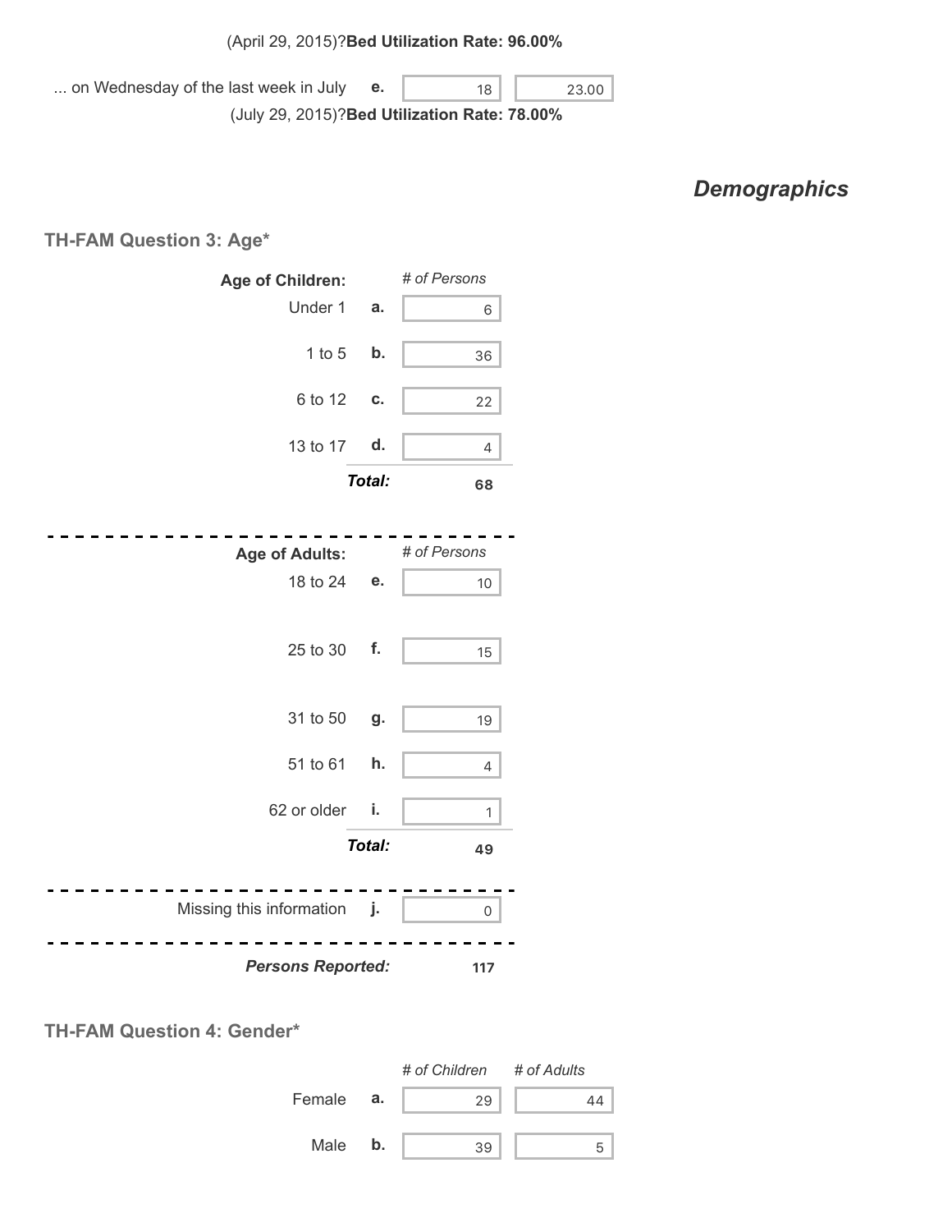(April 29, 2015)?**Bed Utilization Rate: 96.00%**

| | | | |
|---|---|---|---|
| ... on Wednesday of the last week in July | **e.** | 18 | 23.00 |

(July 29, 2015)?**Bed Utilization Rate: 78.00%**

## *Demographics*

### TH-FAM Question 3: Age*

| **Age of Children:** | | *# of Persons* |
|---|---|---|
| Under 1 | **a.** | 6 |
| 1 to 5 | **b.** | 36 |
| 6 to 12 | **c.** | 22 |
| 13 to 17 | **d.** | 4 |
| | ***Total:*** | **68** |

| **Age of Adults:** | | *# of Persons* |
|---|---|---|
| 18 to 24 | **e.** | 10 |
| 25 to 30 | **f.** | 15 |
| 31 to 50 | **g.** | 19 |
| 51 to 61 | **h.** | 4 |
| 62 or older | **i.** | 1 |
| | ***Total:*** | **49** |

| | | |
|---|---|---|
| Missing this information | **j.** | 0 |
| ***Persons Reported:*** | | **117** |

### TH-FAM Question 4: Gender*

| | | *# of Children* | *# of Adults* |
|---|---|---|---|
| Female | **a.** | 29 | 44 |
| Male | **b.** | 39 | 5 |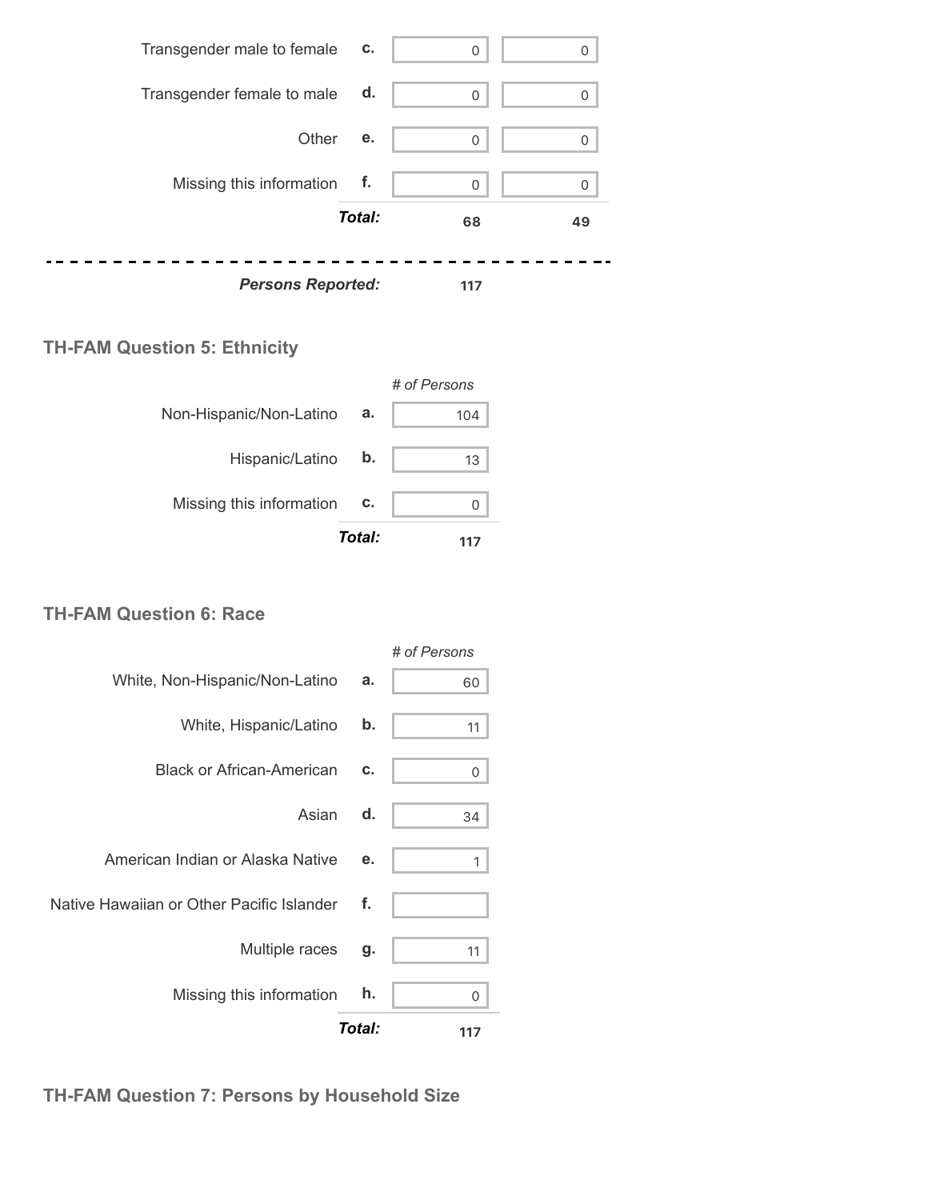| | | | |
|---|---|---|---|
| Transgender male to female | c. | 0 | 0 |
| Transgender female to male | d. | 0 | 0 |
| Other | e. | 0 | 0 |
| Missing this information | f. | 0 | 0 |
| | ***Total:*** | **68** | **49** |

***Persons Reported:*** **117**

### TH-FAM Question 5: Ethnicity

| | | *# of Persons* |
|---|---|---|
| Non-Hispanic/Non-Latino | a. | 104 |
| Hispanic/Latino | b. | 13 |
| Missing this information | c. | 0 |
| | ***Total:*** | **117** |

### TH-FAM Question 6: Race

| | | *# of Persons* |
|---|---|---|
| White, Non-Hispanic/Non-Latino | a. | 60 |
| White, Hispanic/Latino | b. | 11 |
| Black or African-American | c. | 0 |
| Asian | d. | 34 |
| American Indian or Alaska Native | e. | 1 |
| Native Hawaiian or Other Pacific Islander | f. | |
| Multiple races | g. | 11 |
| Missing this information | h. | 0 |
| | ***Total:*** | **117** |

### TH-FAM Question 7: Persons by Household Size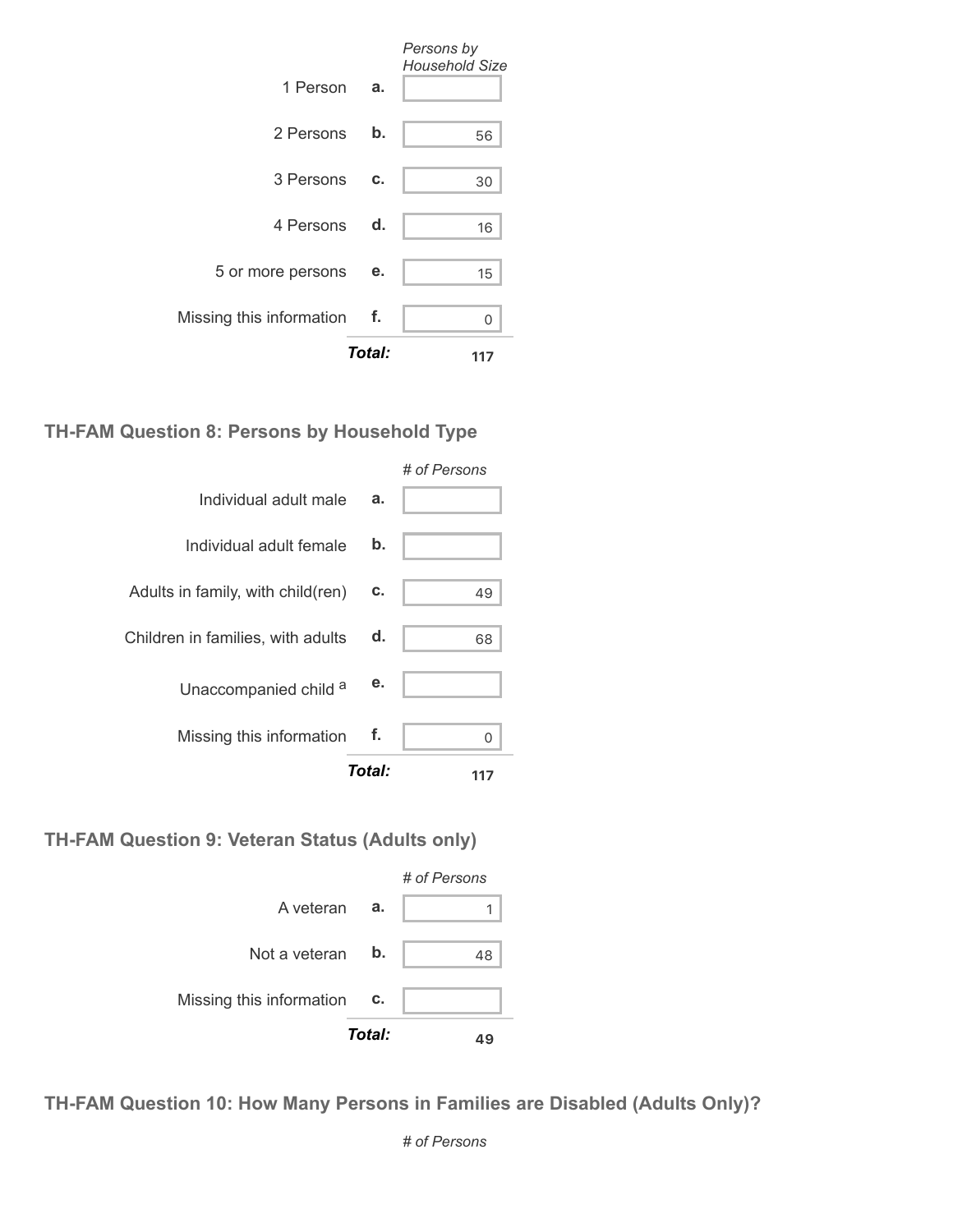| | | Persons by Household Size |
|---|---|---|
| 1 Person | a. | |
| 2 Persons | b. | 56 |
| 3 Persons | c. | 30 |
| 4 Persons | d. | 16 |
| 5 or more persons | e. | 15 |
| Missing this information | f. | 0 |
| | ***Total:*** | **117** |

### TH-FAM Question 8: Persons by Household Type

| | | # of Persons |
|---|---|---|
| Individual adult male | a. | |
| Individual adult female | b. | |
| Adults in family, with child(ren) | c. | 49 |
| Children in families, with adults | d. | 68 |
| Unaccompanied child [a] | e. | |
| Missing this information | f. | 0 |
| | ***Total:*** | **117** |

### TH-FAM Question 9: Veteran Status (Adults only)

| | | # of Persons |
|---|---|---|
| A veteran | a. | 1 |
| Not a veteran | b. | 48 |
| Missing this information | c. | |
| | ***Total:*** | **49** |

### TH-FAM Question 10: How Many Persons in Families are Disabled (Adults Only)?

*# of Persons*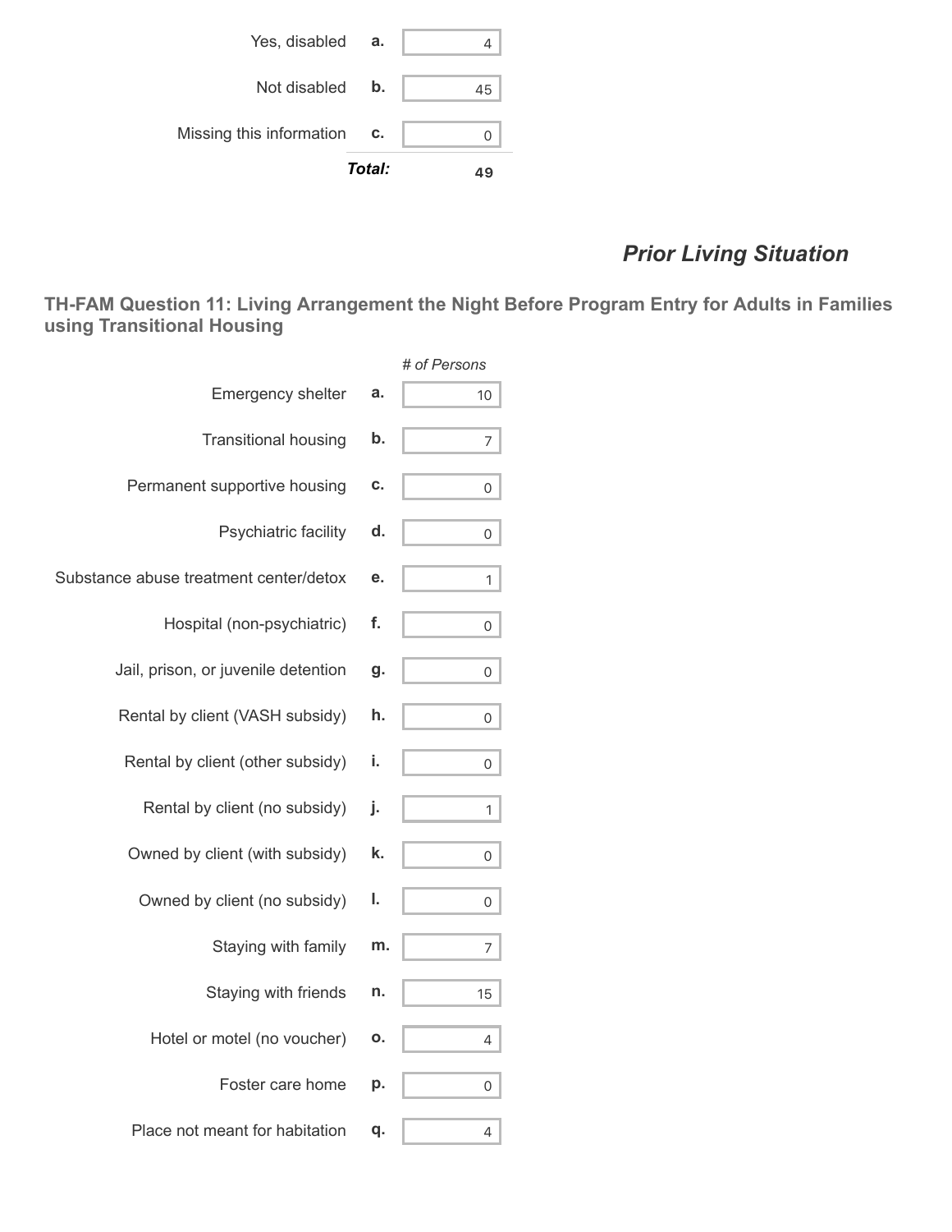| | | |
|---|---|---|
| Yes, disabled | a. | 4 |
| Not disabled | b. | 45 |
| Missing this information | c. | 0 |
| | ***Total:*** | **49** |

## *Prior Living Situation*

### TH-FAM Question 11: Living Arrangement the Night Before Program Entry for Adults in Families using Transitional Housing

| | | *# of Persons* |
|---|---|---|
| Emergency shelter | a. | 10 |
| Transitional housing | b. | 7 |
| Permanent supportive housing | c. | 0 |
| Psychiatric facility | d. | 0 |
| Substance abuse treatment center/detox | e. | 1 |
| Hospital (non-psychiatric) | f. | 0 |
| Jail, prison, or juvenile detention | g. | 0 |
| Rental by client (VASH subsidy) | h. | 0 |
| Rental by client (other subsidy) | i. | 0 |
| Rental by client (no subsidy) | j. | 1 |
| Owned by client (with subsidy) | k. | 0 |
| Owned by client (no subsidy) | l. | 0 |
| Staying with family | m. | 7 |
| Staying with friends | n. | 15 |
| Hotel or motel (no voucher) | o. | 4 |
| Foster care home | p. | 0 |
| Place not meant for habitation | q. | 4 |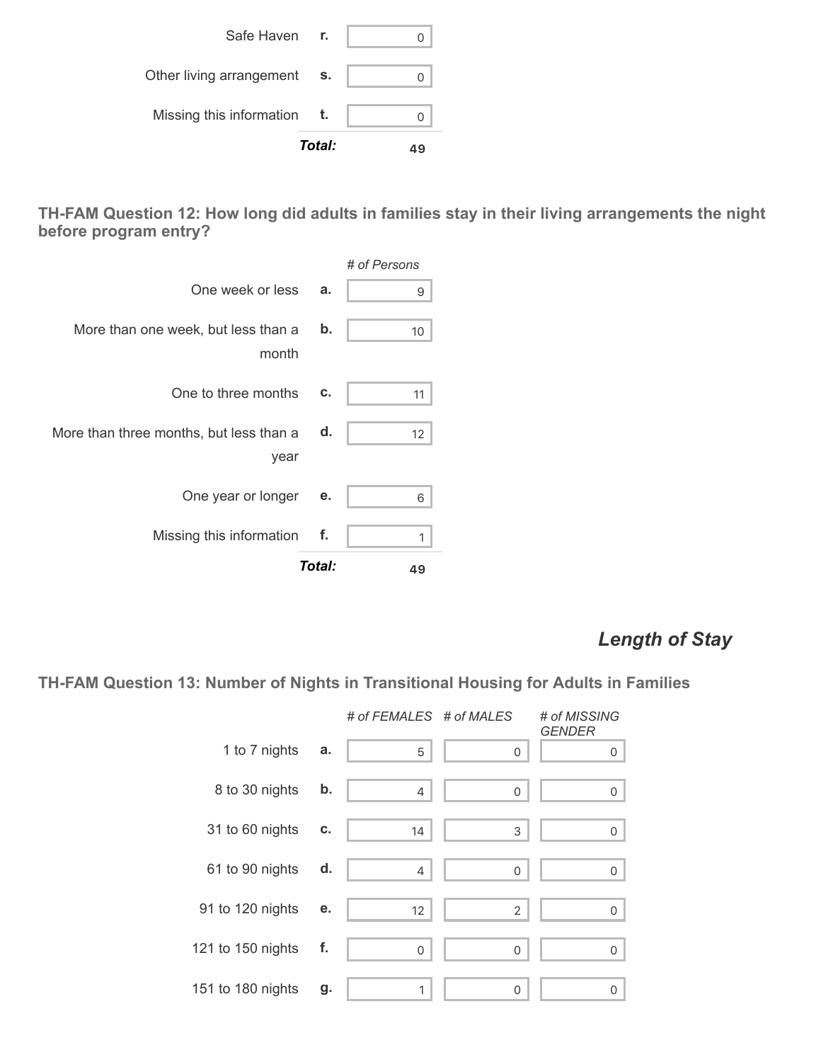| | | |
|---|---|---|
| Safe Haven | r. | 0 |
| Other living arrangement | s. | 0 |
| Missing this information | t. | 0 |
| | ***Total:*** | **49** |

### TH-FAM Question 12: How long did adults in families stay in their living arrangements the night before program entry?

| | | *# of Persons* |
|---|---|---|
| One week or less | a. | 9 |
| More than one week, but less than a month | b. | 10 |
| One to three months | c. | 11 |
| More than three months, but less than a year | d. | 12 |
| One year or longer | e. | 6 |
| Missing this information | f. | 1 |
| | ***Total:*** | **49** |

## *Length of Stay*

### TH-FAM Question 13: Number of Nights in Transitional Housing for Adults in Families

| | | *# of FEMALES* | *# of MALES* | *# of MISSING GENDER* |
|---|---|---|---|---|
| 1 to 7 nights | a. | 5 | 0 | 0 |
| 8 to 30 nights | b. | 4 | 0 | 0 |
| 31 to 60 nights | c. | 14 | 3 | 0 |
| 61 to 90 nights | d. | 4 | 0 | 0 |
| 91 to 120 nights | e. | 12 | 2 | 0 |
| 121 to 150 nights | f. | 0 | 0 | 0 |
| 151 to 180 nights | g. | 1 | 0 | 0 |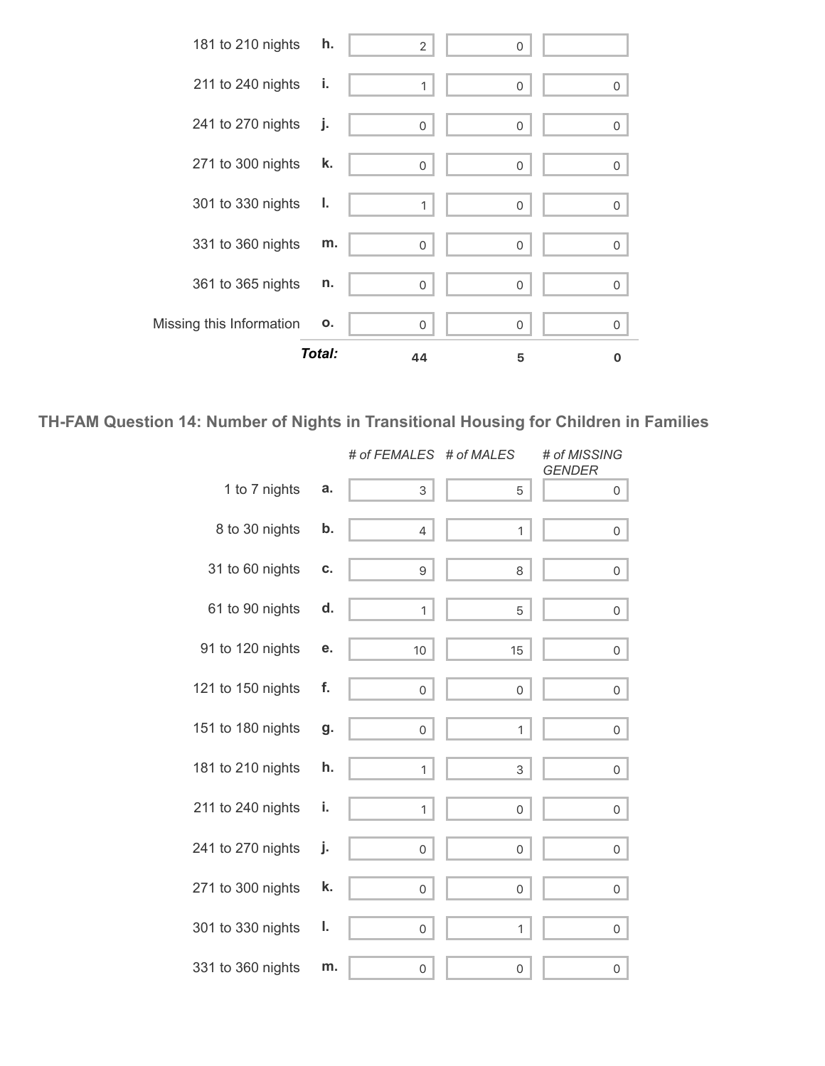| | | | | |
|---|---|---|---|---|
| 181 to 210 nights | h. | 2 | 0 | |
| 211 to 240 nights | i. | 1 | 0 | 0 |
| 241 to 270 nights | j. | 0 | 0 | 0 |
| 271 to 300 nights | k. | 0 | 0 | 0 |
| 301 to 330 nights | l. | 1 | 0 | 0 |
| 331 to 360 nights | m. | 0 | 0 | 0 |
| 361 to 365 nights | n. | 0 | 0 | 0 |
| Missing this Information | o. | 0 | 0 | 0 |
| | ***Total:*** | **44** | **5** | **0** |

### TH-FAM Question 14: Number of Nights in Transitional Housing for Children in Families

| | | *# of FEMALES* | *# of MALES* | *# of MISSING GENDER* |
|---|---|---|---|---|
| 1 to 7 nights | a. | 3 | 5 | 0 |
| 8 to 30 nights | b. | 4 | 1 | 0 |
| 31 to 60 nights | c. | 9 | 8 | 0 |
| 61 to 90 nights | d. | 1 | 5 | 0 |
| 91 to 120 nights | e. | 10 | 15 | 0 |
| 121 to 150 nights | f. | 0 | 0 | 0 |
| 151 to 180 nights | g. | 0 | 1 | 0 |
| 181 to 210 nights | h. | 1 | 3 | 0 |
| 211 to 240 nights | i. | 1 | 0 | 0 |
| 241 to 270 nights | j. | 0 | 0 | 0 |
| 271 to 300 nights | k. | 0 | 0 | 0 |
| 301 to 330 nights | l. | 0 | 1 | 0 |
| 331 to 360 nights | m. | 0 | 0 | 0 |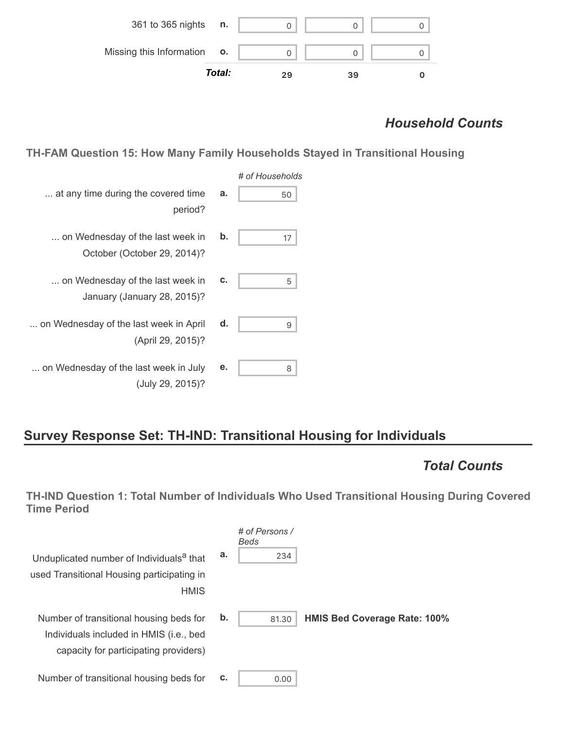| | | | | |
|---|---|---|---|---|
| 361 to 365 nights | n. | 0 | 0 | 0 |
| Missing this Information | o. | 0 | 0 | 0 |
| | ***Total:*** | **29** | **39** | **0** |

## *Household Counts*

### TH-FAM Question 15: How Many Family Households Stayed in Transitional Housing

| | | *# of Households* |
|---|---|---|
| ... at any time during the covered time period? | a. | 50 |
| ... on Wednesday of the last week in October (October 29, 2014)? | b. | 17 |
| ... on Wednesday of the last week in January (January 28, 2015)? | c. | 5 |
| ... on Wednesday of the last week in April (April 29, 2015)? | d. | 9 |
| ... on Wednesday of the last week in July (July 29, 2015)? | e. | 8 |

# Survey Response Set: TH-IND: Transitional Housing for Individuals

## *Total Counts*

### TH-IND Question 1: Total Number of Individuals Who Used Transitional Housing During Covered Time Period

| | | *# of Persons / Beds* | |
|---|---|---|---|
| Unduplicated number of Individuals[a] that used Transitional Housing participating in HMIS | a. | 234 | |
| Number of transitional housing beds for Individuals included in HMIS (i.e., bed capacity for participating providers) | b. | 81.30 | **HMIS Bed Coverage Rate: 100%** |
| Number of transitional housing beds for | c. | 0.00 | |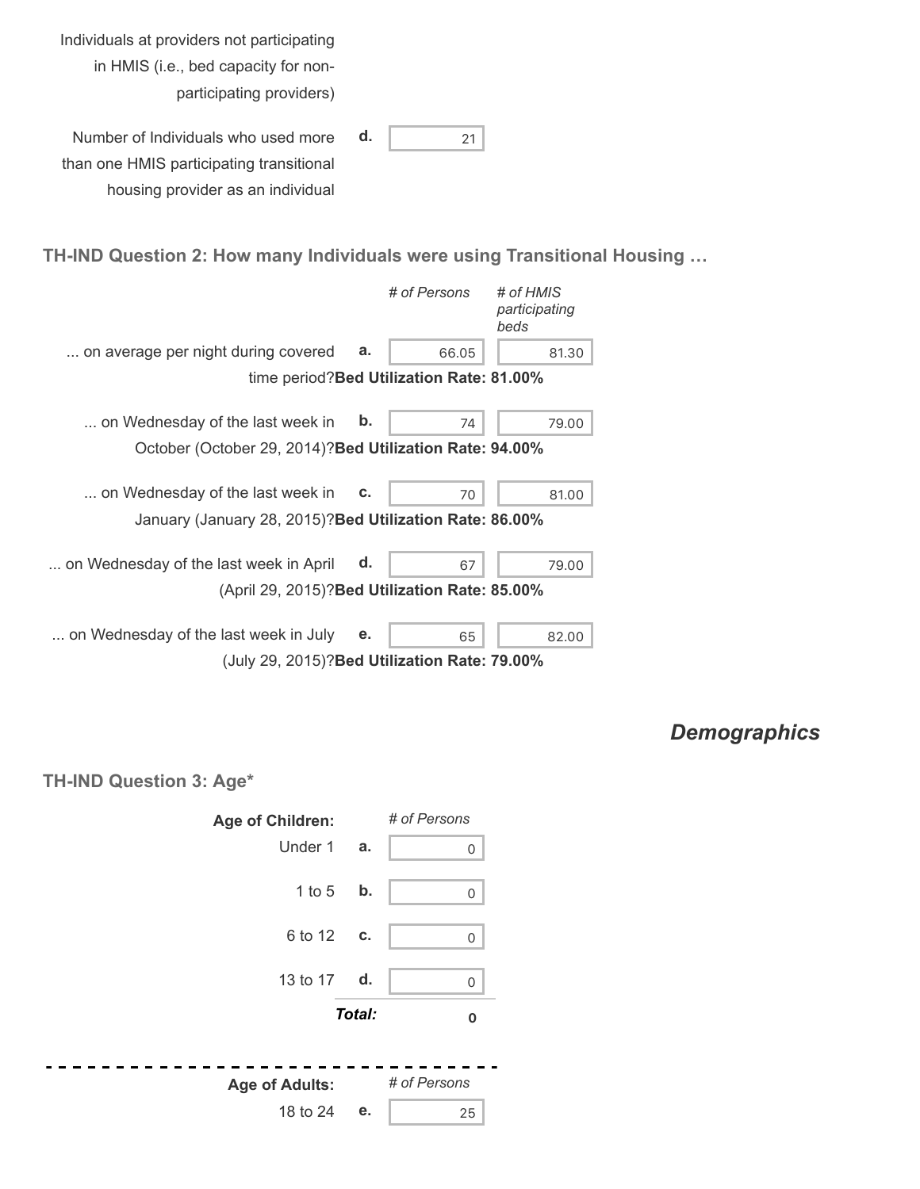Individuals at providers not participating in HMIS (i.e., bed capacity for non-participating providers)

| | | |
|---|---|---|
| Number of Individuals who used more than one HMIS participating transitional housing provider as an individual | d. | 21 |

### TH-IND Question 2: How many Individuals were using Transitional Housing …

| | | # of Persons | # of HMIS participating beds |
|---|---|---|---|
| ... on average per night during covered time period? **Bed Utilization Rate: 81.00%** | a. | 66.05 | 81.30 |
| ... on Wednesday of the last week in October (October 29, 2014)? **Bed Utilization Rate: 94.00%** | b. | 74 | 79.00 |
| ... on Wednesday of the last week in January (January 28, 2015)? **Bed Utilization Rate: 86.00%** | c. | 70 | 81.00 |
| ... on Wednesday of the last week in April (April 29, 2015)? **Bed Utilization Rate: 85.00%** | d. | 67 | 79.00 |
| ... on Wednesday of the last week in July (July 29, 2015)? **Bed Utilization Rate: 79.00%** | e. | 65 | 82.00 |

## *Demographics*

### TH-IND Question 3: Age*

| **Age of Children:** | | *# of Persons* |
|---|---|---|
| Under 1 | a. | 0 |
| 1 to 5 | b. | 0 |
| 6 to 12 | c. | 0 |
| 13 to 17 | d. | 0 |
| | ***Total:*** | **0** |

| **Age of Adults:** | | *# of Persons* |
|---|---|---|
| 18 to 24 | e. | 25 |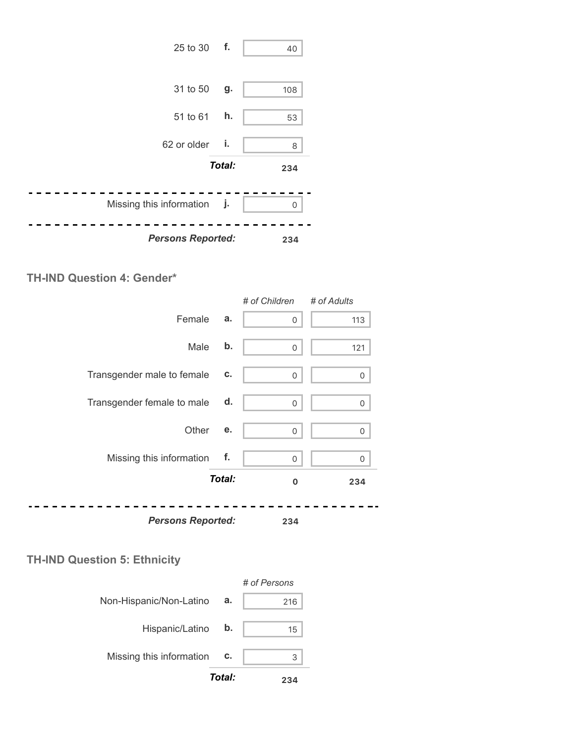| | | |
|---|---|---|
| 25 to 30 | f. | 40 |
| 31 to 50 | g. | 108 |
| 51 to 61 | h. | 53 |
| 62 or older | i. | 8 |
| | ***Total:*** | **234** |
| Missing this information | j. | 0 |
| ***Persons Reported:*** | | **234** |

### TH-IND Question 4: Gender*

| | | *# of Children* | *# of Adults* |
|---|---|---|---|
| Female | a. | 0 | 113 |
| Male | b. | 0 | 121 |
| Transgender male to female | c. | 0 | 0 |
| Transgender female to male | d. | 0 | 0 |
| Other | e. | 0 | 0 |
| Missing this information | f. | 0 | 0 |
| | ***Total:*** | **0** | **234** |
| ***Persons Reported:*** | | **234** | |

### TH-IND Question 5: Ethnicity

| | | *# of Persons* |
|---|---|---|
| Non-Hispanic/Non-Latino | a. | 216 |
| Hispanic/Latino | b. | 15 |
| Missing this information | c. | 3 |
| | ***Total:*** | **234** |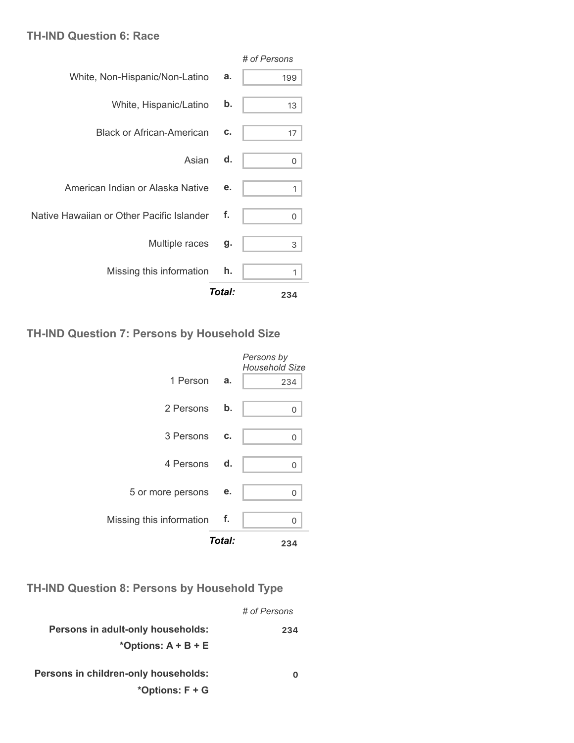### TH-IND Question 6: Race

| | | # of Persons |
|---|---|---|
| White, Non-Hispanic/Non-Latino | a. | 199 |
| White, Hispanic/Latino | b. | 13 |
| Black or African-American | c. | 17 |
| Asian | d. | 0 |
| American Indian or Alaska Native | e. | 1 |
| Native Hawaiian or Other Pacific Islander | f. | 0 |
| Multiple races | g. | 3 |
| Missing this information | h. | 1 |
| | ***Total:*** | **234** |

### TH-IND Question 7: Persons by Household Size

| | | *Persons by Household Size* |
|---|---|---|
| 1 Person | a. | 234 |
| 2 Persons | b. | 0 |
| 3 Persons | c. | 0 |
| 4 Persons | d. | 0 |
| 5 or more persons | e. | 0 |
| Missing this information | f. | 0 |
| | ***Total:*** | **234** |

### TH-IND Question 8: Persons by Household Type

| | *# of Persons* |
|---|---|
| **Persons in adult-only households:** **\*Options: A + B + E** | **234** |
| **Persons in children-only households:** **\*Options: F + G** | **0** |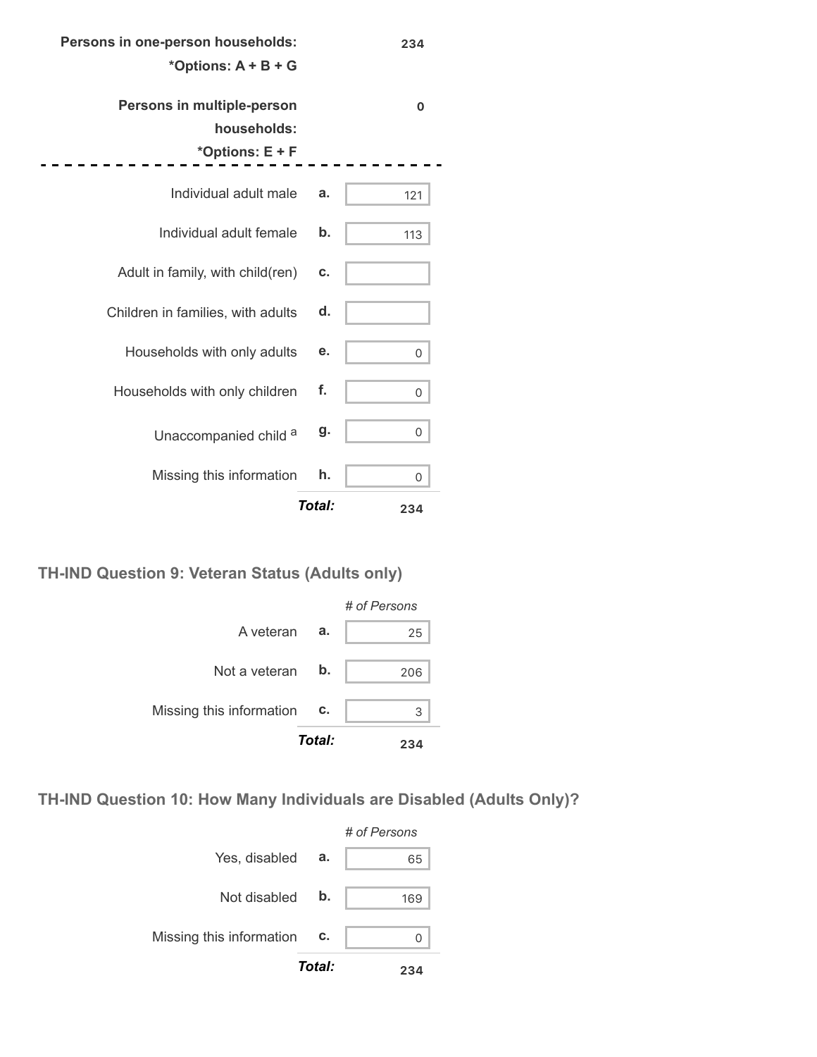| | | |
|---|---|---|
| **Persons in one-person households:** **\*Options: A + B + G** | | **234** |
| **Persons in multiple-person households:** **\*Options: E + F** | | **0** |

| | | |
|---|---|---|
| Individual adult male | **a.** | 121 |
| Individual adult female | **b.** | 113 |
| Adult in family, with child(ren) | **c.** | |
| Children in families, with adults | **d.** | |
| Households with only adults | **e.** | 0 |
| Households with only children | **f.** | 0 |
| Unaccompanied child [a] | **g.** | 0 |
| Missing this information | **h.** | 0 |
| | ***Total:*** | **234** |

## TH-IND Question 9: Veteran Status (Adults only)

| | | *# of Persons* |
|---|---|---|
| A veteran | **a.** | 25 |
| Not a veteran | **b.** | 206 |
| Missing this information | **c.** | 3 |
| | ***Total:*** | **234** |

## TH-IND Question 10: How Many Individuals are Disabled (Adults Only)?

| | | *# of Persons* |
|---|---|---|
| Yes, disabled | **a.** | 65 |
| Not disabled | **b.** | 169 |
| Missing this information | **c.** | 0 |
| | ***Total:*** | **234** |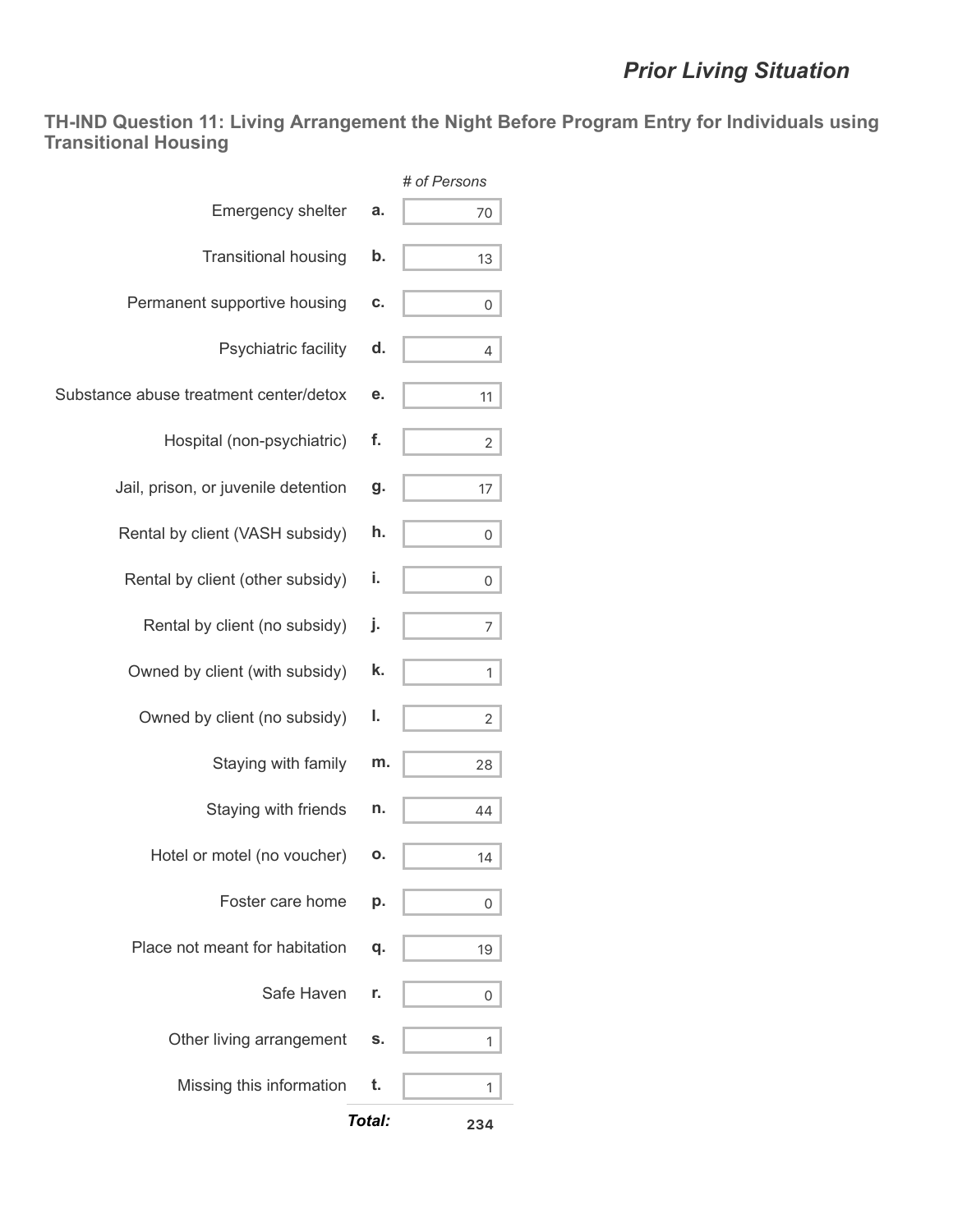# Prior Living Situation

## TH-IND Question 11: Living Arrangement the Night Before Program Entry for Individuals using Transitional Housing

| | | *# of Persons* |
|---|---|---|
| Emergency shelter | a. | 70 |
| Transitional housing | b. | 13 |
| Permanent supportive housing | c. | 0 |
| Psychiatric facility | d. | 4 |
| Substance abuse treatment center/detox | e. | 11 |
| Hospital (non-psychiatric) | f. | 2 |
| Jail, prison, or juvenile detention | g. | 17 |
| Rental by client (VASH subsidy) | h. | 0 |
| Rental by client (other subsidy) | i. | 0 |
| Rental by client (no subsidy) | j. | 7 |
| Owned by client (with subsidy) | k. | 1 |
| Owned by client (no subsidy) | l. | 2 |
| Staying with family | m. | 28 |
| Staying with friends | n. | 44 |
| Hotel or motel (no voucher) | o. | 14 |
| Foster care home | p. | 0 |
| Place not meant for habitation | q. | 19 |
| Safe Haven | r. | 0 |
| Other living arrangement | s. | 1 |
| Missing this information | t. | 1 |
| | ***Total:*** | **234** |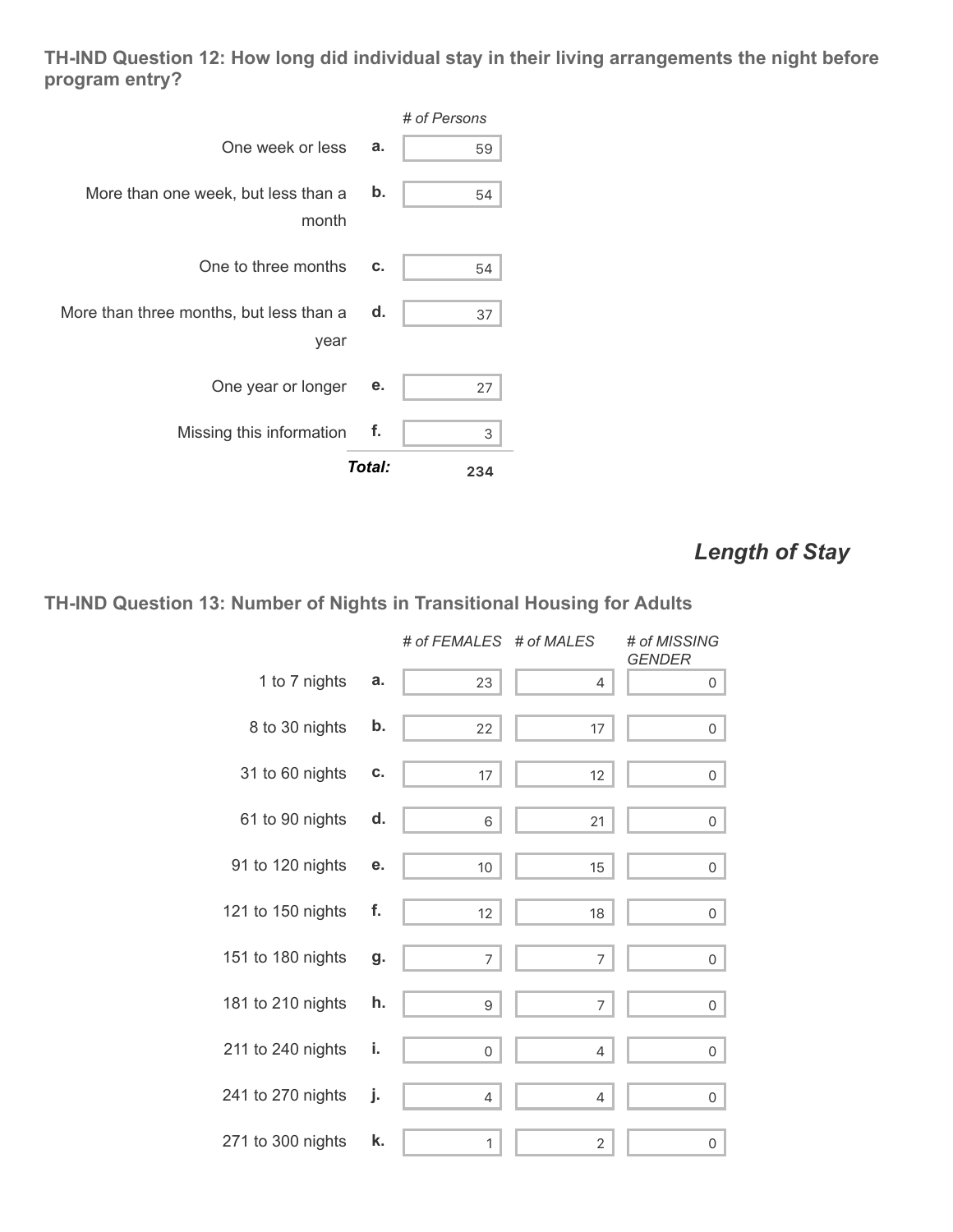### TH-IND Question 12: How long did individual stay in their living arrangements the night before program entry?

| | | # of Persons |
|---|---|---|
| One week or less | a. | 59 |
| More than one week, but less than a month | b. | 54 |
| One to three months | c. | 54 |
| More than three months, but less than a year | d. | 37 |
| One year or longer | e. | 27 |
| Missing this information | f. | 3 |
| | **Total:** | **234** |

## *Length of Stay*

### TH-IND Question 13: Number of Nights in Transitional Housing for Adults

| | | # of FEMALES | # of MALES | # of MISSING GENDER |
|---|---|---|---|---|
| 1 to 7 nights | a. | 23 | 4 | 0 |
| 8 to 30 nights | b. | 22 | 17 | 0 |
| 31 to 60 nights | c. | 17 | 12 | 0 |
| 61 to 90 nights | d. | 6 | 21 | 0 |
| 91 to 120 nights | e. | 10 | 15 | 0 |
| 121 to 150 nights | f. | 12 | 18 | 0 |
| 151 to 180 nights | g. | 7 | 7 | 0 |
| 181 to 210 nights | h. | 9 | 7 | 0 |
| 211 to 240 nights | i. | 0 | 4 | 0 |
| 241 to 270 nights | j. | 4 | 4 | 0 |
| 271 to 300 nights | k. | 1 | 2 | 0 |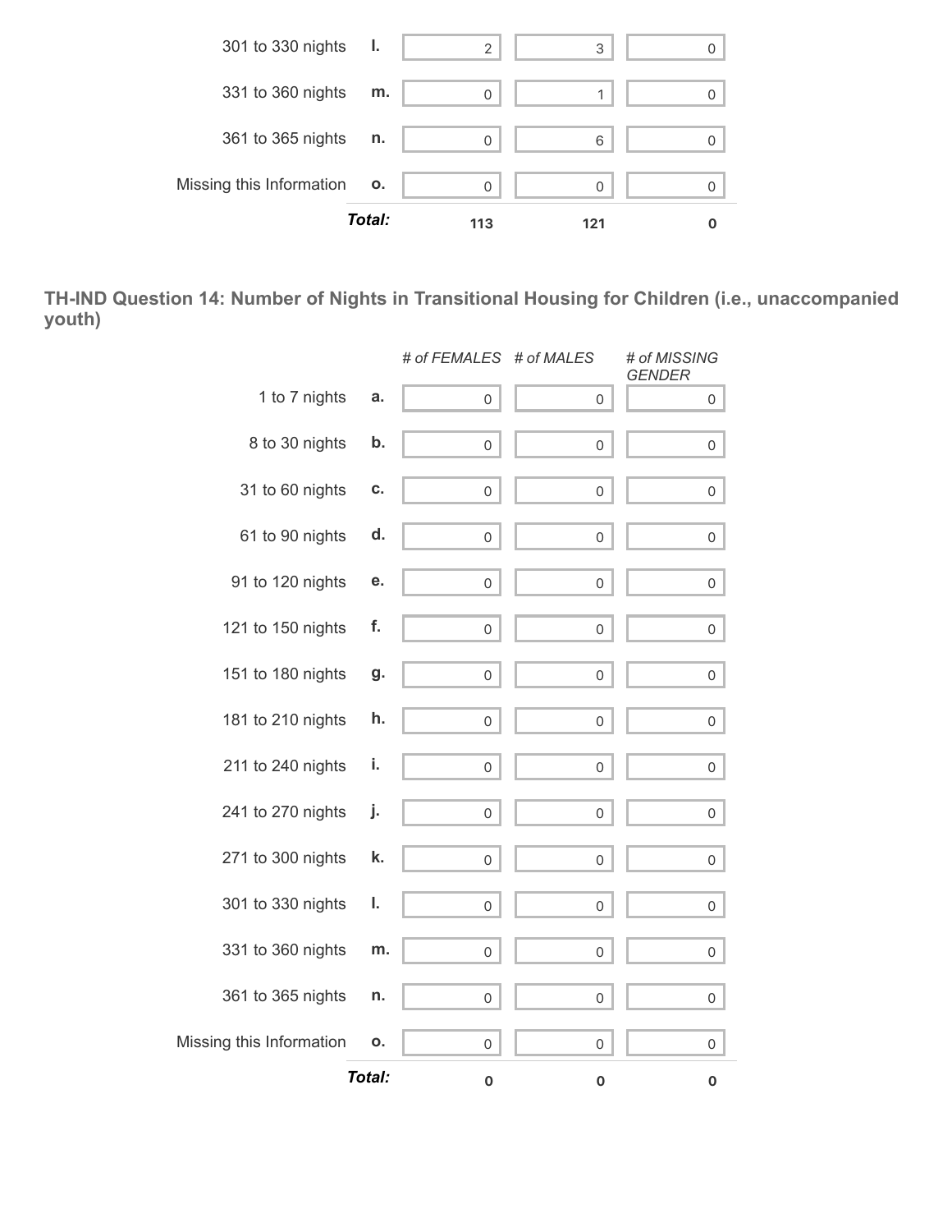|  |  |  |  |  |
|---|---|---|---|---|
| 301 to 330 nights | l. | 2 | 3 | 0 |
| 331 to 360 nights | m. | 0 | 1 | 0 |
| 361 to 365 nights | n. | 0 | 6 | 0 |
| Missing this Information | o. | 0 | 0 | 0 |
|  | ***Total:*** | **113** | **121** | **0** |

### TH-IND Question 14: Number of Nights in Transitional Housing for Children (i.e., unaccompanied youth)

|  |  | *# of FEMALES* | *# of MALES* | *# of MISSING GENDER* |
|---|---|---|---|---|
| 1 to 7 nights | a. | 0 | 0 | 0 |
| 8 to 30 nights | b. | 0 | 0 | 0 |
| 31 to 60 nights | c. | 0 | 0 | 0 |
| 61 to 90 nights | d. | 0 | 0 | 0 |
| 91 to 120 nights | e. | 0 | 0 | 0 |
| 121 to 150 nights | f. | 0 | 0 | 0 |
| 151 to 180 nights | g. | 0 | 0 | 0 |
| 181 to 210 nights | h. | 0 | 0 | 0 |
| 211 to 240 nights | i. | 0 | 0 | 0 |
| 241 to 270 nights | j. | 0 | 0 | 0 |
| 271 to 300 nights | k. | 0 | 0 | 0 |
| 301 to 330 nights | l. | 0 | 0 | 0 |
| 331 to 360 nights | m. | 0 | 0 | 0 |
| 361 to 365 nights | n. | 0 | 0 | 0 |
| Missing this Information | o. | 0 | 0 | 0 |
|  | ***Total:*** | **0** | **0** | **0** |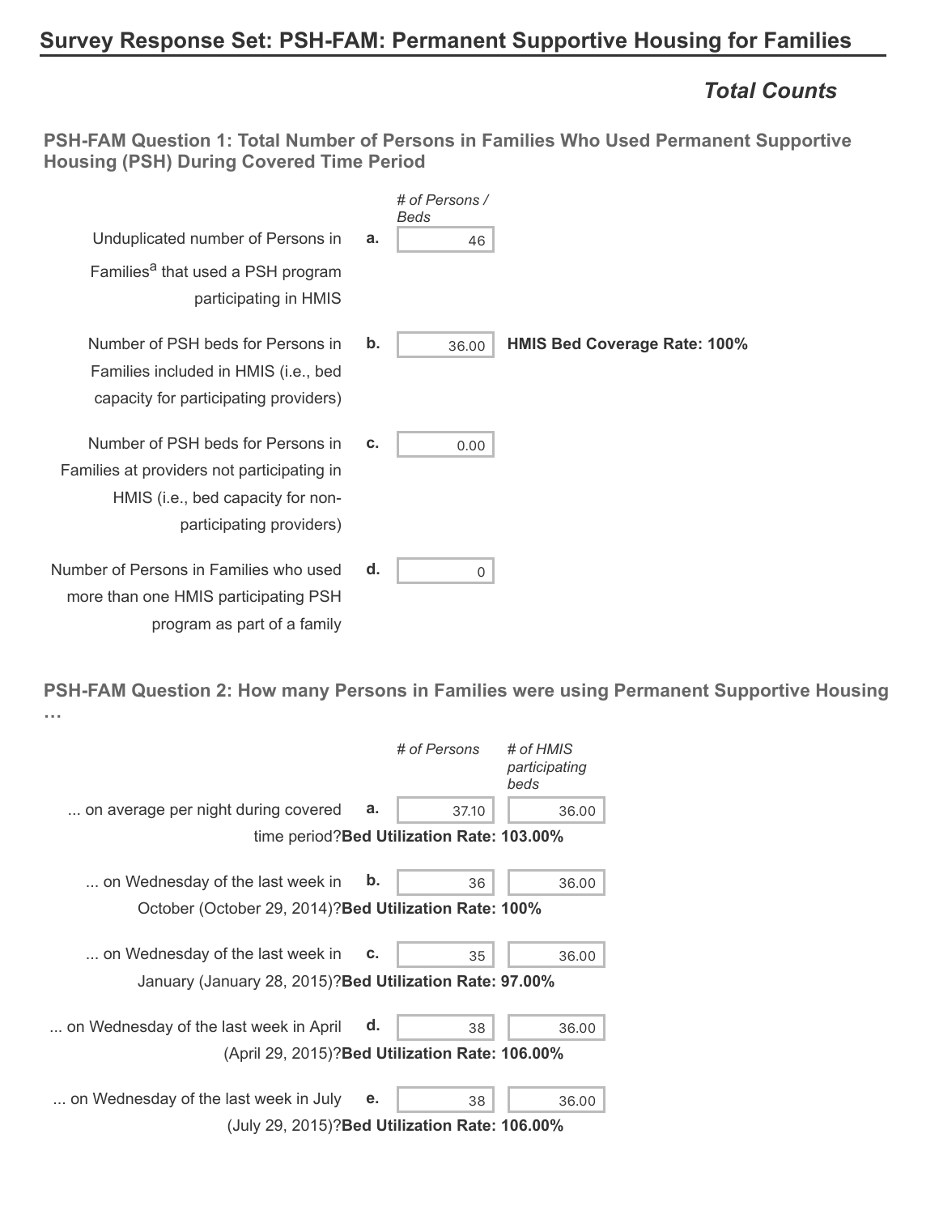## Survey Response Set: PSH-FAM: Permanent Supportive Housing for Families

### *Total Counts*

#### PSH-FAM Question 1: Total Number of Persons in Families Who Used Permanent Supportive Housing (PSH) During Covered Time Period

| | | *# of Persons / Beds* | |
|---|---|---|---|
| Unduplicated number of Persons in Families[a] that used a PSH program participating in HMIS | **a.** | 46 | |
| Number of PSH beds for Persons in Families included in HMIS (i.e., bed capacity for participating providers) | **b.** | 36.00 | **HMIS Bed Coverage Rate: 100%** |
| Number of PSH beds for Persons in Families at providers not participating in HMIS (i.e., bed capacity for non-participating providers) | **c.** | 0.00 | |
| Number of Persons in Families who used more than one HMIS participating PSH program as part of a family | **d.** | 0 | |

#### PSH-FAM Question 2: How many Persons in Families were using Permanent Supportive Housing …

| | | *# of Persons* | *# of HMIS participating beds* |
|---|---|---|---|
| ... on average per night during covered time period?**Bed Utilization Rate: 103.00%** | **a.** | 37.10 | 36.00 |
| ... on Wednesday of the last week in October (October 29, 2014)?**Bed Utilization Rate: 100%** | **b.** | 36 | 36.00 |
| ... on Wednesday of the last week in January (January 28, 2015)?**Bed Utilization Rate: 97.00%** | **c.** | 35 | 36.00 |
| ... on Wednesday of the last week in April (April 29, 2015)?**Bed Utilization Rate: 106.00%** | **d.** | 38 | 36.00 |
| ... on Wednesday of the last week in July (July 29, 2015)?**Bed Utilization Rate: 106.00%** | **e.** | 38 | 36.00 |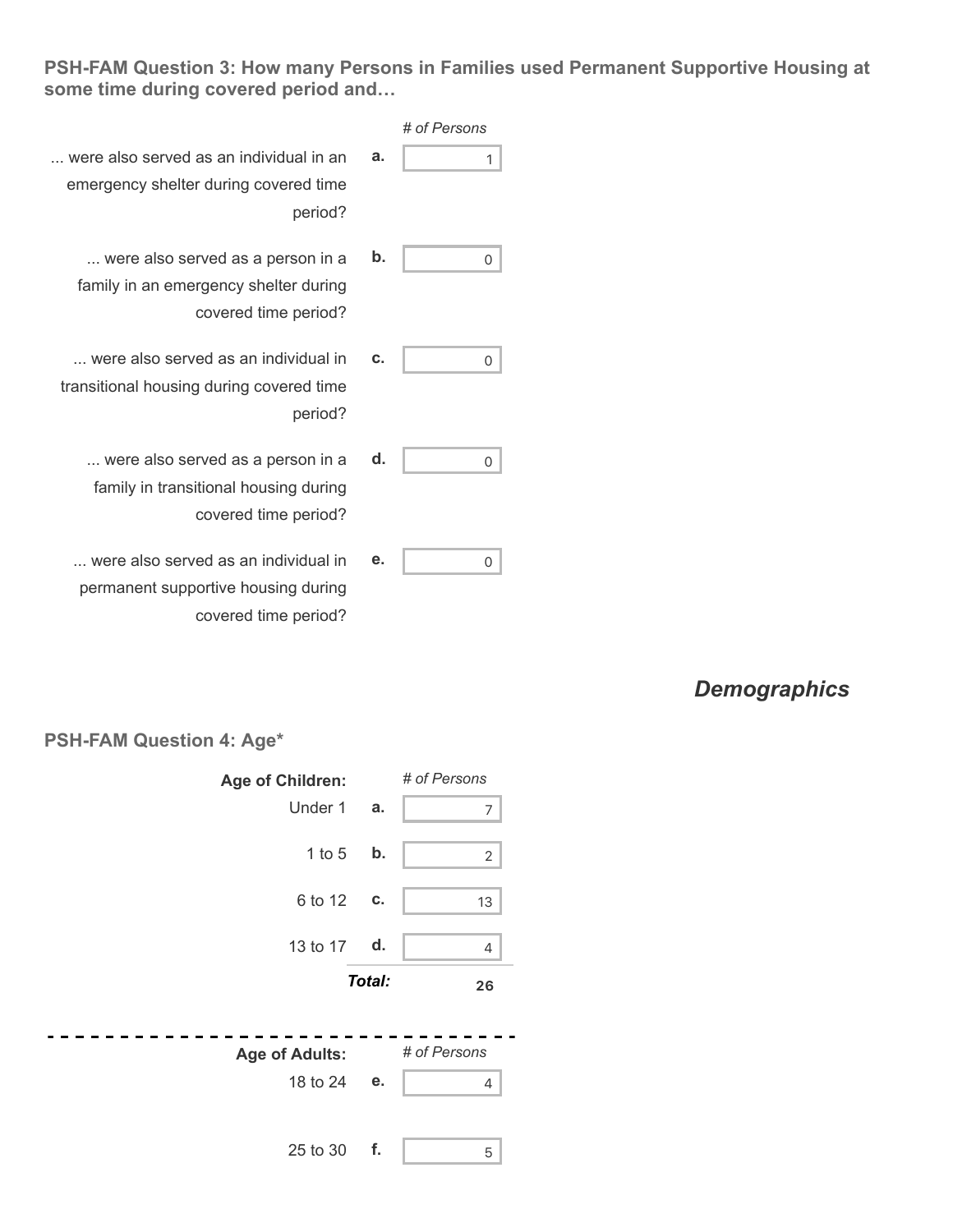**PSH-FAM Question 3: How many Persons in Families used Permanent Supportive Housing at some time during covered period and…**

| | | # of Persons |
|---|---|---|
| ... were also served as an individual in an emergency shelter during covered time period? | a. | 1 |
| ... were also served as a person in a family in an emergency shelter during covered time period? | b. | 0 |
| ... were also served as an individual in transitional housing during covered time period? | c. | 0 |
| ... were also served as a person in a family in transitional housing during covered time period? | d. | 0 |
| ... were also served as an individual in permanent supportive housing during covered time period? | e. | 0 |

## *Demographics*

**PSH-FAM Question 4: Age***

| Age of Children: | | # of Persons |
|---|---|---|
| Under 1 | a. | 7 |
| 1 to 5 | b. | 2 |
| 6 to 12 | c. | 13 |
| 13 to 17 | d. | 4 |
| | ***Total:*** | **26** |

| Age of Adults: | | # of Persons |
|---|---|---|
| 18 to 24 | e. | 4 |
| 25 to 30 | f. | 5 |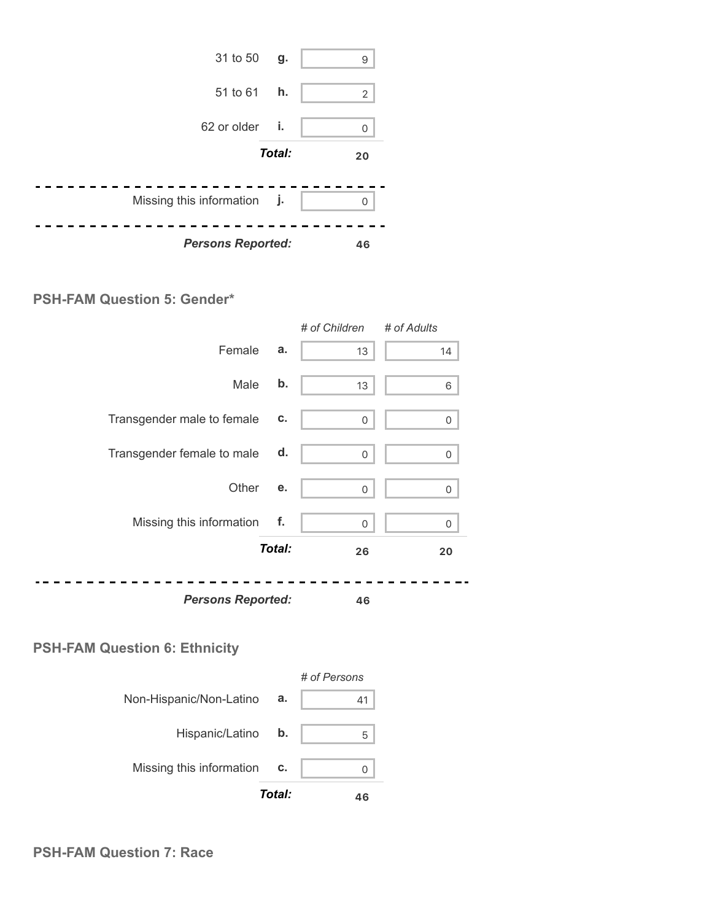| | | |
|---|---|---|
| 31 to 50 | g. | 9 |
| 51 to 61 | h. | 2 |
| 62 or older | i. | 0 |
| | ***Total:*** | **20** |
| Missing this information | j. | 0 |
| ***Persons Reported:*** | | **46** |

## PSH-FAM Question 5: Gender*

| | | *# of Children* | *# of Adults* |
|---|---|---|---|
| Female | a. | 13 | 14 |
| Male | b. | 13 | 6 |
| Transgender male to female | c. | 0 | 0 |
| Transgender female to male | d. | 0 | 0 |
| Other | e. | 0 | 0 |
| Missing this information | f. | 0 | 0 |
| | ***Total:*** | **26** | **20** |
| ***Persons Reported:*** | | **46** | |

## PSH-FAM Question 6: Ethnicity

| | | *# of Persons* |
|---|---|---|
| Non-Hispanic/Non-Latino | a. | 41 |
| Hispanic/Latino | b. | 5 |
| Missing this information | c. | 0 |
| | ***Total:*** | **46** |

## PSH-FAM Question 7: Race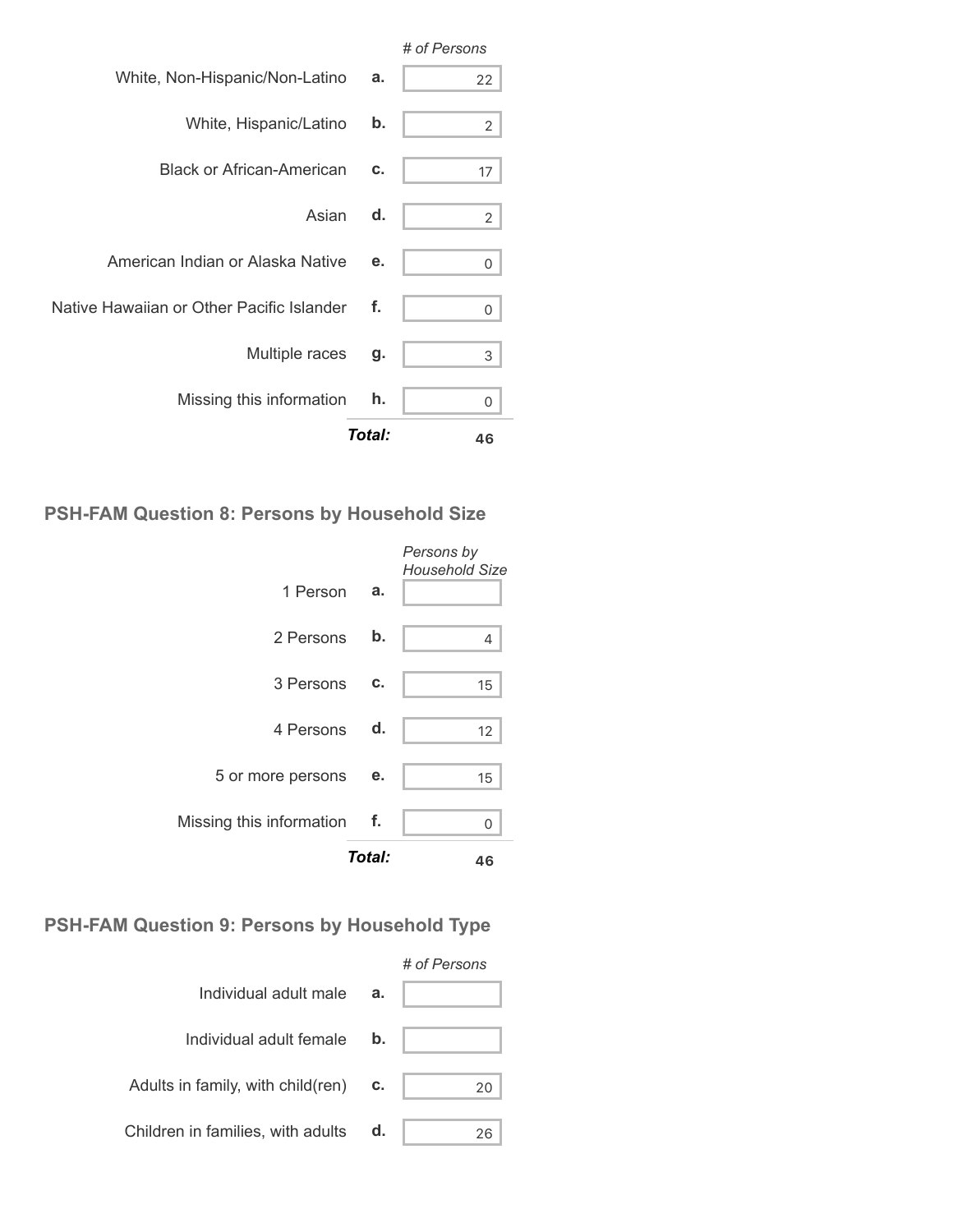| | | # of Persons |
|---|---|---|
| White, Non-Hispanic/Non-Latino | a. | 22 |
| White, Hispanic/Latino | b. | 2 |
| Black or African-American | c. | 17 |
| Asian | d. | 2 |
| American Indian or Alaska Native | e. | 0 |
| Native Hawaiian or Other Pacific Islander | f. | 0 |
| Multiple races | g. | 3 |
| Missing this information | h. | 0 |
| | ***Total:*** | **46** |

## PSH-FAM Question 8: Persons by Household Size

| | | *Persons by Household Size* |
|---|---|---|
| 1 Person | a. | |
| 2 Persons | b. | 4 |
| 3 Persons | c. | 15 |
| 4 Persons | d. | 12 |
| 5 or more persons | e. | 15 |
| Missing this information | f. | 0 |
| | ***Total:*** | **46** |

## PSH-FAM Question 9: Persons by Household Type

| | | *# of Persons* |
|---|---|---|
| Individual adult male | a. | |
| Individual adult female | b. | |
| Adults in family, with child(ren) | c. | 20 |
| Children in families, with adults | d. | 26 |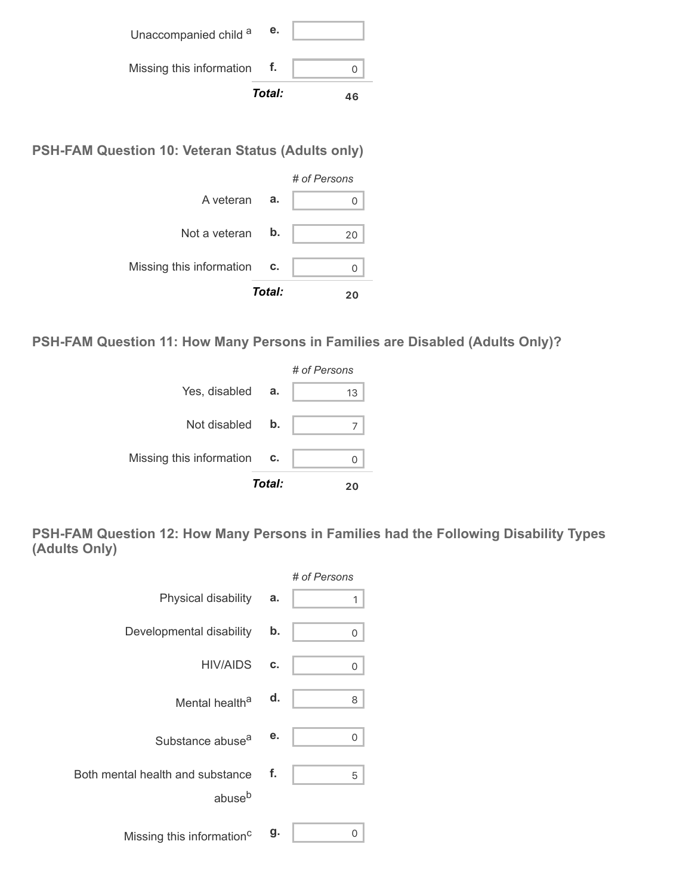| | | |
|---|---|---|
| Unaccompanied child [a] | e. | |
| Missing this information | f. | 0 |
| | ***Total:*** | **46** |

### PSH-FAM Question 10: Veteran Status (Adults only)

| | | *# of Persons* |
|---|---|---|
| A veteran | a. | 0 |
| Not a veteran | b. | 20 |
| Missing this information | c. | 0 |
| | ***Total:*** | **20** |

### PSH-FAM Question 11: How Many Persons in Families are Disabled (Adults Only)?

| | | *# of Persons* |
|---|---|---|
| Yes, disabled | a. | 13 |
| Not disabled | b. | 7 |
| Missing this information | c. | 0 |
| | ***Total:*** | **20** |

### PSH-FAM Question 12: How Many Persons in Families had the Following Disability Types (Adults Only)

| | | *# of Persons* |
|---|---|---|
| Physical disability | a. | 1 |
| Developmental disability | b. | 0 |
| HIV/AIDS | c. | 0 |
| Mental health [a] | d. | 8 |
| Substance abuse [a] | e. | 0 |
| Both mental health and substance abuse [b] | f. | 5 |
| Missing this information [c] | g. | 0 |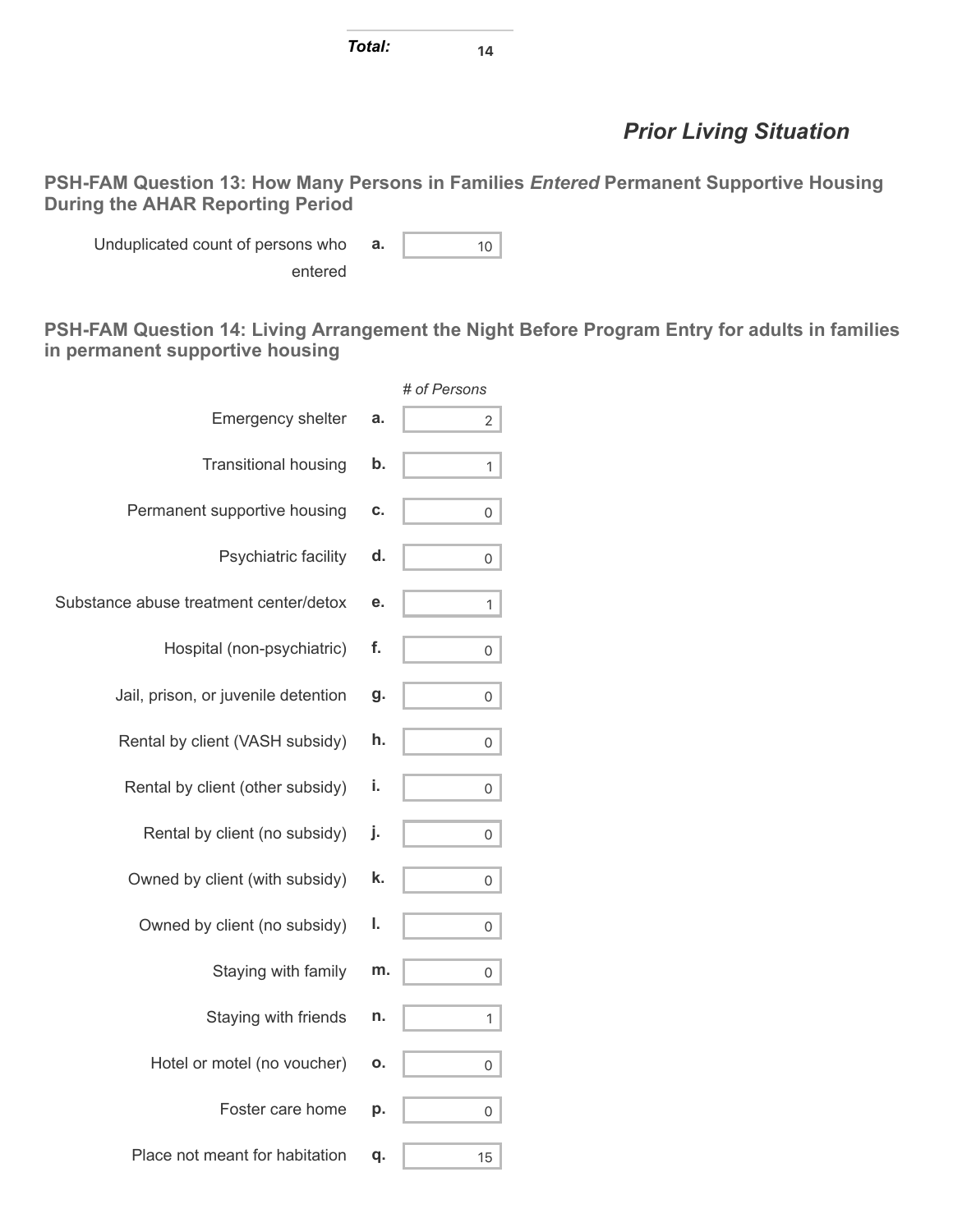| | Total: | 14 |
|---|---|---|

## *Prior Living Situation*

### PSH-FAM Question 13: How Many Persons in Families *Entered* Permanent Supportive Housing During the AHAR Reporting Period

| | | |
|---|---|---|
| Unduplicated count of persons who entered | a. | 10 |

### PSH-FAM Question 14: Living Arrangement the Night Before Program Entry for adults in families in permanent supportive housing

| | | *# of Persons* |
|---|---|---|
| Emergency shelter | a. | 2 |
| Transitional housing | b. | 1 |
| Permanent supportive housing | c. | 0 |
| Psychiatric facility | d. | 0 |
| Substance abuse treatment center/detox | e. | 1 |
| Hospital (non-psychiatric) | f. | 0 |
| Jail, prison, or juvenile detention | g. | 0 |
| Rental by client (VASH subsidy) | h. | 0 |
| Rental by client (other subsidy) | i. | 0 |
| Rental by client (no subsidy) | j. | 0 |
| Owned by client (with subsidy) | k. | 0 |
| Owned by client (no subsidy) | l. | 0 |
| Staying with family | m. | 0 |
| Staying with friends | n. | 1 |
| Hotel or motel (no voucher) | o. | 0 |
| Foster care home | p. | 0 |
| Place not meant for habitation | q. | 15 |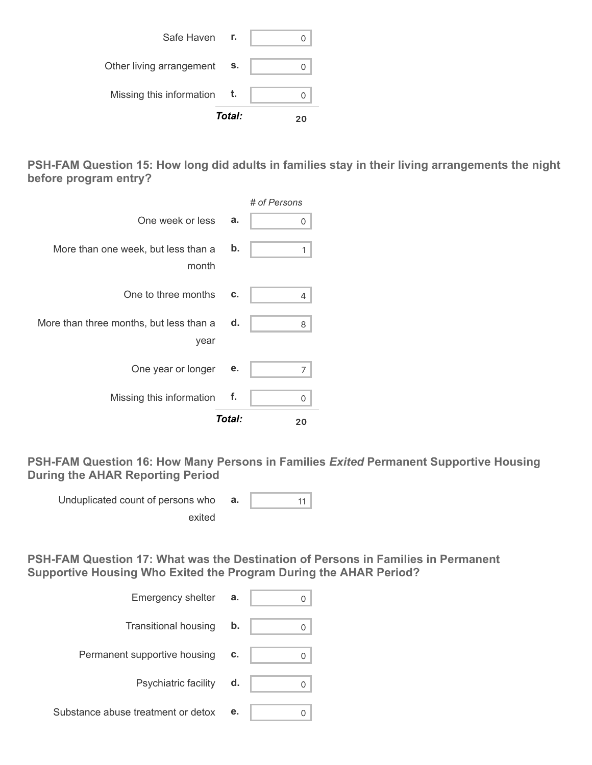| | | |
|---|---|---|
| Safe Haven | r. | 0 |
| Other living arrangement | s. | 0 |
| Missing this information | t. | 0 |
| | **Total:** | **20** |

### PSH-FAM Question 15: How long did adults in families stay in their living arrangements the night before program entry?

| | | *# of Persons* |
|---|---|---|
| One week or less | a. | 0 |
| More than one week, but less than a month | b. | 1 |
| One to three months | c. | 4 |
| More than three months, but less than a year | d. | 8 |
| One year or longer | e. | 7 |
| Missing this information | f. | 0 |
| | **Total:** | **20** |

### PSH-FAM Question 16: How Many Persons in Families *Exited* Permanent Supportive Housing During the AHAR Reporting Period

| | | |
|---|---|---|
| Unduplicated count of persons who exited | a. | 11 |

### PSH-FAM Question 17: What was the Destination of Persons in Families in Permanent Supportive Housing Who Exited the Program During the AHAR Period?

| | | |
|---|---|---|
| Emergency shelter | a. | 0 |
| Transitional housing | b. | 0 |
| Permanent supportive housing | c. | 0 |
| Psychiatric facility | d. | 0 |
| Substance abuse treatment or detox | e. | 0 |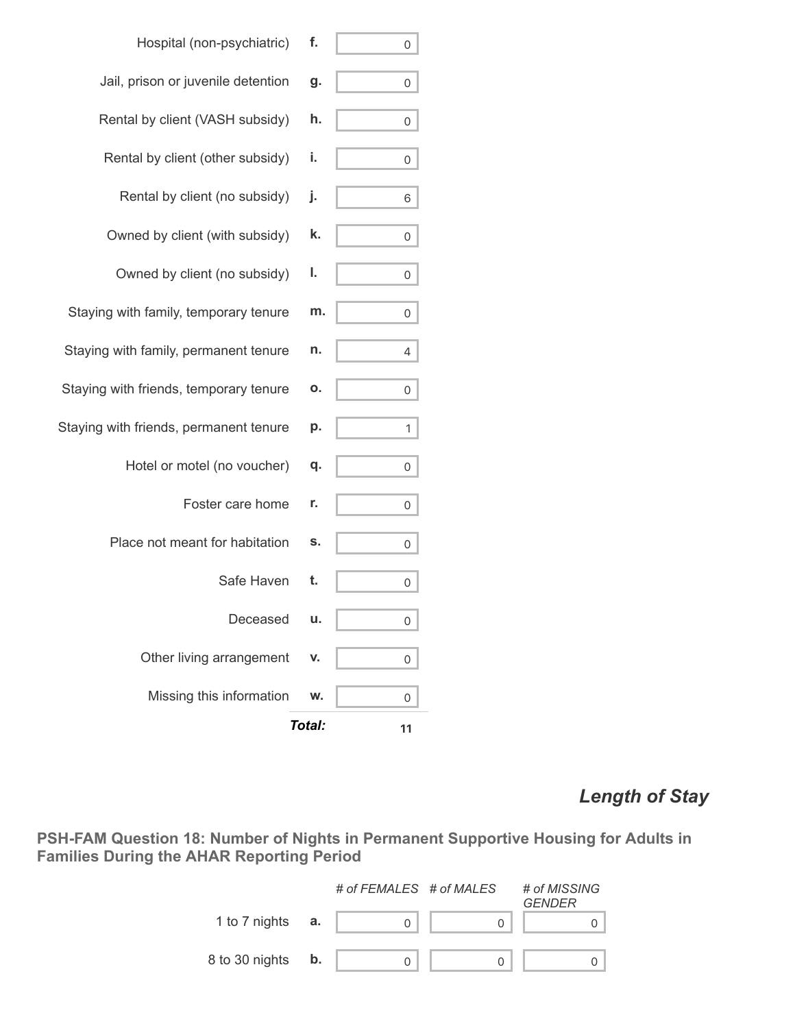| | | |
|---|---|---|
| Hospital (non-psychiatric) | f. | 0 |
| Jail, prison or juvenile detention | g. | 0 |
| Rental by client (VASH subsidy) | h. | 0 |
| Rental by client (other subsidy) | i. | 0 |
| Rental by client (no subsidy) | j. | 6 |
| Owned by client (with subsidy) | k. | 0 |
| Owned by client (no subsidy) | l. | 0 |
| Staying with family, temporary tenure | m. | 0 |
| Staying with family, permanent tenure | n. | 4 |
| Staying with friends, temporary tenure | o. | 0 |
| Staying with friends, permanent tenure | p. | 1 |
| Hotel or motel (no voucher) | q. | 0 |
| Foster care home | r. | 0 |
| Place not meant for habitation | s. | 0 |
| Safe Haven | t. | 0 |
| Deceased | u. | 0 |
| Other living arrangement | v. | 0 |
| Missing this information | w. | 0 |
| | ***Total:*** | **11** |

## *Length of Stay*

### PSH-FAM Question 18: Number of Nights in Permanent Supportive Housing for Adults in Families During the AHAR Reporting Period

| | | *# of FEMALES* | *# of MALES* | *# of MISSING GENDER* |
|---|---|---|---|---|
| 1 to 7 nights | a. | 0 | 0 | 0 |
| 8 to 30 nights | b. | 0 | 0 | 0 |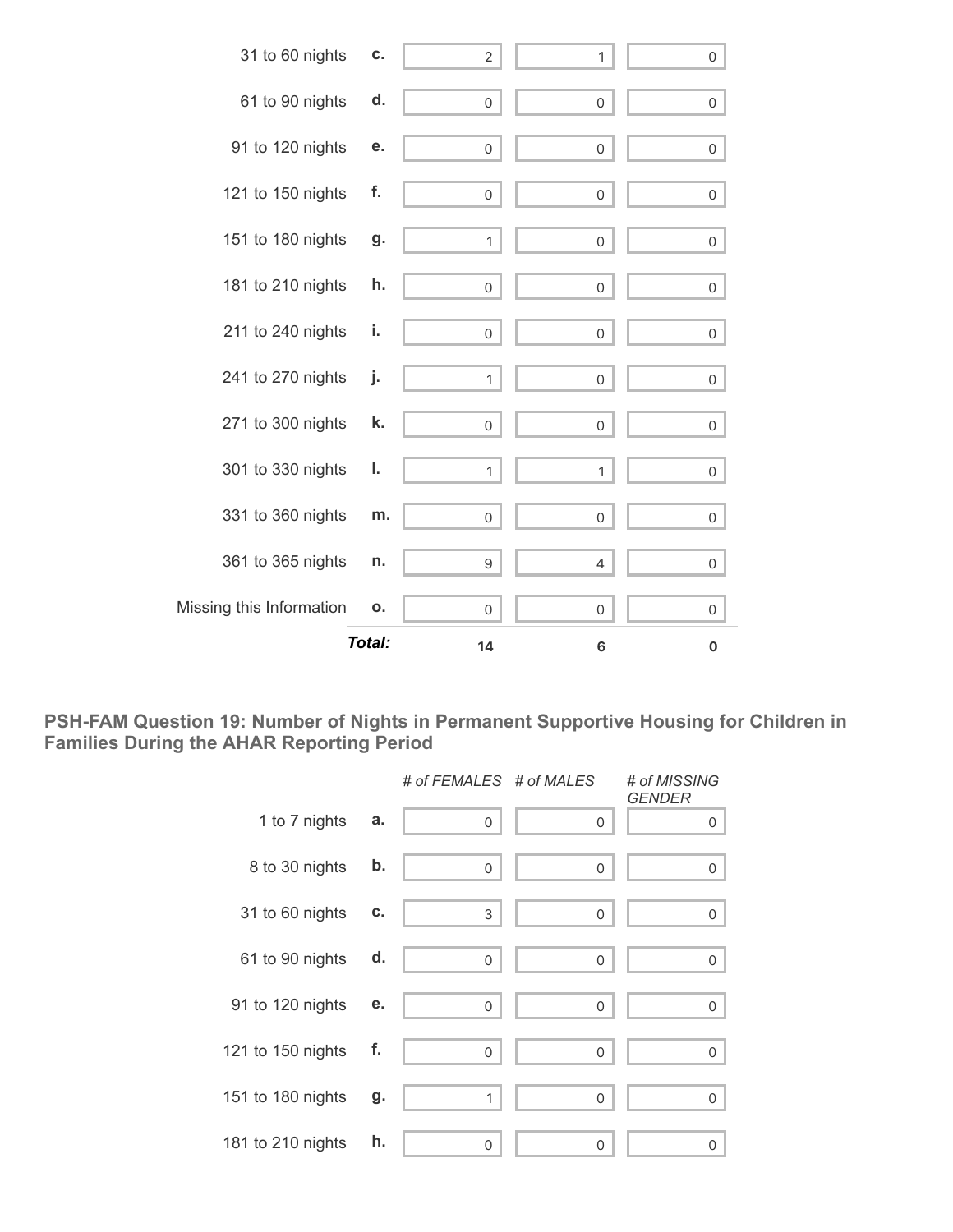| | | | | |
|---|---|---|---|---|
| 31 to 60 nights | c. | 2 | 1 | 0 |
| 61 to 90 nights | d. | 0 | 0 | 0 |
| 91 to 120 nights | e. | 0 | 0 | 0 |
| 121 to 150 nights | f. | 0 | 0 | 0 |
| 151 to 180 nights | g. | 1 | 0 | 0 |
| 181 to 210 nights | h. | 0 | 0 | 0 |
| 211 to 240 nights | i. | 0 | 0 | 0 |
| 241 to 270 nights | j. | 1 | 0 | 0 |
| 271 to 300 nights | k. | 0 | 0 | 0 |
| 301 to 330 nights | l. | 1 | 1 | 0 |
| 331 to 360 nights | m. | 0 | 0 | 0 |
| 361 to 365 nights | n. | 9 | 4 | 0 |
| Missing this Information | o. | 0 | 0 | 0 |
| | ***Total:*** | **14** | **6** | **0** |

### PSH-FAM Question 19: Number of Nights in Permanent Supportive Housing for Children in Families During the AHAR Reporting Period

| | | *# of FEMALES* | *# of MALES* | *# of MISSING GENDER* |
|---|---|---|---|---|
| 1 to 7 nights | a. | 0 | 0 | 0 |
| 8 to 30 nights | b. | 0 | 0 | 0 |
| 31 to 60 nights | c. | 3 | 0 | 0 |
| 61 to 90 nights | d. | 0 | 0 | 0 |
| 91 to 120 nights | e. | 0 | 0 | 0 |
| 121 to 150 nights | f. | 0 | 0 | 0 |
| 151 to 180 nights | g. | 1 | 0 | 0 |
| 181 to 210 nights | h. | 0 | 0 | 0 |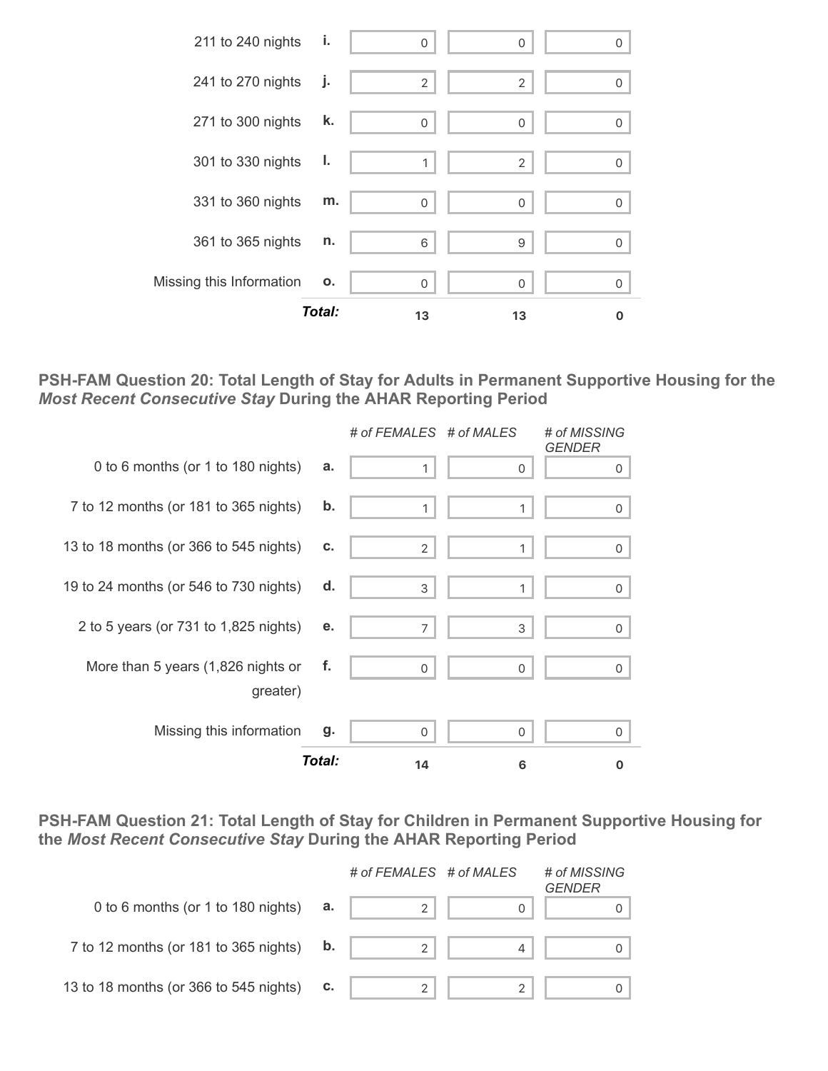| | | | | |
|---|---|---|---|---|
| 211 to 240 nights | i. | 0 | 0 | 0 |
| 241 to 270 nights | j. | 2 | 2 | 0 |
| 271 to 300 nights | k. | 0 | 0 | 0 |
| 301 to 330 nights | l. | 1 | 2 | 0 |
| 331 to 360 nights | m. | 0 | 0 | 0 |
| 361 to 365 nights | n. | 6 | 9 | 0 |
| Missing this Information | o. | 0 | 0 | 0 |
| | ***Total:*** | **13** | **13** | **0** |

### PSH-FAM Question 20: Total Length of Stay for Adults in Permanent Supportive Housing for the *Most Recent Consecutive Stay* During the AHAR Reporting Period

| | | *# of FEMALES* | *# of MALES* | *# of MISSING GENDER* |
|---|---|---|---|---|
| 0 to 6 months (or 1 to 180 nights) | a. | 1 | 0 | 0 |
| 7 to 12 months (or 181 to 365 nights) | b. | 1 | 1 | 0 |
| 13 to 18 months (or 366 to 545 nights) | c. | 2 | 1 | 0 |
| 19 to 24 months (or 546 to 730 nights) | d. | 3 | 1 | 0 |
| 2 to 5 years (or 731 to 1,825 nights) | e. | 7 | 3 | 0 |
| More than 5 years (1,826 nights or greater) | f. | 0 | 0 | 0 |
| Missing this information | g. | 0 | 0 | 0 |
| | ***Total:*** | **14** | **6** | **0** |

### PSH-FAM Question 21: Total Length of Stay for Children in Permanent Supportive Housing for the *Most Recent Consecutive Stay* During the AHAR Reporting Period

| | | *# of FEMALES* | *# of MALES* | *# of MISSING GENDER* |
|---|---|---|---|---|
| 0 to 6 months (or 1 to 180 nights) | a. | 2 | 0 | 0 |
| 7 to 12 months (or 181 to 365 nights) | b. | 2 | 4 | 0 |
| 13 to 18 months (or 366 to 545 nights) | c. | 2 | 2 | 0 |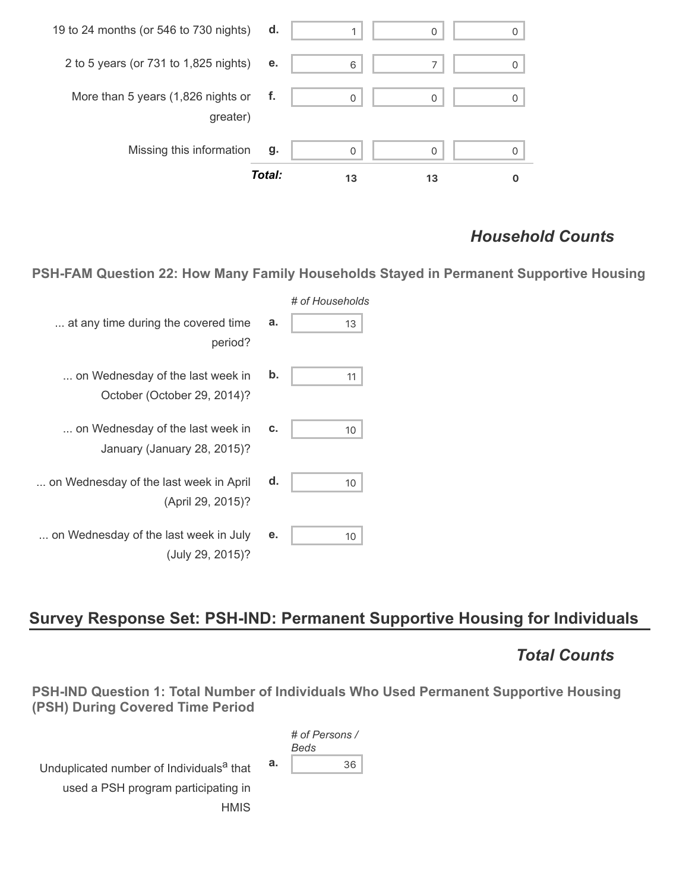| | | | | |
|---|---|---|---|---|
| 19 to 24 months (or 546 to 730 nights) | d. | 1 | 0 | 0 |
| 2 to 5 years (or 731 to 1,825 nights) | e. | 6 | 7 | 0 |
| More than 5 years (1,826 nights or greater) | f. | 0 | 0 | 0 |
| Missing this information | g. | 0 | 0 | 0 |
| | **Total:** | **13** | **13** | **0** |

## *Household Counts*

### PSH-FAM Question 22: How Many Family Households Stayed in Permanent Supportive Housing

| | | *# of Households* |
|---|---|---|
| ... at any time during the covered time period? | a. | 13 |
| ... on Wednesday of the last week in October (October 29, 2014)? | b. | 11 |
| ... on Wednesday of the last week in January (January 28, 2015)? | c. | 10 |
| ... on Wednesday of the last week in April (April 29, 2015)? | d. | 10 |
| ... on Wednesday of the last week in July (July 29, 2015)? | e. | 10 |

# Survey Response Set: PSH-IND: Permanent Supportive Housing for Individuals

## *Total Counts*

### PSH-IND Question 1: Total Number of Individuals Who Used Permanent Supportive Housing (PSH) During Covered Time Period

| | | *# of Persons / Beds* |
|---|---|---|
| Unduplicated number of Individuals[a] that used a PSH program participating in HMIS | a. | 36 |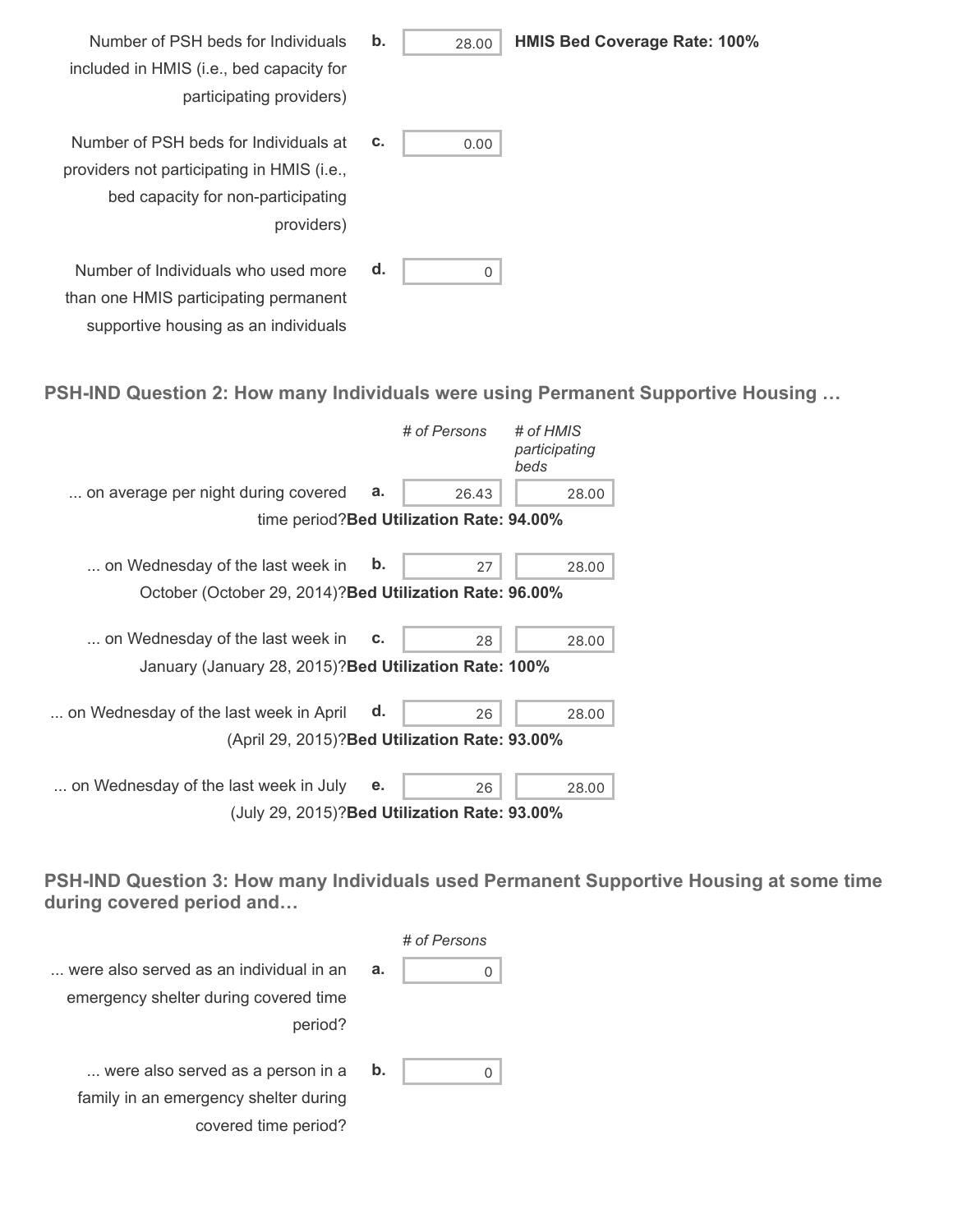| | | | |
|---|---|---|---|
| Number of PSH beds for Individuals included in HMIS (i.e., bed capacity for participating providers) | b. | 28.00 | **HMIS Bed Coverage Rate: 100%** |
| Number of PSH beds for Individuals at providers not participating in HMIS (i.e., bed capacity for non-participating providers) | c. | 0.00 | |
| Number of Individuals who used more than one HMIS participating permanent supportive housing as an individuals | d. | 0 | |

### PSH-IND Question 2: How many Individuals were using Permanent Supportive Housing …

| | | *# of Persons* | *# of HMIS participating beds* |
|---|---|---|---|
| ... on average per night during covered time period? **Bed Utilization Rate: 94.00%** | a. | 26.43 | 28.00 |
| ... on Wednesday of the last week in October (October 29, 2014)? **Bed Utilization Rate: 96.00%** | b. | 27 | 28.00 |
| ... on Wednesday of the last week in January (January 28, 2015)? **Bed Utilization Rate: 100%** | c. | 28 | 28.00 |
| ... on Wednesday of the last week in April (April 29, 2015)? **Bed Utilization Rate: 93.00%** | d. | 26 | 28.00 |
| ... on Wednesday of the last week in July (July 29, 2015)? **Bed Utilization Rate: 93.00%** | e. | 26 | 28.00 |

### PSH-IND Question 3: How many Individuals used Permanent Supportive Housing at some time during covered period and…

| | | *# of Persons* |
|---|---|---|
| ... were also served as an individual in an emergency shelter during covered time period? | a. | 0 |
| ... were also served as a person in a family in an emergency shelter during covered time period? | b. | 0 |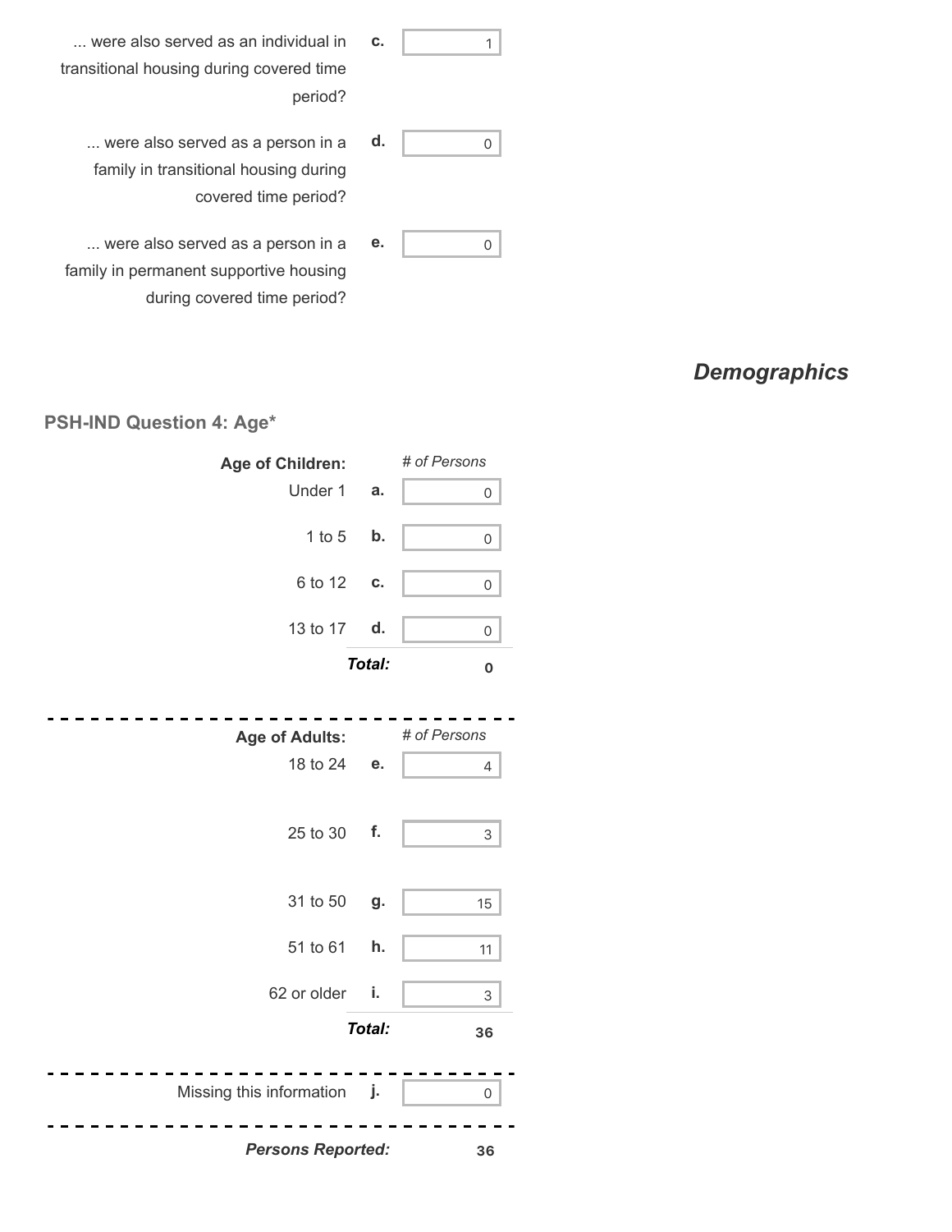| | | |
|---|---|---|
| ... were also served as an individual in transitional housing during covered time period? | c. | 1 |
| ... were also served as a person in a family in transitional housing during covered time period? | d. | 0 |
| ... were also served as a person in a family in permanent supportive housing during covered time period? | e. | 0 |

## *Demographics*

### PSH-IND Question 4: Age*

| **Age of Children:** | | *# of Persons* |
|---|---|---|
| Under 1 | a. | 0 |
| 1 to 5 | b. | 0 |
| 6 to 12 | c. | 0 |
| 13 to 17 | d. | 0 |
| | ***Total:*** | **0** |

| **Age of Adults:** | | *# of Persons* |
|---|---|---|
| 18 to 24 | e. | 4 |
| 25 to 30 | f. | 3 |
| 31 to 50 | g. | 15 |
| 51 to 61 | h. | 11 |
| 62 or older | i. | 3 |
| | ***Total:*** | **36** |

| | | |
|---|---|---|
| Missing this information | j. | 0 |
| ***Persons Reported:*** | | **36** |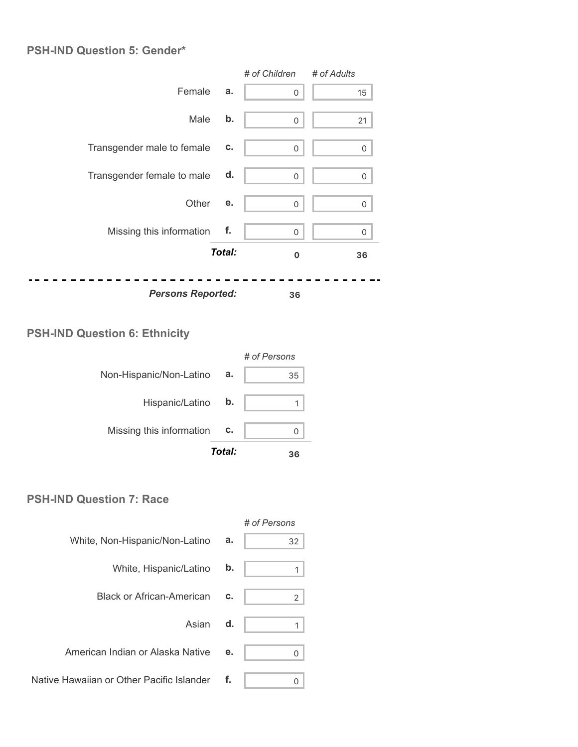### PSH-IND Question 5: Gender*

| | | # of Children | # of Adults |
|---|---|---|---|
| Female | a. | 0 | 15 |
| Male | b. | 0 | 21 |
| Transgender male to female | c. | 0 | 0 |
| Transgender female to male | d. | 0 | 0 |
| Other | e. | 0 | 0 |
| Missing this information | f. | 0 | 0 |
| | ***Total:*** | **0** | **36** |

***Persons Reported:*** **36**

### PSH-IND Question 6: Ethnicity

| | | # of Persons |
|---|---|---|
| Non-Hispanic/Non-Latino | a. | 35 |
| Hispanic/Latino | b. | 1 |
| Missing this information | c. | 0 |
| | ***Total:*** | **36** |

### PSH-IND Question 7: Race

| | | # of Persons |
|---|---|---|
| White, Non-Hispanic/Non-Latino | a. | 32 |
| White, Hispanic/Latino | b. | 1 |
| Black or African-American | c. | 2 |
| Asian | d. | 1 |
| American Indian or Alaska Native | e. | 0 |
| Native Hawaiian or Other Pacific Islander | f. | 0 |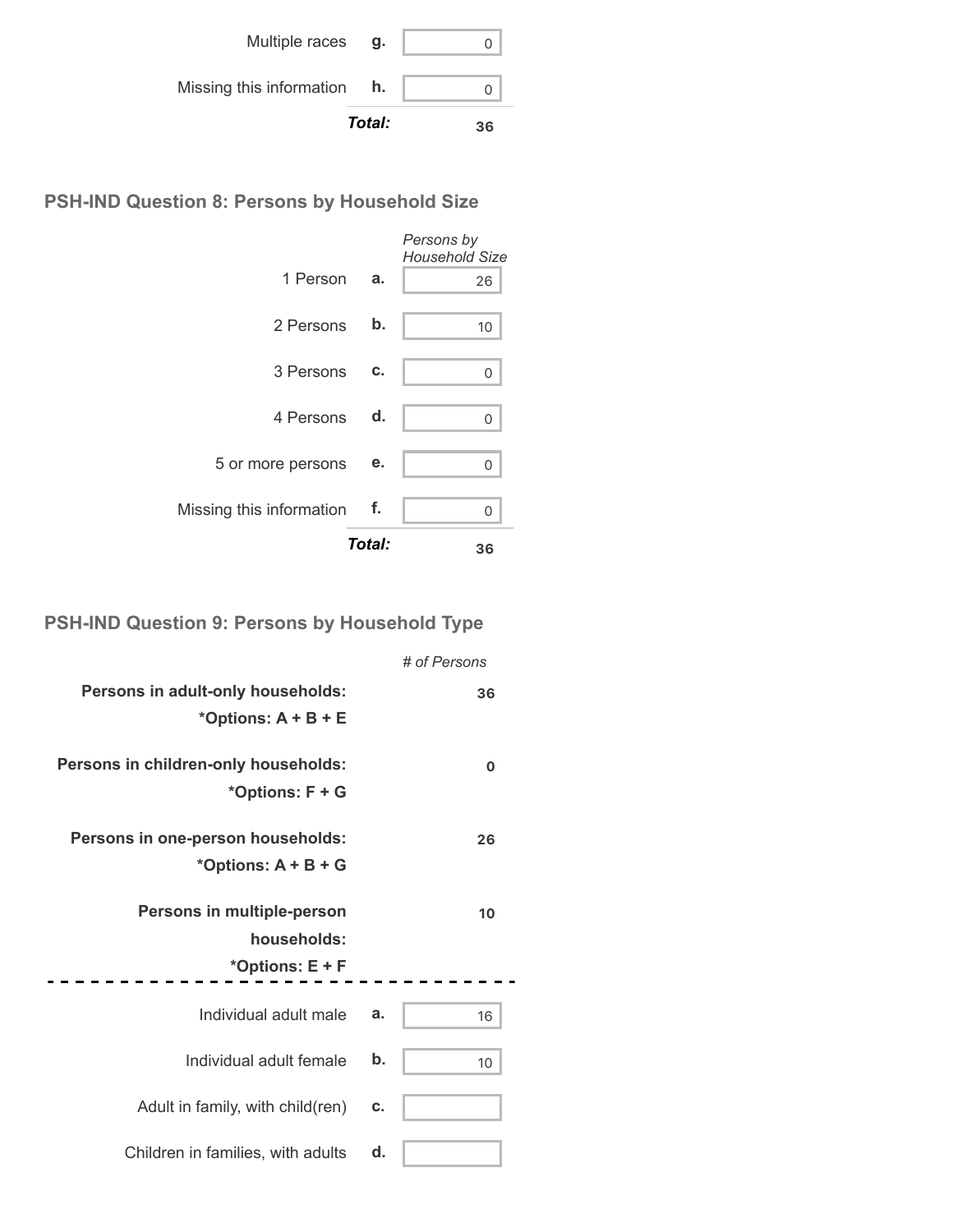| | | |
|---|---|---|
| Multiple races | g. | 0 |
| Missing this information | h. | 0 |
| | ***Total:*** | **36** |

### PSH-IND Question 8: Persons by Household Size

| | | *Persons by Household Size* |
|---|---|---|
| 1 Person | a. | 26 |
| 2 Persons | b. | 10 |
| 3 Persons | c. | 0 |
| 4 Persons | d. | 0 |
| 5 or more persons | e. | 0 |
| Missing this information | f. | 0 |
| | ***Total:*** | **36** |

### PSH-IND Question 9: Persons by Household Type

| | | *# of Persons* |
|---|---|---|
| **Persons in adult-only households: *Options: A + B + E** | | **36** |
| **Persons in children-only households: *Options: F + G** | | **0** |
| **Persons in one-person households: *Options: A + B + G** | | **26** |
| **Persons in multiple-person households: *Options: E + F** | | **10** |
| Individual adult male | a. | 16 |
| Individual adult female | b. | 10 |
| Adult in family, with child(ren) | c. | |
| Children in families, with adults | d. | |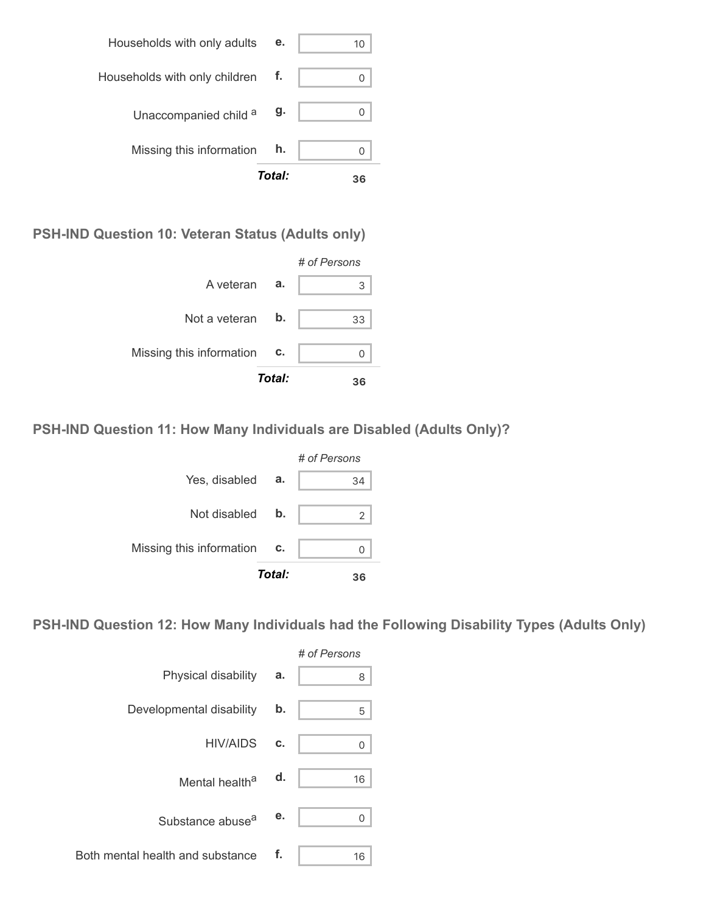| | | |
|---|---|---|
| Households with only adults | e. | 10 |
| Households with only children | f. | 0 |
| Unaccompanied child [a] | g. | 0 |
| Missing this information | h. | 0 |
| | ***Total:*** | **36** |

### PSH-IND Question 10: Veteran Status (Adults only)

| | | *# of Persons* |
|---|---|---|
| A veteran | a. | 3 |
| Not a veteran | b. | 33 |
| Missing this information | c. | 0 |
| | ***Total:*** | **36** |

### PSH-IND Question 11: How Many Individuals are Disabled (Adults Only)?

| | | *# of Persons* |
|---|---|---|
| Yes, disabled | a. | 34 |
| Not disabled | b. | 2 |
| Missing this information | c. | 0 |
| | ***Total:*** | **36** |

### PSH-IND Question 12: How Many Individuals had the Following Disability Types (Adults Only)

| | | *# of Persons* |
|---|---|---|
| Physical disability | a. | 8 |
| Developmental disability | b. | 5 |
| HIV/AIDS | c. | 0 |
| Mental health[a] | d. | 16 |
| Substance abuse[a] | e. | 0 |
| Both mental health and substance | f. | 16 |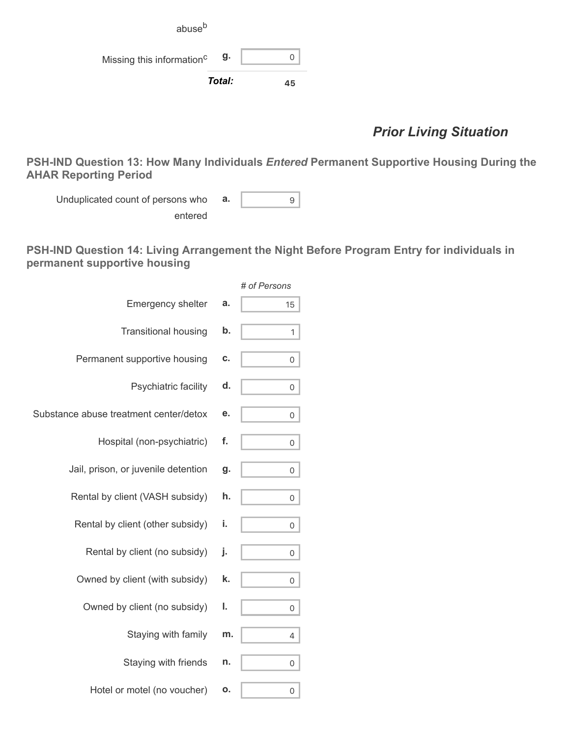| | | |
|---|---|---|
| abuse[b] | | |
| Missing this information[c] | g. | 0 |
| | **Total:** | 45 |

## *Prior Living Situation*

### PSH-IND Question 13: How Many Individuals *Entered* Permanent Supportive Housing During the AHAR Reporting Period

| | | |
|---|---|---|
| Unduplicated count of persons who entered | a. | 9 |

### PSH-IND Question 14: Living Arrangement the Night Before Program Entry for individuals in permanent supportive housing

| | | *# of Persons* |
|---|---|---|
| Emergency shelter | a. | 15 |
| Transitional housing | b. | 1 |
| Permanent supportive housing | c. | 0 |
| Psychiatric facility | d. | 0 |
| Substance abuse treatment center/detox | e. | 0 |
| Hospital (non-psychiatric) | f. | 0 |
| Jail, prison, or juvenile detention | g. | 0 |
| Rental by client (VASH subsidy) | h. | 0 |
| Rental by client (other subsidy) | i. | 0 |
| Rental by client (no subsidy) | j. | 0 |
| Owned by client (with subsidy) | k. | 0 |
| Owned by client (no subsidy) | l. | 0 |
| Staying with family | m. | 4 |
| Staying with friends | n. | 0 |
| Hotel or motel (no voucher) | o. | 0 |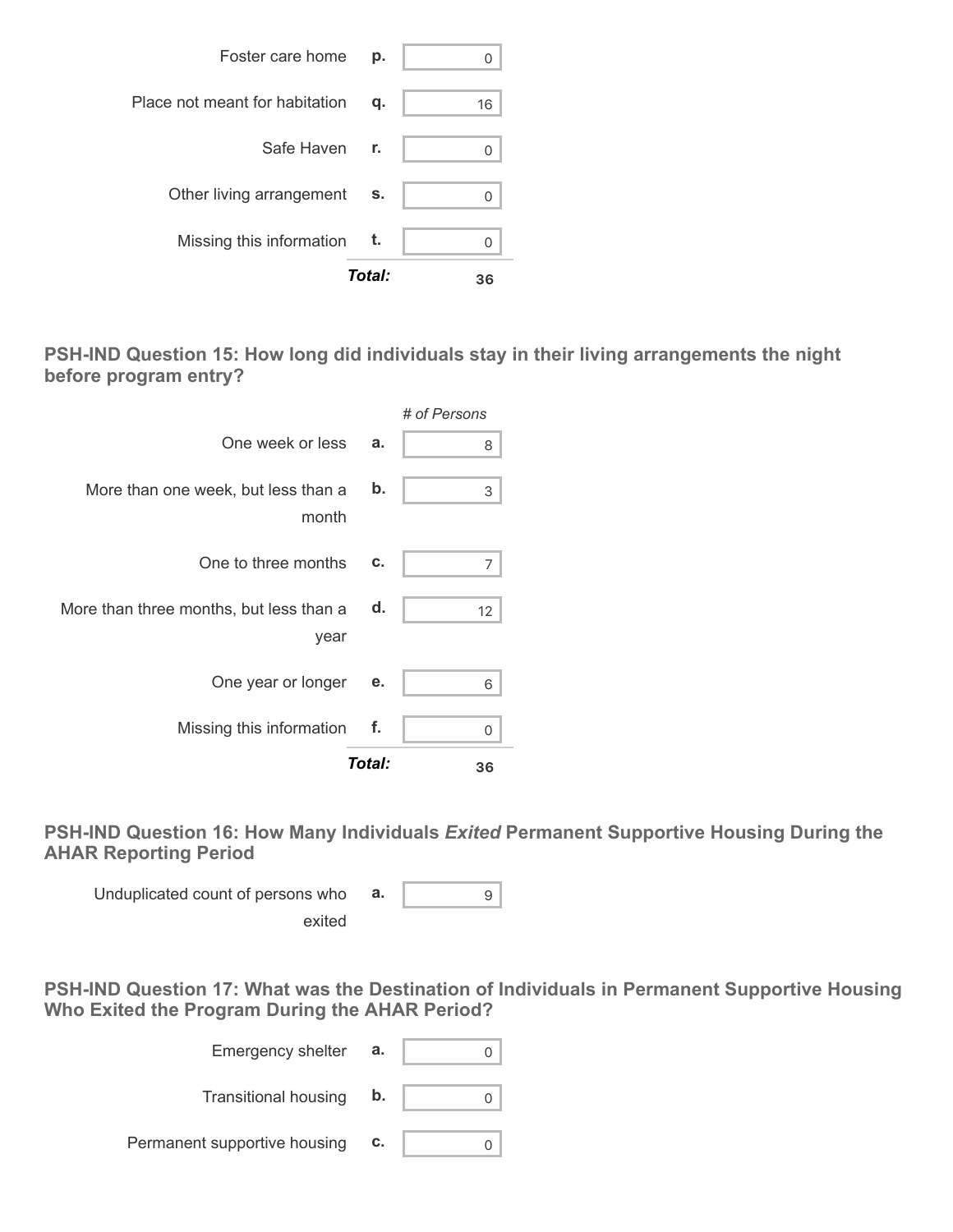| | | |
|---|---|---|
| Foster care home | p. | 0 |
| Place not meant for habitation | q. | 16 |
| Safe Haven | r. | 0 |
| Other living arrangement | s. | 0 |
| Missing this information | t. | 0 |
| | ***Total:*** | **36** |

### PSH-IND Question 15: How long did individuals stay in their living arrangements the night before program entry?

| | | *# of Persons* |
|---|---|---|
| One week or less | a. | 8 |
| More than one week, but less than a month | b. | 3 |
| One to three months | c. | 7 |
| More than three months, but less than a year | d. | 12 |
| One year or longer | e. | 6 |
| Missing this information | f. | 0 |
| | ***Total:*** | **36** |

### PSH-IND Question 16: How Many Individuals *Exited* Permanent Supportive Housing During the AHAR Reporting Period

| | | |
|---|---|---|
| Unduplicated count of persons who exited | a. | 9 |

### PSH-IND Question 17: What was the Destination of Individuals in Permanent Supportive Housing Who Exited the Program During the AHAR Period?

| | | |
|---|---|---|
| Emergency shelter | a. | 0 |
| Transitional housing | b. | 0 |
| Permanent supportive housing | c. | 0 |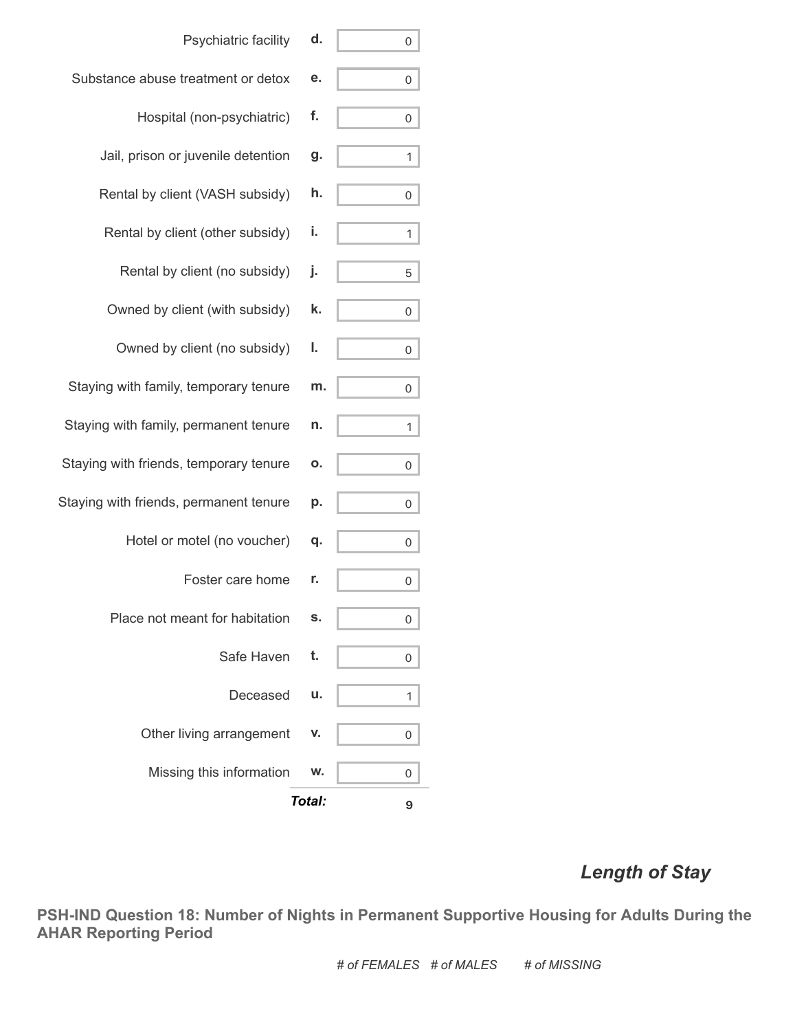| Destination | | Count |
|---|---|---|
| Psychiatric facility | d. | 0 |
| Substance abuse treatment or detox | e. | 0 |
| Hospital (non-psychiatric) | f. | 0 |
| Jail, prison or juvenile detention | g. | 1 |
| Rental by client (VASH subsidy) | h. | 0 |
| Rental by client (other subsidy) | i. | 1 |
| Rental by client (no subsidy) | j. | 5 |
| Owned by client (with subsidy) | k. | 0 |
| Owned by client (no subsidy) | l. | 0 |
| Staying with family, temporary tenure | m. | 0 |
| Staying with family, permanent tenure | n. | 1 |
| Staying with friends, temporary tenure | o. | 0 |
| Staying with friends, permanent tenure | p. | 0 |
| Hotel or motel (no voucher) | q. | 0 |
| Foster care home | r. | 0 |
| Place not meant for habitation | s. | 0 |
| Safe Haven | t. | 0 |
| Deceased | u. | 1 |
| Other living arrangement | v. | 0 |
| Missing this information | w. | 0 |
| | ***Total:*** | **9** |

## *Length of Stay*

### PSH-IND Question 18: Number of Nights in Permanent Supportive Housing for Adults During the AHAR Reporting Period

| | *# of FEMALES* | *# of MALES* | *# of MISSING* |
|---|---|---|---|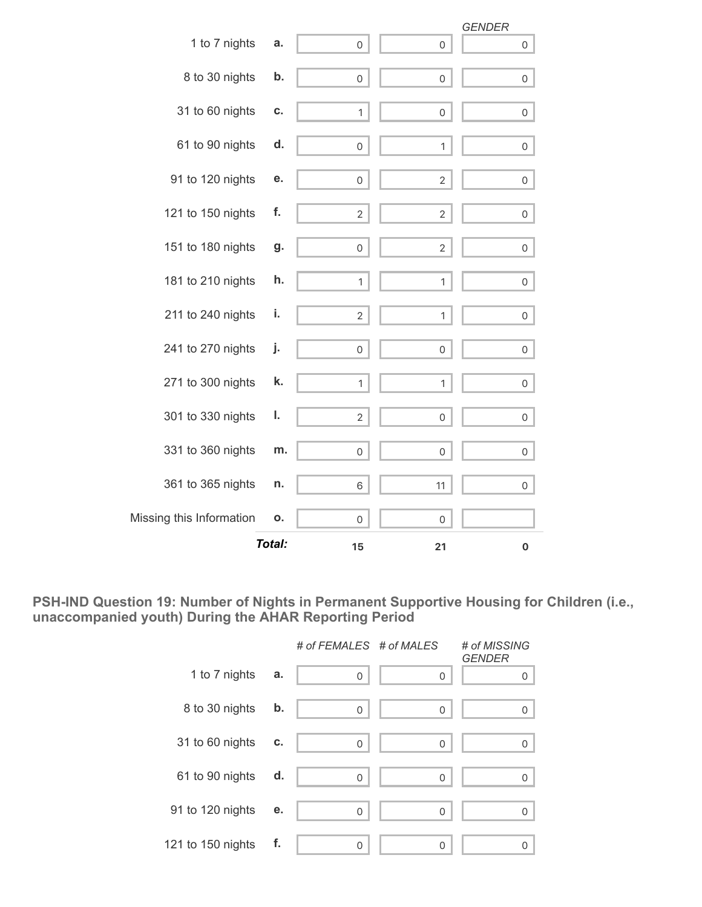| | | | | GENDER |
|---|---|---|---|---|
| 1 to 7 nights | a. | 0 | 0 | 0 |
| 8 to 30 nights | b. | 0 | 0 | 0 |
| 31 to 60 nights | c. | 1 | 0 | 0 |
| 61 to 90 nights | d. | 0 | 1 | 0 |
| 91 to 120 nights | e. | 0 | 2 | 0 |
| 121 to 150 nights | f. | 2 | 2 | 0 |
| 151 to 180 nights | g. | 0 | 2 | 0 |
| 181 to 210 nights | h. | 1 | 1 | 0 |
| 211 to 240 nights | i. | 2 | 1 | 0 |
| 241 to 270 nights | j. | 0 | 0 | 0 |
| 271 to 300 nights | k. | 1 | 1 | 0 |
| 301 to 330 nights | l. | 2 | 0 | 0 |
| 331 to 360 nights | m. | 0 | 0 | 0 |
| 361 to 365 nights | n. | 6 | 11 | 0 |
| Missing this Information | o. | 0 | 0 | |
| | ***Total:*** | **15** | **21** | **0** |

**PSH-IND Question 19: Number of Nights in Permanent Supportive Housing for Children (i.e., unaccompanied youth) During the AHAR Reporting Period**

| | | *# of FEMALES* | *# of MALES* | *# of MISSING GENDER* |
|---|---|---|---|---|
| 1 to 7 nights | a. | 0 | 0 | 0 |
| 8 to 30 nights | b. | 0 | 0 | 0 |
| 31 to 60 nights | c. | 0 | 0 | 0 |
| 61 to 90 nights | d. | 0 | 0 | 0 |
| 91 to 120 nights | e. | 0 | 0 | 0 |
| 121 to 150 nights | f. | 0 | 0 | 0 |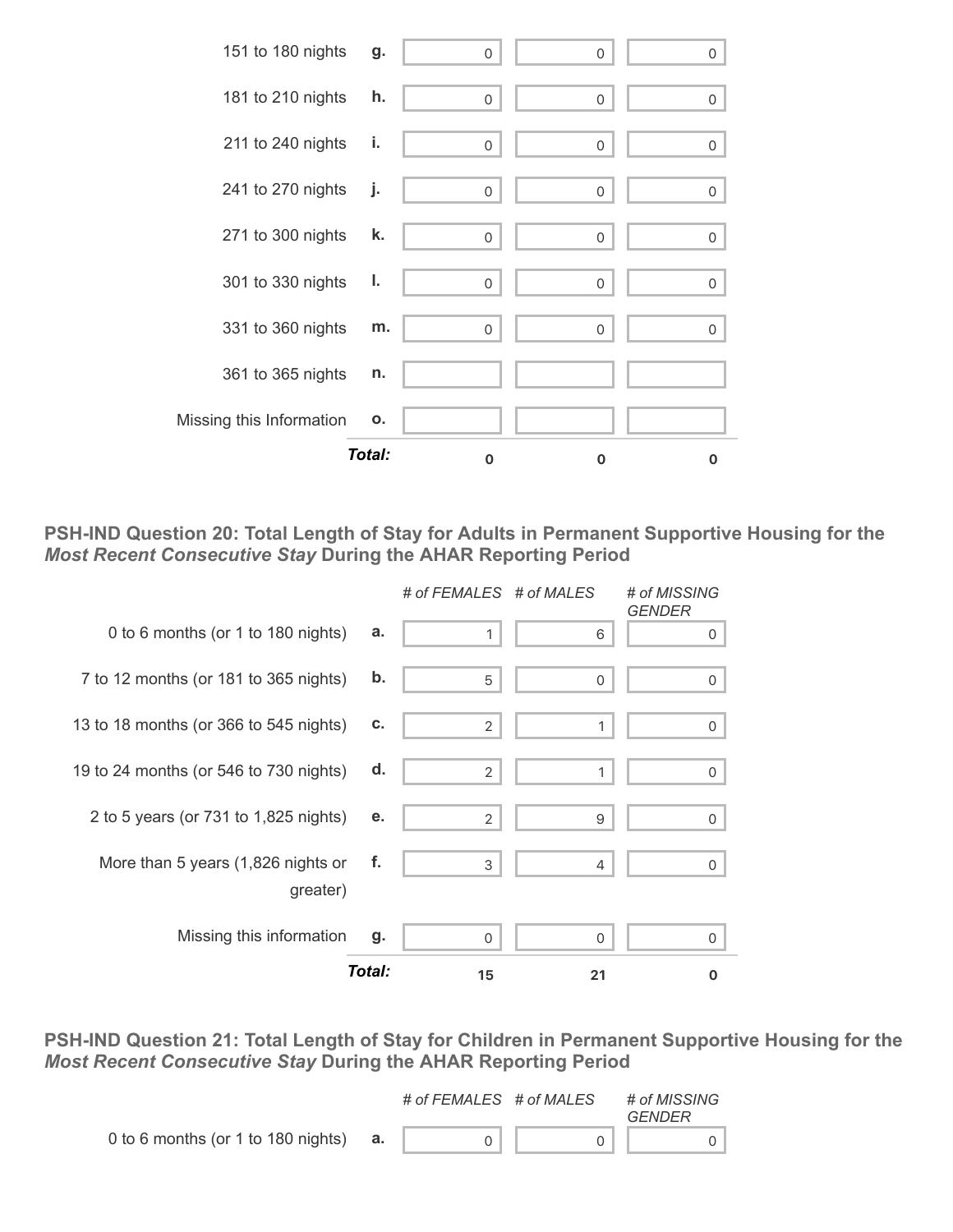| | | | | |
|---|---|---|---|---|
| 151 to 180 nights | g. | 0 | 0 | 0 |
| 181 to 210 nights | h. | 0 | 0 | 0 |
| 211 to 240 nights | i. | 0 | 0 | 0 |
| 241 to 270 nights | j. | 0 | 0 | 0 |
| 271 to 300 nights | k. | 0 | 0 | 0 |
| 301 to 330 nights | l. | 0 | 0 | 0 |
| 331 to 360 nights | m. | 0 | 0 | 0 |
| 361 to 365 nights | n. | | | |
| Missing this Information | o. | | | |
| | ***Total:*** | **0** | **0** | **0** |

### PSH-IND Question 20: Total Length of Stay for Adults in Permanent Supportive Housing for the *Most Recent Consecutive Stay* During the AHAR Reporting Period

| | | *# of FEMALES* | *# of MALES* | *# of MISSING GENDER* |
|---|---|---|---|---|
| 0 to 6 months (or 1 to 180 nights) | a. | 1 | 6 | 0 |
| 7 to 12 months (or 181 to 365 nights) | b. | 5 | 0 | 0 |
| 13 to 18 months (or 366 to 545 nights) | c. | 2 | 1 | 0 |
| 19 to 24 months (or 546 to 730 nights) | d. | 2 | 1 | 0 |
| 2 to 5 years (or 731 to 1,825 nights) | e. | 2 | 9 | 0 |
| More than 5 years (1,826 nights or greater) | f. | 3 | 4 | 0 |
| Missing this information | g. | 0 | 0 | 0 |
| | ***Total:*** | **15** | **21** | **0** |

### PSH-IND Question 21: Total Length of Stay for Children in Permanent Supportive Housing for the *Most Recent Consecutive Stay* During the AHAR Reporting Period

| | | *# of FEMALES* | *# of MALES* | *# of MISSING GENDER* |
|---|---|---|---|---|
| 0 to 6 months (or 1 to 180 nights) | a. | 0 | 0 | 0 |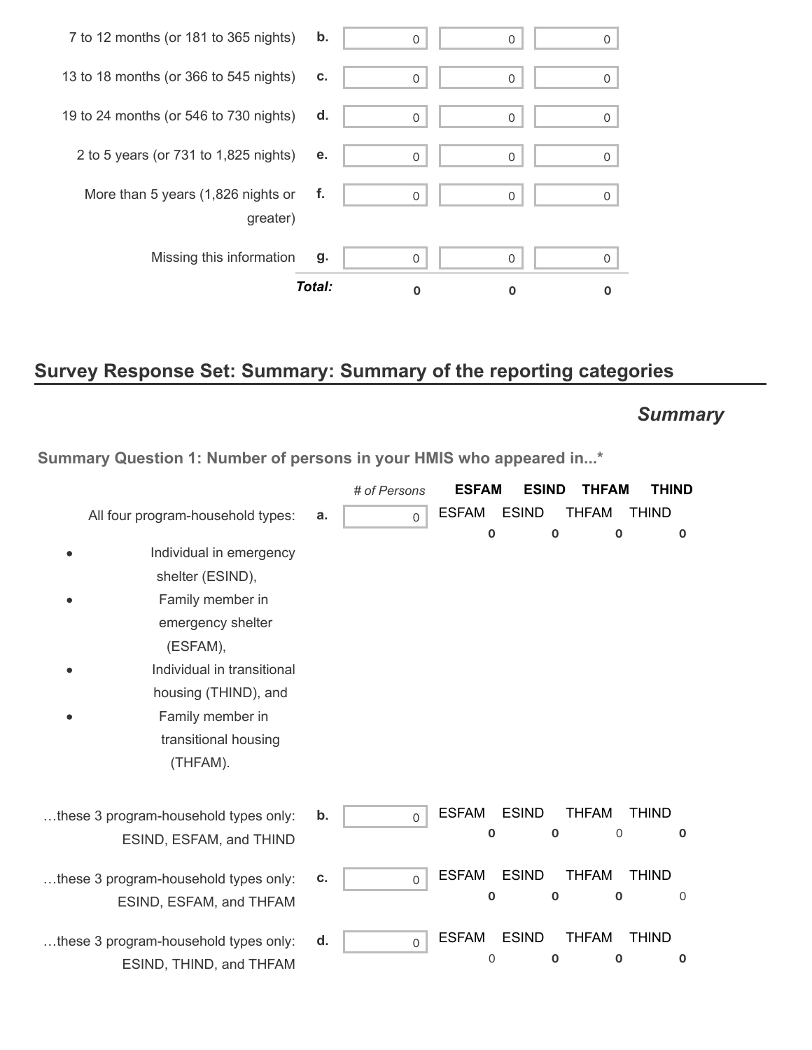| | | | | |
|---|---|---|---|---|
| 7 to 12 months (or 181 to 365 nights) | b. | 0 | 0 | 0 |
| 13 to 18 months (or 366 to 545 nights) | c. | 0 | 0 | 0 |
| 19 to 24 months (or 546 to 730 nights) | d. | 0 | 0 | 0 |
| 2 to 5 years (or 731 to 1,825 nights) | e. | 0 | 0 | 0 |
| More than 5 years (1,826 nights or greater) | f. | 0 | 0 | 0 |
| Missing this information | g. | 0 | 0 | 0 |
| | ***Total:*** | **0** | **0** | **0** |

## Survey Response Set: Summary: Summary of the reporting categories

### *Summary*

**Summary Question 1: Number of persons in your HMIS who appeared in...***

| | | *# of Persons* | **ESFAM** | **ESIND** | **THFAM** | **THIND** |
|---|---|---|---|---|---|---|
| All four program-household types:<br>• Individual in emergency shelter (ESIND),<br>• Family member in emergency shelter (ESFAM),<br>• Individual in transitional housing (THIND), and<br>• Family member in transitional housing (THFAM). | a. | 0 | **0** | **0** | **0** | **0** |
| …these 3 program-household types only: ESIND, ESFAM, and THIND | b. | 0 | **0** | **0** | 0 | **0** |
| …these 3 program-household types only: ESIND, ESFAM, and THFAM | c. | 0 | **0** | **0** | **0** | 0 |
| …these 3 program-household types only: ESIND, THIND, and THFAM | d. | 0 | 0 | **0** | **0** | **0** |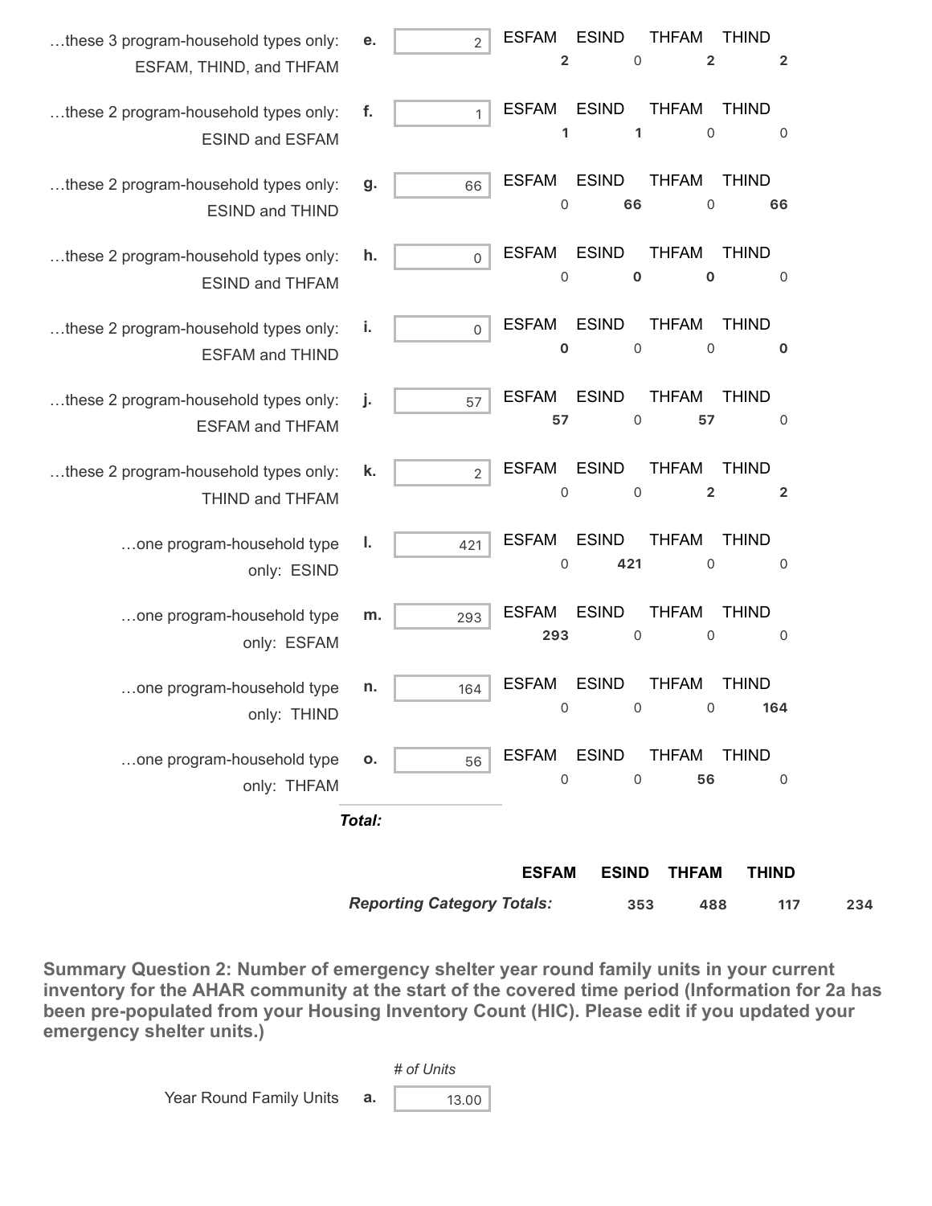| Description | | Value | ESFAM | ESIND | THFAM | THIND |
|---|---|---|---|---|---|---|
| …these 3 program-household types only: ESFAM, THIND, and THFAM | e. | 2 | **2** | 0 | **2** | **2** |
| …these 2 program-household types only: ESIND and ESFAM | f. | 1 | **1** | **1** | 0 | 0 |
| …these 2 program-household types only: ESIND and THIND | g. | 66 | 0 | **66** | 0 | **66** |
| …these 2 program-household types only: ESIND and THFAM | h. | 0 | 0 | **0** | **0** | 0 |
| …these 2 program-household types only: ESFAM and THIND | i. | 0 | **0** | 0 | 0 | **0** |
| …these 2 program-household types only: ESFAM and THFAM | j. | 57 | **57** | 0 | **57** | 0 |
| …these 2 program-household types only: THIND and THFAM | k. | 2 | 0 | 0 | **2** | **2** |
| …one program-household type only: ESIND | l. | 421 | 0 | **421** | 0 | 0 |
| …one program-household type only: ESFAM | m. | 293 | **293** | 0 | 0 | 0 |
| …one program-household type only: THIND | n. | 164 | 0 | 0 | 0 | **164** |
| …one program-household type only: THFAM | o. | 56 | 0 | 0 | **56** | 0 |

***Total:***

| | ESFAM | ESIND | THFAM | THIND |
|---|---|---|---|---|
| ***Reporting Category Totals:*** | 353 | 488 | 117 | 234 |

**Summary Question 2: Number of emergency shelter year round family units in your current inventory for the AHAR community at the start of the covered time period (Information for 2a has been pre-populated from your Housing Inventory Count (HIC). Please edit if you updated your emergency shelter units.)**

| | | *# of Units* |
|---|---|---|
| Year Round Family Units | a. | 13.00 |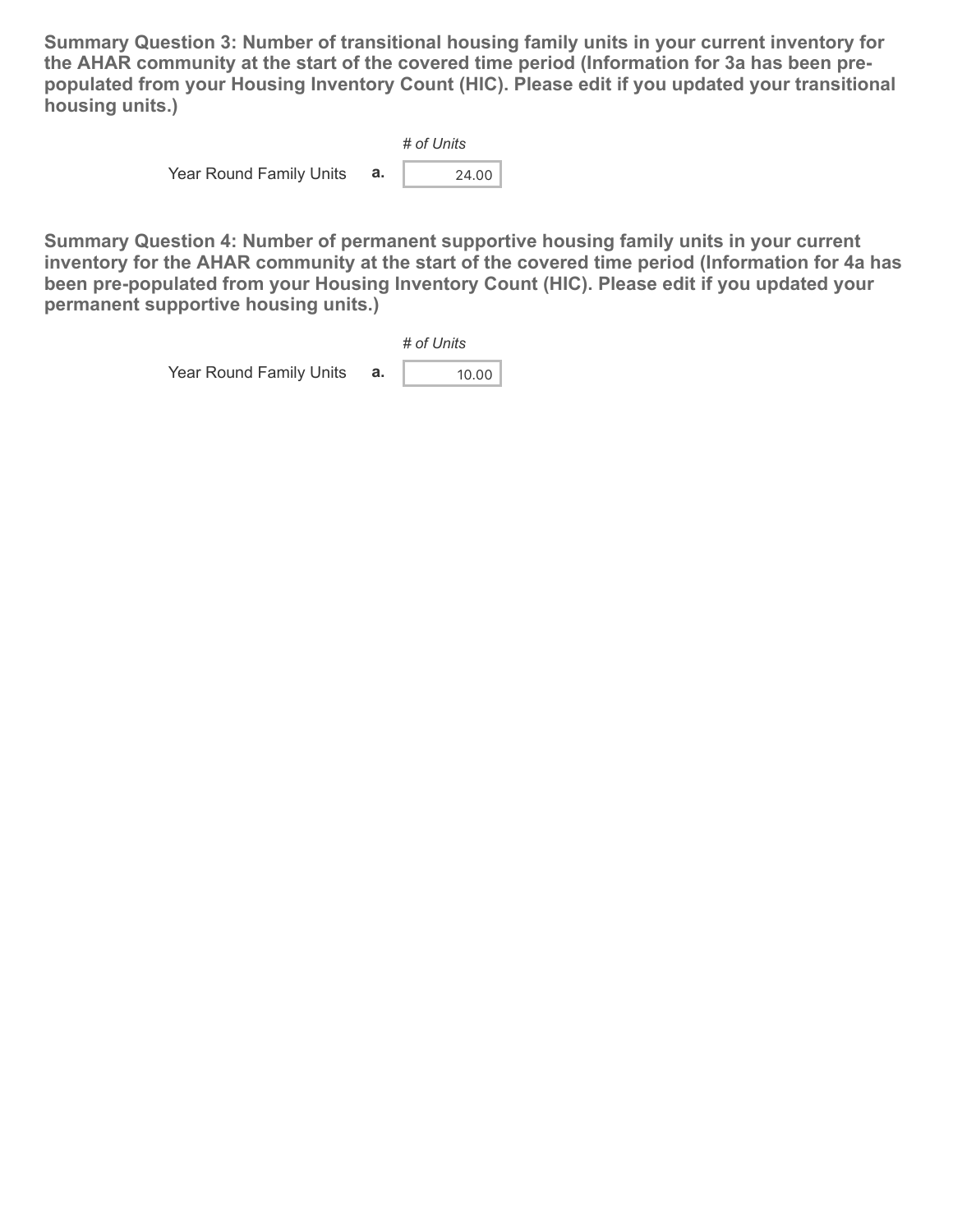**Summary Question 3: Number of transitional housing family units in your current inventory for the AHAR community at the start of the covered time period (Information for 3a has been pre-populated from your Housing Inventory Count (HIC). Please edit if you updated your transitional housing units.)**

| | | *# of Units* |
|---|---|---|
| Year Round Family Units | **a.** | 24.00 |

**Summary Question 4: Number of permanent supportive housing family units in your current inventory for the AHAR community at the start of the covered time period (Information for 4a has been pre-populated from your Housing Inventory Count (HIC). Please edit if you updated your permanent supportive housing units.)**

| | | *# of Units* |
|---|---|---|
| Year Round Family Units | **a.** | 10.00 |